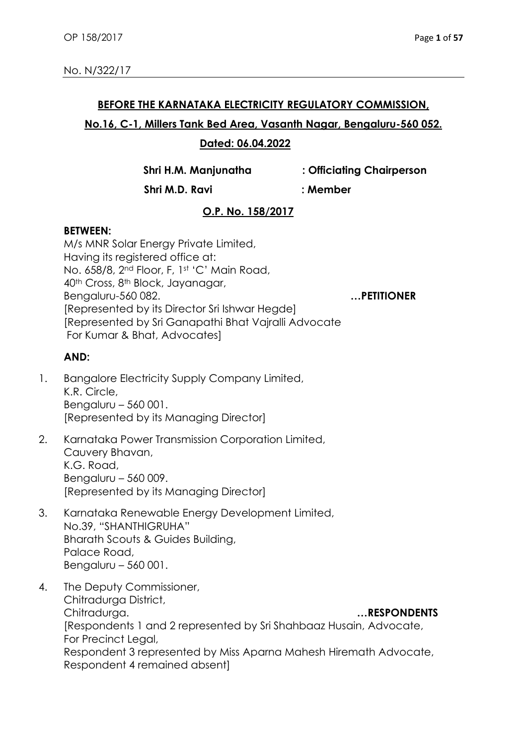No. N/322/17

**BEFORE THE KARNATAKA ELECTRICITY REGULATORY COMMISSION,**

**No.16, C-1, Millers Tank Bed Area, Vasanth Nagar, Bengaluru-560 052.**

**Dated: 06.04.2022**

**Shri H.M. Manjunatha : Officiating Chairperson**

**Shri M.D. Ravi : Member**

**O.P. No. 158/2017**

**BETWEEN:**

M/s MNR Solar Energy Private Limited,
Having its registered office at:
No. 658/8, 2nd Floor, F, 1st 'C' Main Road,
40th Cross, 8th Block, Jayanagar,
Bengaluru-560 082. **…PETITIONER**
[Represented by its Director Sri Ishwar Hegde]
[Represented by Sri Ganapathi Bhat Vajralli Advocate
For Kumar & Bhat, Advocates]

**AND:**

1. Bangalore Electricity Supply Company Limited,
   K.R. Circle,
   Bengaluru – 560 001.
   [Represented by its Managing Director]

2. Karnataka Power Transmission Corporation Limited,
   Cauvery Bhavan,
   K.G. Road,
   Bengaluru – 560 009.
   [Represented by its Managing Director]

3. Karnataka Renewable Energy Development Limited,
   No.39, "SHANTHIGRUHA"
   Bharath Scouts & Guides Building,
   Palace Road,
   Bengaluru – 560 001.

4. The Deputy Commissioner,
   Chitradurga District,
   Chitradurga. **…RESPONDENTS**
   [Respondents 1 and 2 represented by Sri Shahbaaz Husain, Advocate,
   For Precinct Legal,
   Respondent 3 represented by Miss Aparna Mahesh Hiremath Advocate,
   Respondent 4 remained absent]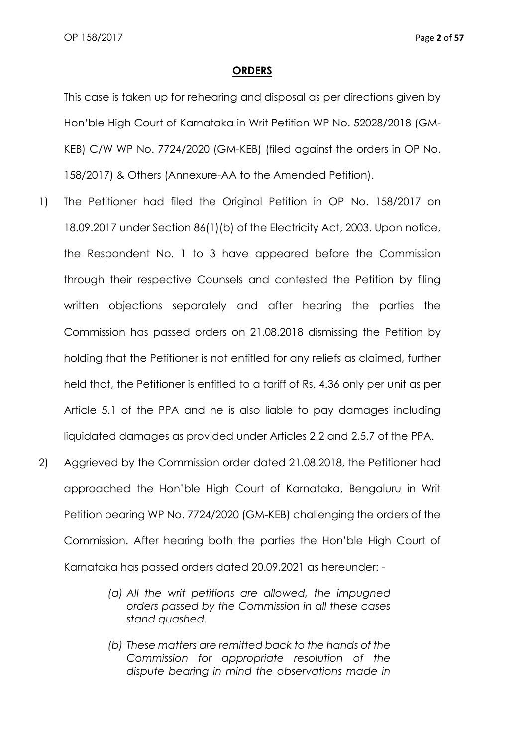## ORDERS

This case is taken up for rehearing and disposal as per directions given by Hon'ble High Court of Karnataka in Writ Petition WP No. 52028/2018 (GM-KEB) C/W WP No. 7724/2020 (GM-KEB) (filed against the orders in OP No. 158/2017) & Others (Annexure-AA to the Amended Petition).

1) The Petitioner had filed the Original Petition in OP No. 158/2017 on 18.09.2017 under Section 86(1)(b) of the Electricity Act, 2003. Upon notice, the Respondent No. 1 to 3 have appeared before the Commission through their respective Counsels and contested the Petition by filing written objections separately and after hearing the parties the Commission has passed orders on 21.08.2018 dismissing the Petition by holding that the Petitioner is not entitled for any reliefs as claimed, further held that, the Petitioner is entitled to a tariff of Rs. 4.36 only per unit as per Article 5.1 of the PPA and he is also liable to pay damages including liquidated damages as provided under Articles 2.2 and 2.5.7 of the PPA.

2) Aggrieved by the Commission order dated 21.08.2018, the Petitioner had approached the Hon'ble High Court of Karnataka, Bengaluru in Writ Petition bearing WP No. 7724/2020 (GM-KEB) challenging the orders of the Commission. After hearing both the parties the Hon'ble High Court of Karnataka has passed orders dated 20.09.2021 as hereunder: -

   > *(a) All the writ petitions are allowed, the impugned orders passed by the Commission in all these cases stand quashed.*
   >
   > *(b) These matters are remitted back to the hands of the Commission for appropriate resolution of the dispute bearing in mind the observations made in*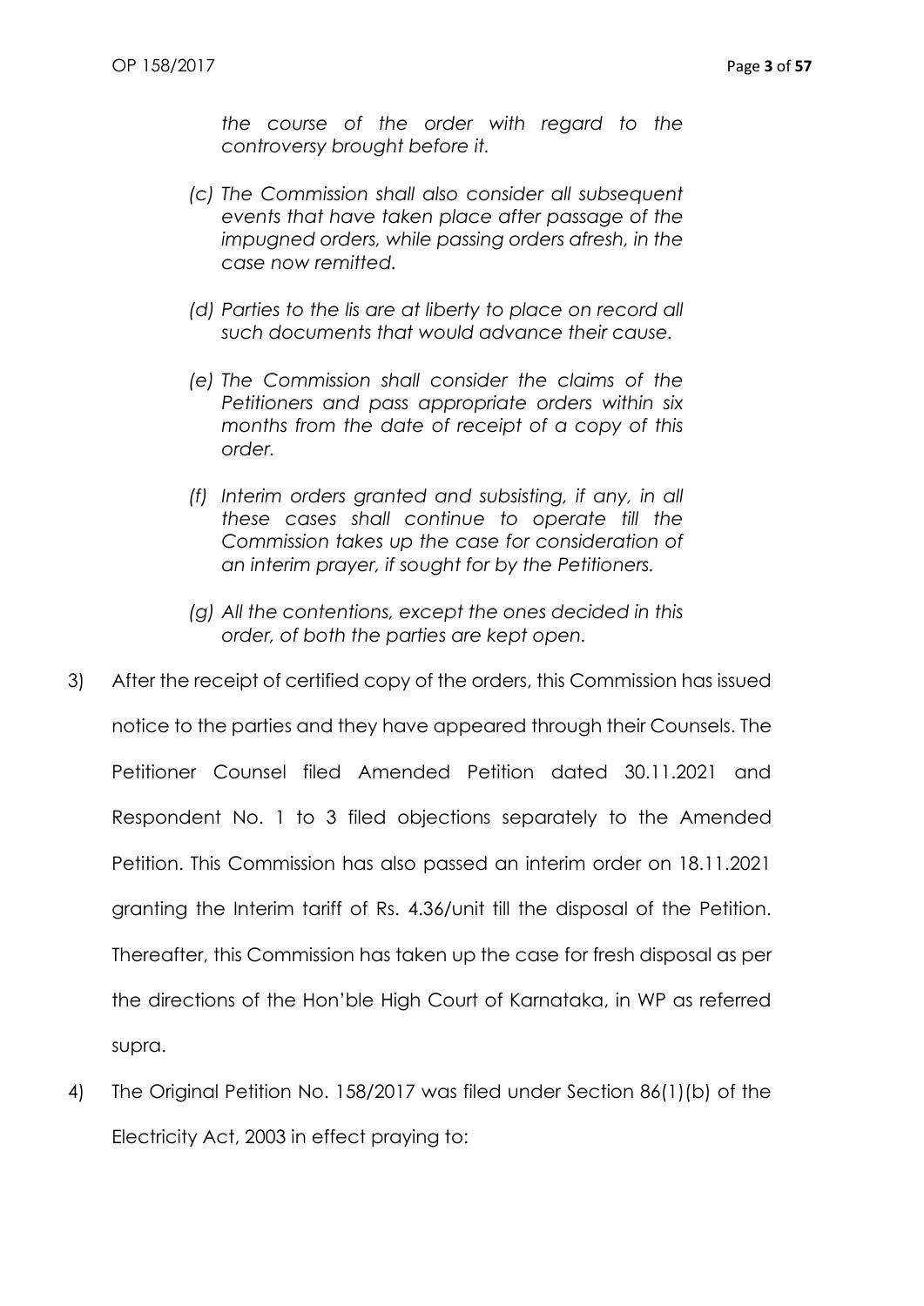*the course of the order with regard to the controversy brought before it.*

*(c) The Commission shall also consider all subsequent events that have taken place after passage of the impugned orders, while passing orders afresh, in the case now remitted.*

*(d) Parties to the lis are at liberty to place on record all such documents that would advance their cause.*

*(e) The Commission shall consider the claims of the Petitioners and pass appropriate orders within six months from the date of receipt of a copy of this order.*

*(f) Interim orders granted and subsisting, if any, in all these cases shall continue to operate till the Commission takes up the case for consideration of an interim prayer, if sought for by the Petitioners.*

*(g) All the contentions, except the ones decided in this order, of both the parties are kept open.*

3) After the receipt of certified copy of the orders, this Commission has issued notice to the parties and they have appeared through their Counsels. The Petitioner Counsel filed Amended Petition dated 30.11.2021 and Respondent No. 1 to 3 filed objections separately to the Amended Petition. This Commission has also passed an interim order on 18.11.2021 granting the Interim tariff of Rs. 4.36/unit till the disposal of the Petition. Thereafter, this Commission has taken up the case for fresh disposal as per the directions of the Hon'ble High Court of Karnataka, in WP as referred supra.

4) The Original Petition No. 158/2017 was filed under Section 86(1)(b) of the Electricity Act, 2003 in effect praying to: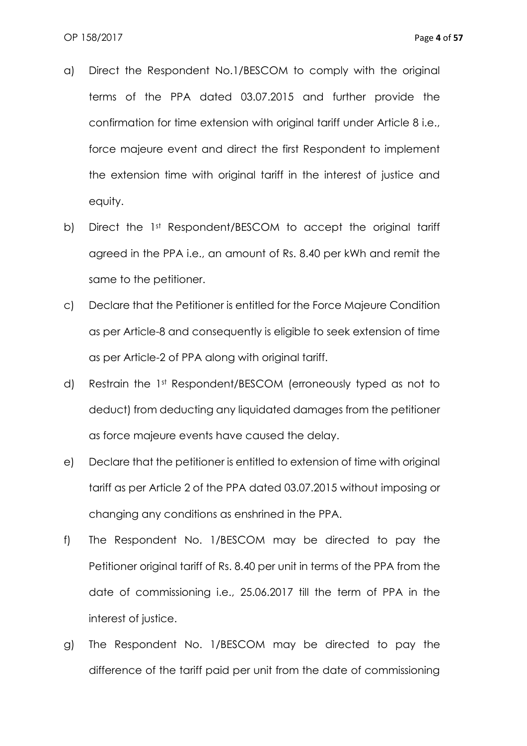a) Direct the Respondent No.1/BESCOM to comply with the original terms of the PPA dated 03.07.2015 and further provide the confirmation for time extension with original tariff under Article 8 i.e., force majeure event and direct the first Respondent to implement the extension time with original tariff in the interest of justice and equity.

b) Direct the 1st Respondent/BESCOM to accept the original tariff agreed in the PPA i.e., an amount of Rs. 8.40 per kWh and remit the same to the petitioner.

c) Declare that the Petitioner is entitled for the Force Majeure Condition as per Article-8 and consequently is eligible to seek extension of time as per Article-2 of PPA along with original tariff.

d) Restrain the 1st Respondent/BESCOM (erroneously typed as not to deduct) from deducting any liquidated damages from the petitioner as force majeure events have caused the delay.

e) Declare that the petitioner is entitled to extension of time with original tariff as per Article 2 of the PPA dated 03.07.2015 without imposing or changing any conditions as enshrined in the PPA.

f) The Respondent No. 1/BESCOM may be directed to pay the Petitioner original tariff of Rs. 8.40 per unit in terms of the PPA from the date of commissioning i.e., 25.06.2017 till the term of PPA in the interest of justice.

g) The Respondent No. 1/BESCOM may be directed to pay the difference of the tariff paid per unit from the date of commissioning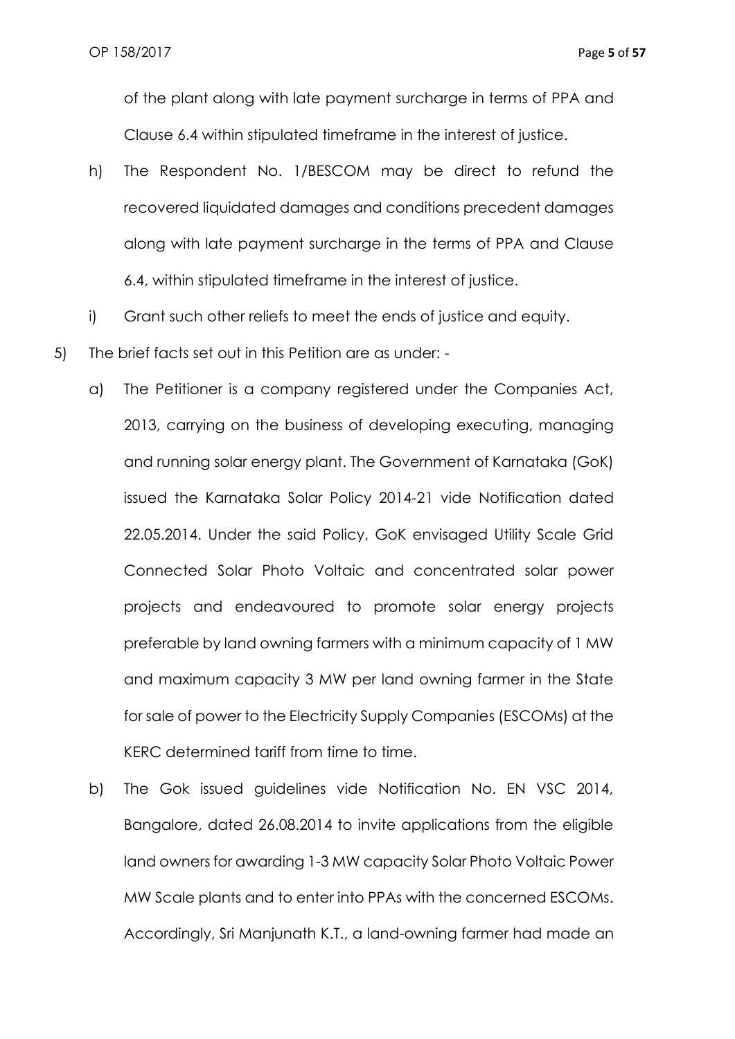of the plant along with late payment surcharge in terms of PPA and Clause 6.4 within stipulated timeframe in the interest of justice.

h) The Respondent No. 1/BESCOM may be direct to refund the recovered liquidated damages and conditions precedent damages along with late payment surcharge in the terms of PPA and Clause 6.4, within stipulated timeframe in the interest of justice.

i) Grant such other reliefs to meet the ends of justice and equity.

5) The brief facts set out in this Petition are as under: -

a) The Petitioner is a company registered under the Companies Act, 2013, carrying on the business of developing executing, managing and running solar energy plant. The Government of Karnataka (GoK) issued the Karnataka Solar Policy 2014-21 vide Notification dated 22.05.2014. Under the said Policy, GoK envisaged Utility Scale Grid Connected Solar Photo Voltaic and concentrated solar power projects and endeavoured to promote solar energy projects preferable by land owning farmers with a minimum capacity of 1 MW and maximum capacity 3 MW per land owning farmer in the State for sale of power to the Electricity Supply Companies (ESCOMs) at the KERC determined tariff from time to time.

b) The Gok issued guidelines vide Notification No. EN VSC 2014, Bangalore, dated 26.08.2014 to invite applications from the eligible land owners for awarding 1-3 MW capacity Solar Photo Voltaic Power MW Scale plants and to enter into PPAs with the concerned ESCOMs. Accordingly, Sri Manjunath K.T., a land-owning farmer had made an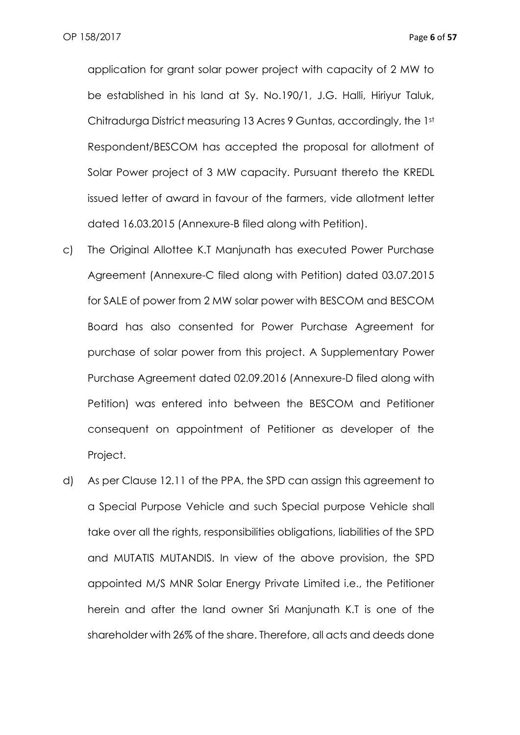application for grant solar power project with capacity of 2 MW to be established in his land at Sy. No.190/1, J.G. Halli, Hiriyur Taluk, Chitradurga District measuring 13 Acres 9 Guntas, accordingly, the 1st Respondent/BESCOM has accepted the proposal for allotment of Solar Power project of 3 MW capacity. Pursuant thereto the KREDL issued letter of award in favour of the farmers, vide allotment letter dated 16.03.2015 (Annexure-B filed along with Petition).

c) The Original Allottee K.T Manjunath has executed Power Purchase Agreement (Annexure-C filed along with Petition) dated 03.07.2015 for SALE of power from 2 MW solar power with BESCOM and BESCOM Board has also consented for Power Purchase Agreement for purchase of solar power from this project. A Supplementary Power Purchase Agreement dated 02.09.2016 (Annexure-D filed along with Petition) was entered into between the BESCOM and Petitioner consequent on appointment of Petitioner as developer of the Project.

d) As per Clause 12.11 of the PPA, the SPD can assign this agreement to a Special Purpose Vehicle and such Special purpose Vehicle shall take over all the rights, responsibilities obligations, liabilities of the SPD and MUTATIS MUTANDIS. In view of the above provision, the SPD appointed M/S MNR Solar Energy Private Limited i.e., the Petitioner herein and after the land owner Sri Manjunath K.T is one of the shareholder with 26% of the share. Therefore, all acts and deeds done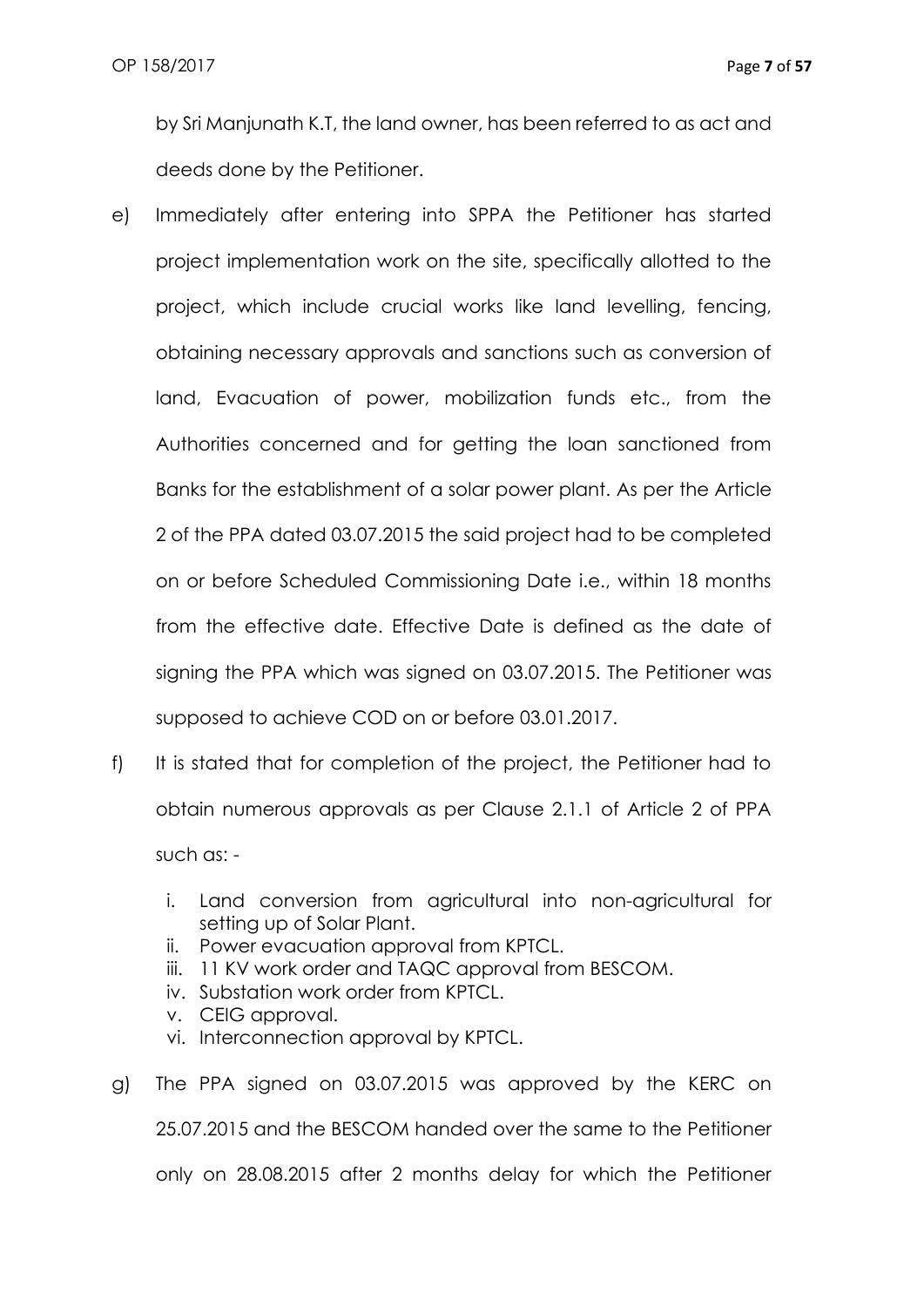by Sri Manjunath K.T, the land owner, has been referred to as act and deeds done by the Petitioner.

e) Immediately after entering into SPPA the Petitioner has started project implementation work on the site, specifically allotted to the project, which include crucial works like land levelling, fencing, obtaining necessary approvals and sanctions such as conversion of land, Evacuation of power, mobilization funds etc., from the Authorities concerned and for getting the loan sanctioned from Banks for the establishment of a solar power plant. As per the Article 2 of the PPA dated 03.07.2015 the said project had to be completed on or before Scheduled Commissioning Date i.e., within 18 months from the effective date. Effective Date is defined as the date of signing the PPA which was signed on 03.07.2015. The Petitioner was supposed to achieve COD on or before 03.01.2017.

f) It is stated that for completion of the project, the Petitioner had to obtain numerous approvals as per Clause 2.1.1 of Article 2 of PPA such as: -

   i. Land conversion from agricultural into non-agricultural for setting up of Solar Plant.
   ii. Power evacuation approval from KPTCL.
   iii. 11 KV work order and TAQC approval from BESCOM.
   iv. Substation work order from KPTCL.
   v. CEIG approval.
   vi. Interconnection approval by KPTCL.

g) The PPA signed on 03.07.2015 was approved by the KERC on 25.07.2015 and the BESCOM handed over the same to the Petitioner only on 28.08.2015 after 2 months delay for which the Petitioner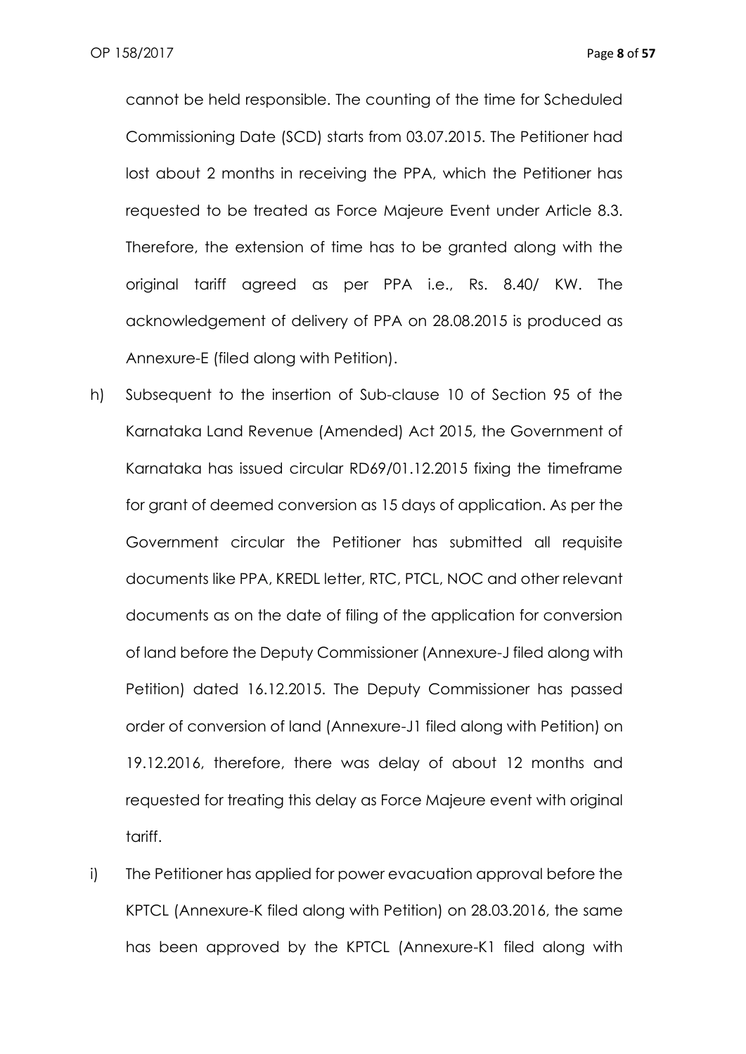cannot be held responsible. The counting of the time for Scheduled Commissioning Date (SCD) starts from 03.07.2015. The Petitioner had lost about 2 months in receiving the PPA, which the Petitioner has requested to be treated as Force Majeure Event under Article 8.3. Therefore, the extension of time has to be granted along with the original tariff agreed as per PPA i.e., Rs. 8.40/ KW. The acknowledgement of delivery of PPA on 28.08.2015 is produced as Annexure-E (filed along with Petition).

h) Subsequent to the insertion of Sub-clause 10 of Section 95 of the Karnataka Land Revenue (Amended) Act 2015, the Government of Karnataka has issued circular RD69/01.12.2015 fixing the timeframe for grant of deemed conversion as 15 days of application. As per the Government circular the Petitioner has submitted all requisite documents like PPA, KREDL letter, RTC, PTCL, NOC and other relevant documents as on the date of filing of the application for conversion of land before the Deputy Commissioner (Annexure-J filed along with Petition) dated 16.12.2015. The Deputy Commissioner has passed order of conversion of land (Annexure-J1 filed along with Petition) on 19.12.2016, therefore, there was delay of about 12 months and requested for treating this delay as Force Majeure event with original tariff.

i) The Petitioner has applied for power evacuation approval before the KPTCL (Annexure-K filed along with Petition) on 28.03.2016, the same has been approved by the KPTCL (Annexure-K1 filed along with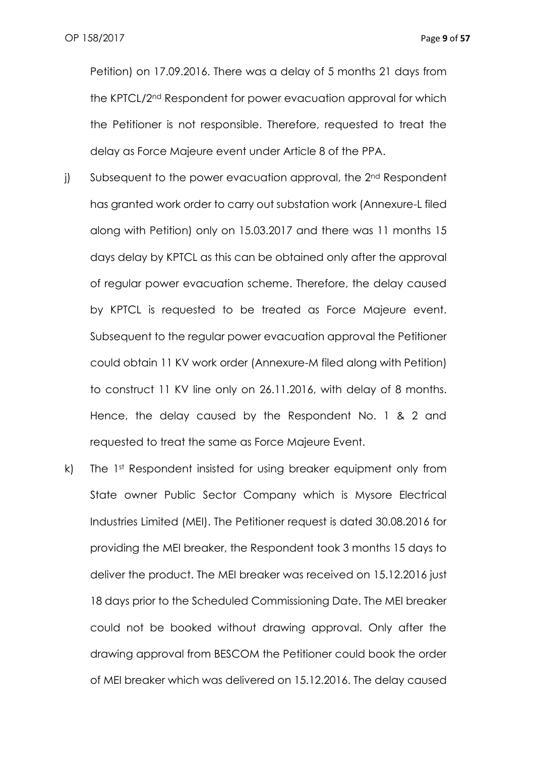Petition) on 17.09.2016. There was a delay of 5 months 21 days from the KPTCL/2nd Respondent for power evacuation approval for which the Petitioner is not responsible. Therefore, requested to treat the delay as Force Majeure event under Article 8 of the PPA.

j) Subsequent to the power evacuation approval, the 2nd Respondent has granted work order to carry out substation work (Annexure-L filed along with Petition) only on 15.03.2017 and there was 11 months 15 days delay by KPTCL as this can be obtained only after the approval of regular power evacuation scheme. Therefore, the delay caused by KPTCL is requested to be treated as Force Majeure event. Subsequent to the regular power evacuation approval the Petitioner could obtain 11 KV work order (Annexure-M filed along with Petition) to construct 11 KV line only on 26.11.2016, with delay of 8 months. Hence, the delay caused by the Respondent No. 1 & 2 and requested to treat the same as Force Majeure Event.

k) The 1st Respondent insisted for using breaker equipment only from State owner Public Sector Company which is Mysore Electrical Industries Limited (MEI). The Petitioner request is dated 30.08.2016 for providing the MEI breaker, the Respondent took 3 months 15 days to deliver the product. The MEI breaker was received on 15.12.2016 just 18 days prior to the Scheduled Commissioning Date. The MEI breaker could not be booked without drawing approval. Only after the drawing approval from BESCOM the Petitioner could book the order of MEI breaker which was delivered on 15.12.2016. The delay caused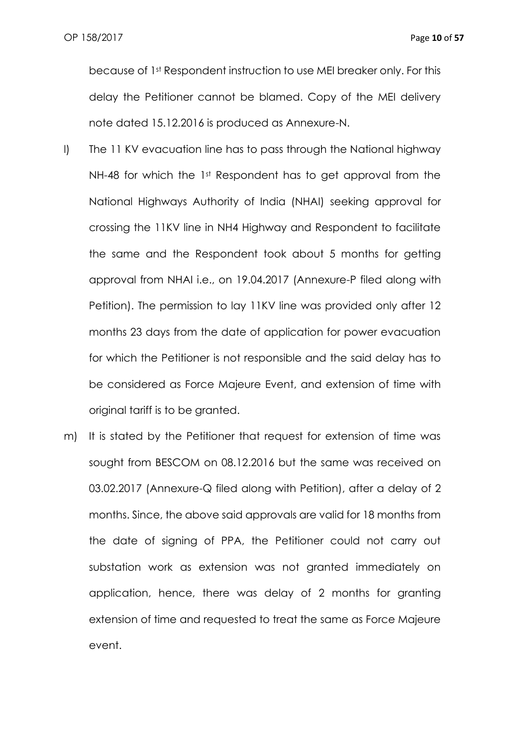because of 1st Respondent instruction to use MEI breaker only. For this delay the Petitioner cannot be blamed. Copy of the MEI delivery note dated 15.12.2016 is produced as Annexure-N.

l) The 11 KV evacuation line has to pass through the National highway NH-48 for which the 1st Respondent has to get approval from the National Highways Authority of India (NHAI) seeking approval for crossing the 11KV line in NH4 Highway and Respondent to facilitate the same and the Respondent took about 5 months for getting approval from NHAI i.e., on 19.04.2017 (Annexure-P filed along with Petition). The permission to lay 11KV line was provided only after 12 months 23 days from the date of application for power evacuation for which the Petitioner is not responsible and the said delay has to be considered as Force Majeure Event, and extension of time with original tariff is to be granted.

m) It is stated by the Petitioner that request for extension of time was sought from BESCOM on 08.12.2016 but the same was received on 03.02.2017 (Annexure-Q filed along with Petition), after a delay of 2 months. Since, the above said approvals are valid for 18 months from the date of signing of PPA, the Petitioner could not carry out substation work as extension was not granted immediately on application, hence, there was delay of 2 months for granting extension of time and requested to treat the same as Force Majeure event.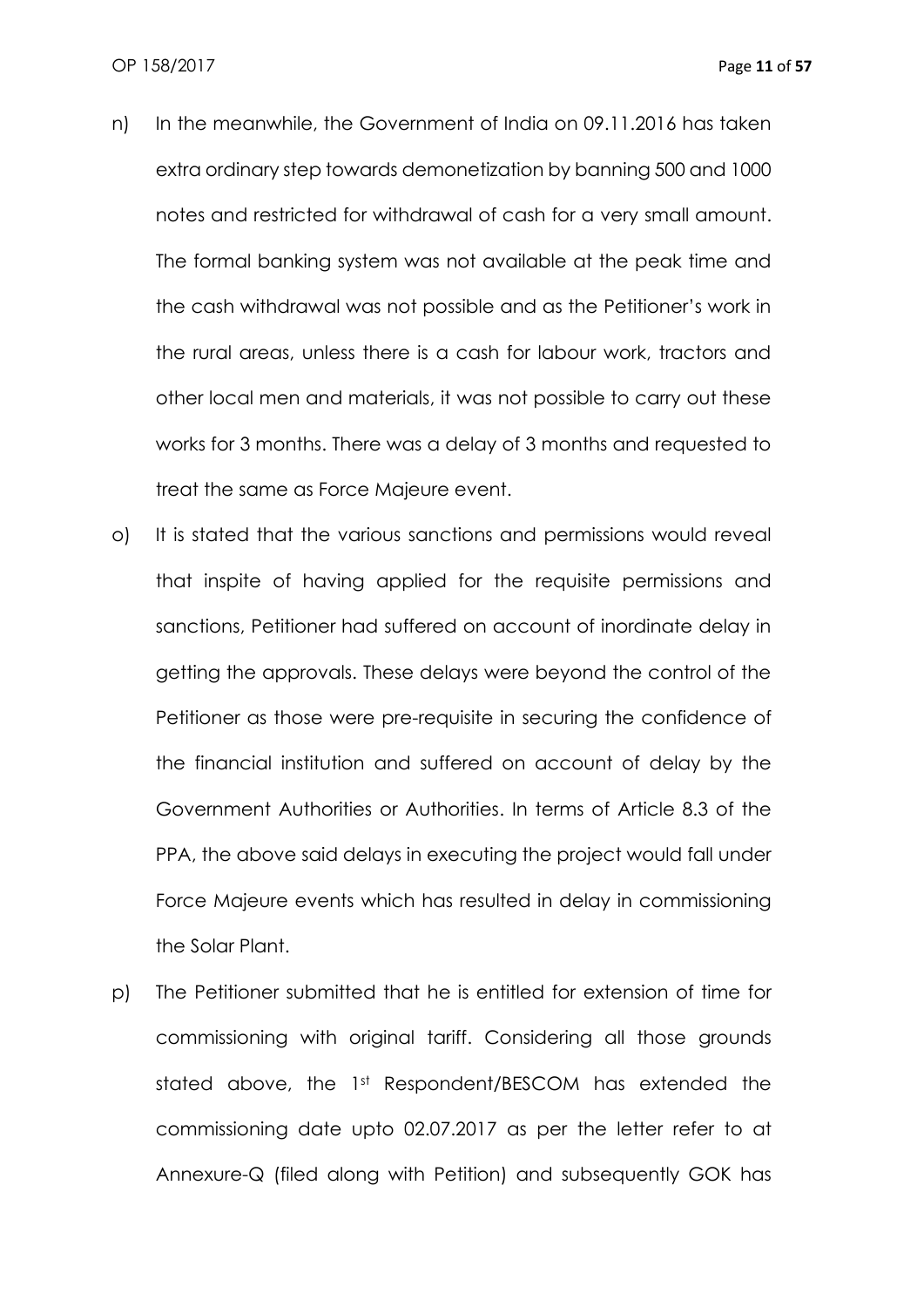n) In the meanwhile, the Government of India on 09.11.2016 has taken extra ordinary step towards demonetization by banning 500 and 1000 notes and restricted for withdrawal of cash for a very small amount. The formal banking system was not available at the peak time and the cash withdrawal was not possible and as the Petitioner's work in the rural areas, unless there is a cash for labour work, tractors and other local men and materials, it was not possible to carry out these works for 3 months. There was a delay of 3 months and requested to treat the same as Force Majeure event.

o) It is stated that the various sanctions and permissions would reveal that inspite of having applied for the requisite permissions and sanctions, Petitioner had suffered on account of inordinate delay in getting the approvals. These delays were beyond the control of the Petitioner as those were pre-requisite in securing the confidence of the financial institution and suffered on account of delay by the Government Authorities or Authorities. In terms of Article 8.3 of the PPA, the above said delays in executing the project would fall under Force Majeure events which has resulted in delay in commissioning the Solar Plant.

p) The Petitioner submitted that he is entitled for extension of time for commissioning with original tariff. Considering all those grounds stated above, the 1st Respondent/BESCOM has extended the commissioning date upto 02.07.2017 as per the letter refer to at Annexure-Q (filed along with Petition) and subsequently GOK has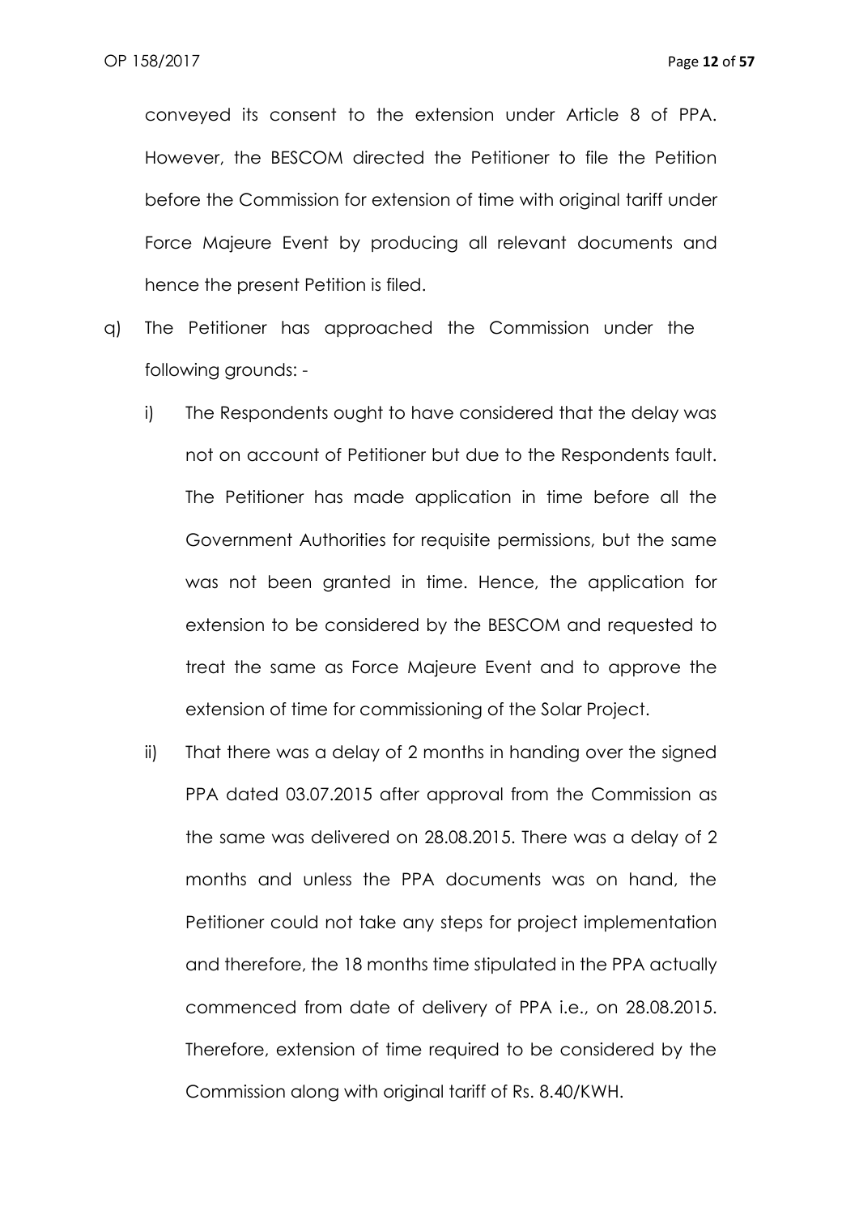conveyed its consent to the extension under Article 8 of PPA. However, the BESCOM directed the Petitioner to file the Petition before the Commission for extension of time with original tariff under Force Majeure Event by producing all relevant documents and hence the present Petition is filed.

q) The Petitioner has approached the Commission under the following grounds: -

   i) The Respondents ought to have considered that the delay was not on account of Petitioner but due to the Respondents fault. The Petitioner has made application in time before all the Government Authorities for requisite permissions, but the same was not been granted in time. Hence, the application for extension to be considered by the BESCOM and requested to treat the same as Force Majeure Event and to approve the extension of time for commissioning of the Solar Project.

   ii) That there was a delay of 2 months in handing over the signed PPA dated 03.07.2015 after approval from the Commission as the same was delivered on 28.08.2015. There was a delay of 2 months and unless the PPA documents was on hand, the Petitioner could not take any steps for project implementation and therefore, the 18 months time stipulated in the PPA actually commenced from date of delivery of PPA i.e., on 28.08.2015. Therefore, extension of time required to be considered by the Commission along with original tariff of Rs. 8.40/KWH.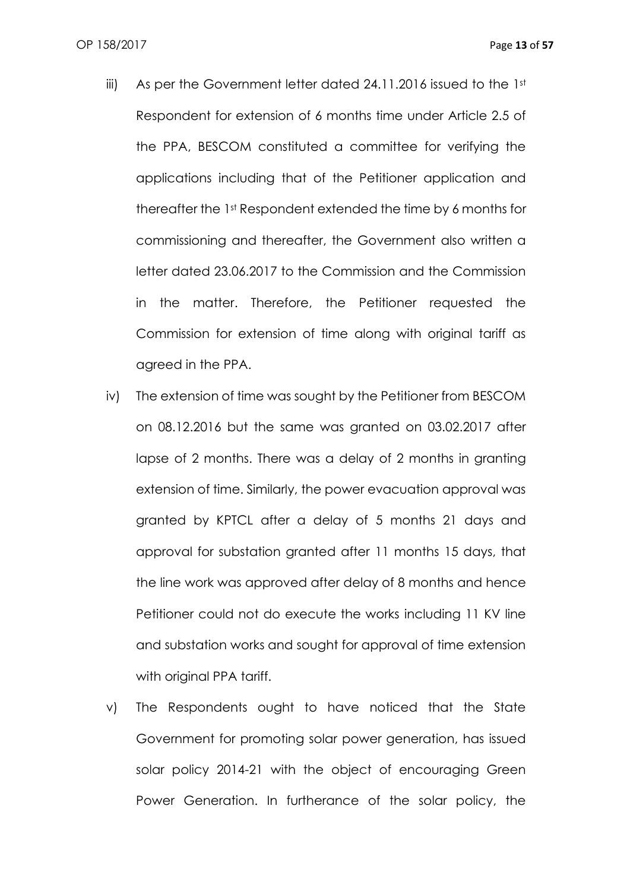iii) As per the Government letter dated 24.11.2016 issued to the 1st Respondent for extension of 6 months time under Article 2.5 of the PPA, BESCOM constituted a committee for verifying the applications including that of the Petitioner application and thereafter the 1st Respondent extended the time by 6 months for commissioning and thereafter, the Government also written a letter dated 23.06.2017 to the Commission and the Commission in the matter. Therefore, the Petitioner requested the Commission for extension of time along with original tariff as agreed in the PPA.

iv) The extension of time was sought by the Petitioner from BESCOM on 08.12.2016 but the same was granted on 03.02.2017 after lapse of 2 months. There was a delay of 2 months in granting extension of time. Similarly, the power evacuation approval was granted by KPTCL after a delay of 5 months 21 days and approval for substation granted after 11 months 15 days, that the line work was approved after delay of 8 months and hence Petitioner could not do execute the works including 11 KV line and substation works and sought for approval of time extension with original PPA tariff.

v) The Respondents ought to have noticed that the State Government for promoting solar power generation, has issued solar policy 2014-21 with the object of encouraging Green Power Generation. In furtherance of the solar policy, the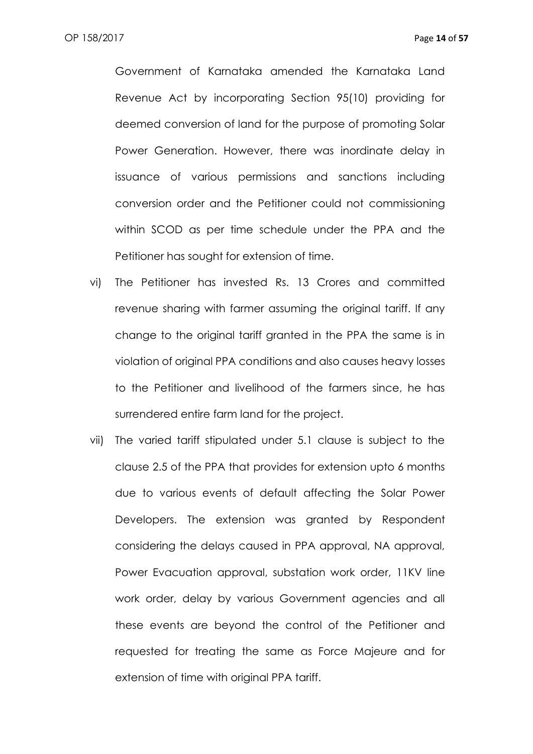Government of Karnataka amended the Karnataka Land Revenue Act by incorporating Section 95(10) providing for deemed conversion of land for the purpose of promoting Solar Power Generation. However, there was inordinate delay in issuance of various permissions and sanctions including conversion order and the Petitioner could not commissioning within SCOD as per time schedule under the PPA and the Petitioner has sought for extension of time.

vi) The Petitioner has invested Rs. 13 Crores and committed revenue sharing with farmer assuming the original tariff. If any change to the original tariff granted in the PPA the same is in violation of original PPA conditions and also causes heavy losses to the Petitioner and livelihood of the farmers since, he has surrendered entire farm land for the project.

vii) The varied tariff stipulated under 5.1 clause is subject to the clause 2.5 of the PPA that provides for extension upto 6 months due to various events of default affecting the Solar Power Developers. The extension was granted by Respondent considering the delays caused in PPA approval, NA approval, Power Evacuation approval, substation work order, 11KV line work order, delay by various Government agencies and all these events are beyond the control of the Petitioner and requested for treating the same as Force Majeure and for extension of time with original PPA tariff.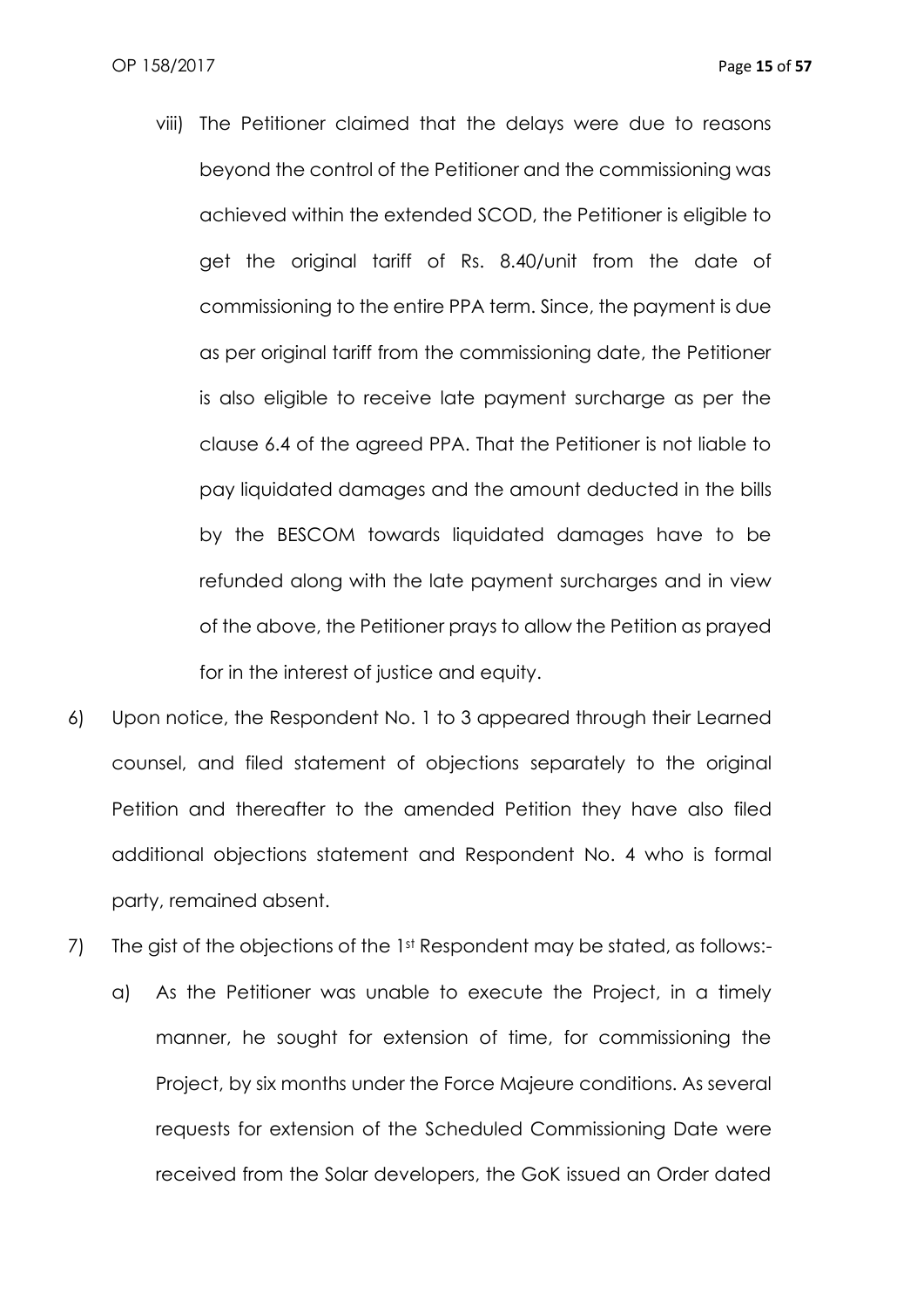viii) The Petitioner claimed that the delays were due to reasons beyond the control of the Petitioner and the commissioning was achieved within the extended SCOD, the Petitioner is eligible to get the original tariff of Rs. 8.40/unit from the date of commissioning to the entire PPA term. Since, the payment is due as per original tariff from the commissioning date, the Petitioner is also eligible to receive late payment surcharge as per the clause 6.4 of the agreed PPA. That the Petitioner is not liable to pay liquidated damages and the amount deducted in the bills by the BESCOM towards liquidated damages have to be refunded along with the late payment surcharges and in view of the above, the Petitioner prays to allow the Petition as prayed for in the interest of justice and equity.

6) Upon notice, the Respondent No. 1 to 3 appeared through their Learned counsel, and filed statement of objections separately to the original Petition and thereafter to the amended Petition they have also filed additional objections statement and Respondent No. 4 who is formal party, remained absent.

7) The gist of the objections of the 1st Respondent may be stated, as follows:-

   a) As the Petitioner was unable to execute the Project, in a timely manner, he sought for extension of time, for commissioning the Project, by six months under the Force Majeure conditions. As several requests for extension of the Scheduled Commissioning Date were received from the Solar developers, the GoK issued an Order dated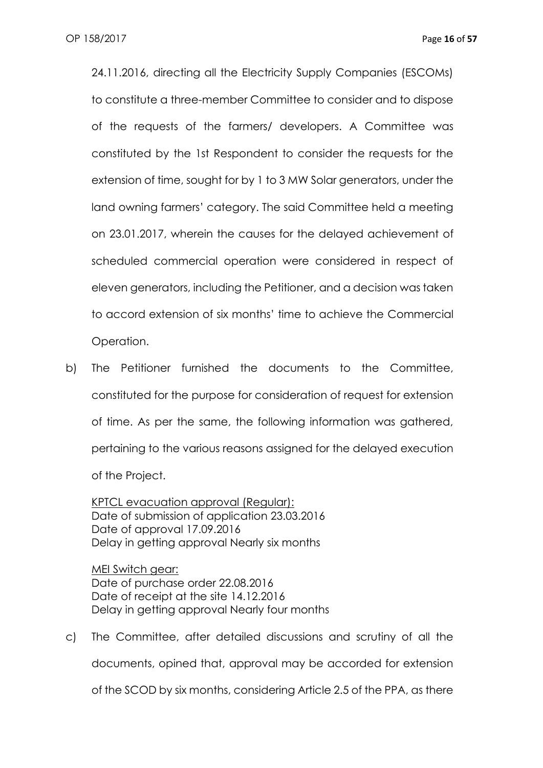24.11.2016, directing all the Electricity Supply Companies (ESCOMs) to constitute a three-member Committee to consider and to dispose of the requests of the farmers/ developers. A Committee was constituted by the 1st Respondent to consider the requests for the extension of time, sought for by 1 to 3 MW Solar generators, under the land owning farmers' category. The said Committee held a meeting on 23.01.2017, wherein the causes for the delayed achievement of scheduled commercial operation were considered in respect of eleven generators, including the Petitioner, and a decision was taken to accord extension of six months' time to achieve the Commercial Operation.

b) The Petitioner furnished the documents to the Committee, constituted for the purpose for consideration of request for extension of time. As per the same, the following information was gathered, pertaining to the various reasons assigned for the delayed execution of the Project.

   <u>KPTCL evacuation approval (Regular):</u>
   Date of submission of application 23.03.2016
   Date of approval 17.09.2016
   Delay in getting approval Nearly six months

   <u>MEI Switch gear:</u>
   Date of purchase order 22.08.2016
   Date of receipt at the site 14.12.2016
   Delay in getting approval Nearly four months

c) The Committee, after detailed discussions and scrutiny of all the documents, opined that, approval may be accorded for extension of the SCOD by six months, considering Article 2.5 of the PPA, as there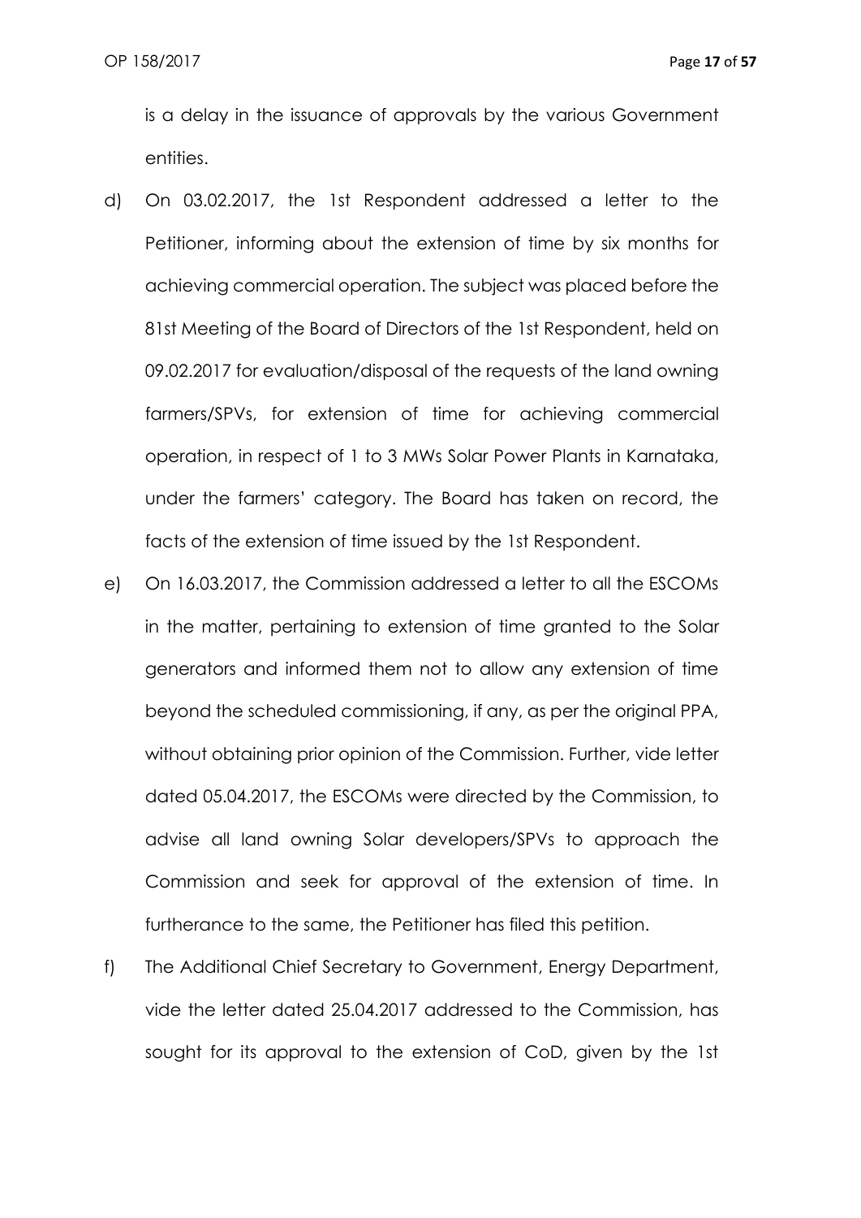is a delay in the issuance of approvals by the various Government entities.

d) On 03.02.2017, the 1st Respondent addressed a letter to the Petitioner, informing about the extension of time by six months for achieving commercial operation. The subject was placed before the 81st Meeting of the Board of Directors of the 1st Respondent, held on 09.02.2017 for evaluation/disposal of the requests of the land owning farmers/SPVs, for extension of time for achieving commercial operation, in respect of 1 to 3 MWs Solar Power Plants in Karnataka, under the farmers' category. The Board has taken on record, the facts of the extension of time issued by the 1st Respondent.

e) On 16.03.2017, the Commission addressed a letter to all the ESCOMs in the matter, pertaining to extension of time granted to the Solar generators and informed them not to allow any extension of time beyond the scheduled commissioning, if any, as per the original PPA, without obtaining prior opinion of the Commission. Further, vide letter dated 05.04.2017, the ESCOMs were directed by the Commission, to advise all land owning Solar developers/SPVs to approach the Commission and seek for approval of the extension of time. In furtherance to the same, the Petitioner has filed this petition.

f) The Additional Chief Secretary to Government, Energy Department, vide the letter dated 25.04.2017 addressed to the Commission, has sought for its approval to the extension of CoD, given by the 1st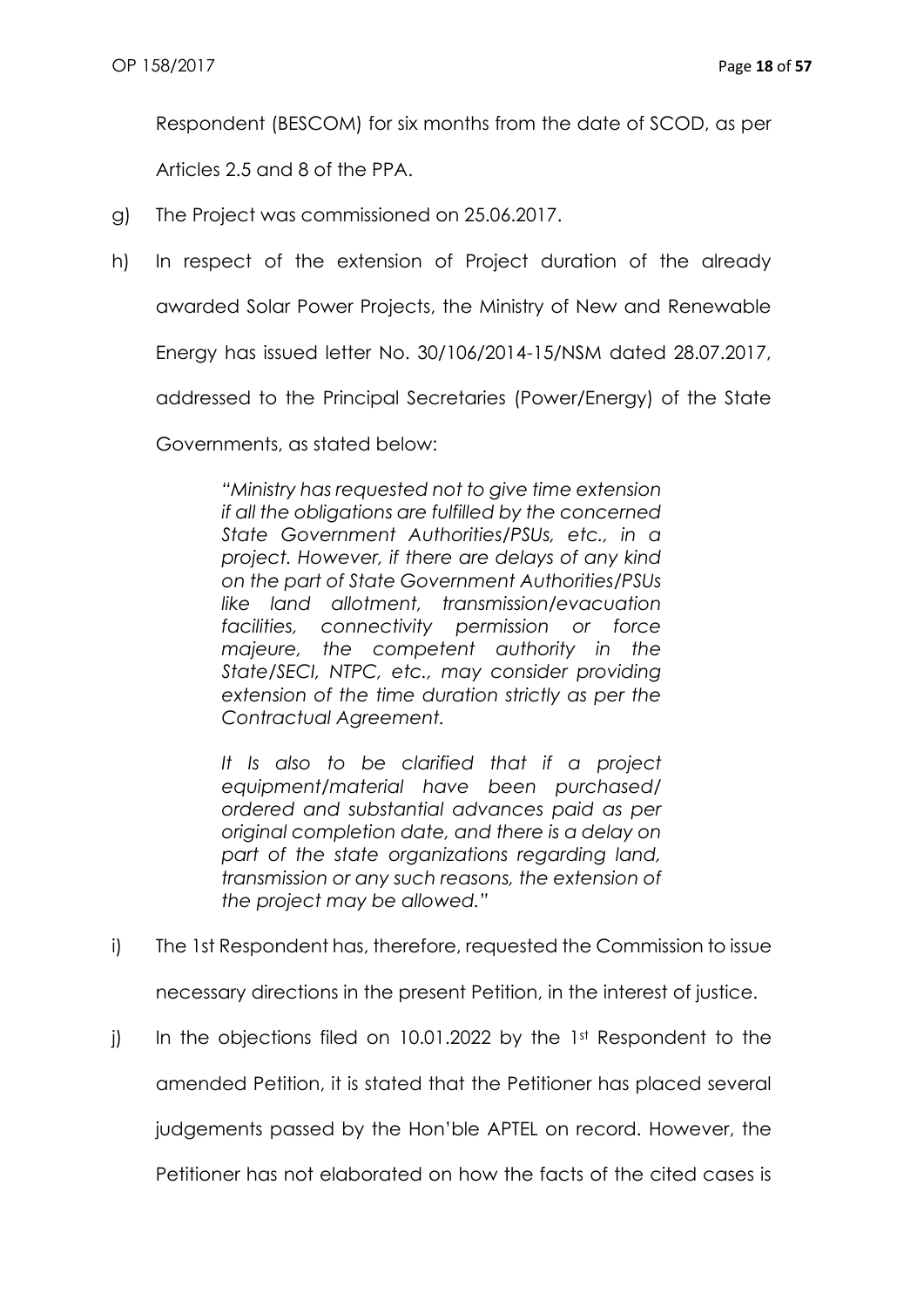Respondent (BESCOM) for six months from the date of SCOD, as per Articles 2.5 and 8 of the PPA.

g) The Project was commissioned on 25.06.2017.

h) In respect of the extension of Project duration of the already awarded Solar Power Projects, the Ministry of New and Renewable Energy has issued letter No. 30/106/2014-15/NSM dated 28.07.2017, addressed to the Principal Secretaries (Power/Energy) of the State Governments, as stated below:

> *"Ministry has requested not to give time extension if all the obligations are fulfilled by the concerned State Government Authorities/PSUs, etc., in a project. However, if there are delays of any kind on the part of State Government Authorities/PSUs like land allotment, transmission/evacuation facilities, connectivity permission or force majeure, the competent authority in the State/SECI, NTPC, etc., may consider providing extension of the time duration strictly as per the Contractual Agreement.*
>
> *It Is also to be clarified that if a project equipment/material have been purchased/ ordered and substantial advances paid as per original completion date, and there is a delay on part of the state organizations regarding land, transmission or any such reasons, the extension of the project may be allowed."*

i) The 1st Respondent has, therefore, requested the Commission to issue necessary directions in the present Petition, in the interest of justice.

j) In the objections filed on 10.01.2022 by the 1st Respondent to the amended Petition, it is stated that the Petitioner has placed several judgements passed by the Hon'ble APTEL on record. However, the Petitioner has not elaborated on how the facts of the cited cases is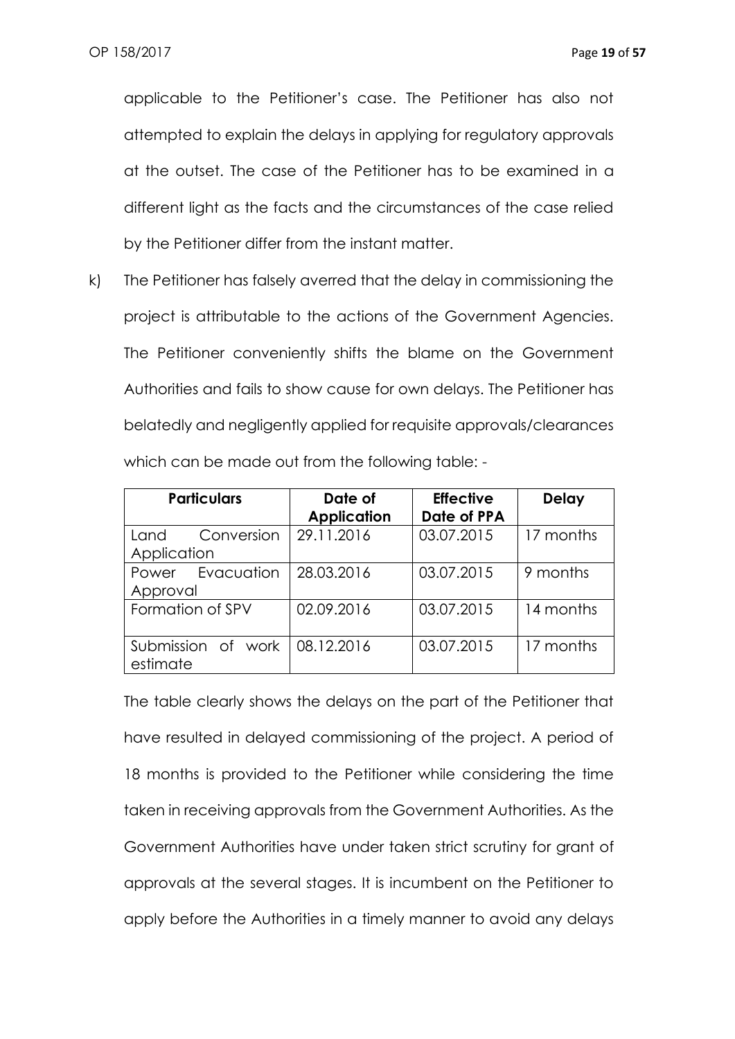applicable to the Petitioner's case. The Petitioner has also not attempted to explain the delays in applying for regulatory approvals at the outset. The case of the Petitioner has to be examined in a different light as the facts and the circumstances of the case relied by the Petitioner differ from the instant matter.

k) The Petitioner has falsely averred that the delay in commissioning the project is attributable to the actions of the Government Agencies. The Petitioner conveniently shifts the blame on the Government Authorities and fails to show cause for own delays. The Petitioner has belatedly and negligently applied for requisite approvals/clearances which can be made out from the following table: -

| **Particulars** | **Date of Application** | **Effective Date of PPA** | **Delay** |
|---|---|---|---|
| Land Conversion Application | 29.11.2016 | 03.07.2015 | 17 months |
| Power Evacuation Approval | 28.03.2016 | 03.07.2015 | 9 months |
| Formation of SPV | 02.09.2016 | 03.07.2015 | 14 months |
| Submission of work estimate | 08.12.2016 | 03.07.2015 | 17 months |

The table clearly shows the delays on the part of the Petitioner that have resulted in delayed commissioning of the project. A period of 18 months is provided to the Petitioner while considering the time taken in receiving approvals from the Government Authorities. As the Government Authorities have under taken strict scrutiny for grant of approvals at the several stages. It is incumbent on the Petitioner to apply before the Authorities in a timely manner to avoid any delays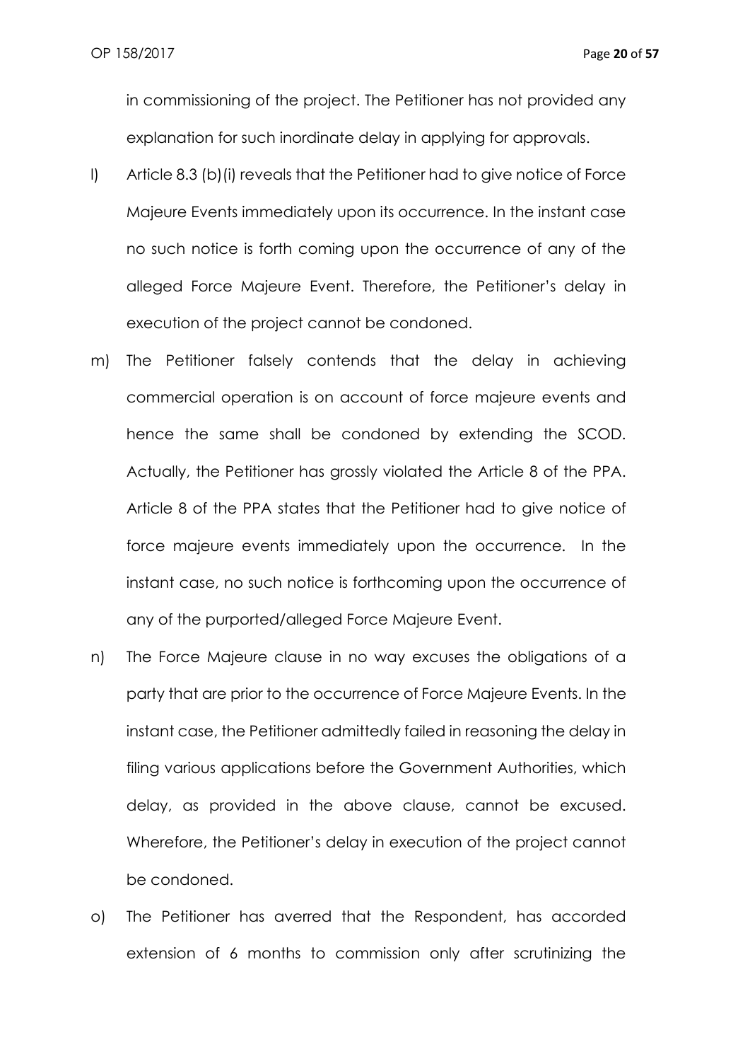in commissioning of the project. The Petitioner has not provided any explanation for such inordinate delay in applying for approvals.

l) Article 8.3 (b)(i) reveals that the Petitioner had to give notice of Force Majeure Events immediately upon its occurrence. In the instant case no such notice is forth coming upon the occurrence of any of the alleged Force Majeure Event. Therefore, the Petitioner's delay in execution of the project cannot be condoned.

m) The Petitioner falsely contends that the delay in achieving commercial operation is on account of force majeure events and hence the same shall be condoned by extending the SCOD. Actually, the Petitioner has grossly violated the Article 8 of the PPA. Article 8 of the PPA states that the Petitioner had to give notice of force majeure events immediately upon the occurrence. In the instant case, no such notice is forthcoming upon the occurrence of any of the purported/alleged Force Majeure Event.

n) The Force Majeure clause in no way excuses the obligations of a party that are prior to the occurrence of Force Majeure Events. In the instant case, the Petitioner admittedly failed in reasoning the delay in filing various applications before the Government Authorities, which delay, as provided in the above clause, cannot be excused. Wherefore, the Petitioner's delay in execution of the project cannot be condoned.

o) The Petitioner has averred that the Respondent, has accorded extension of 6 months to commission only after scrutinizing the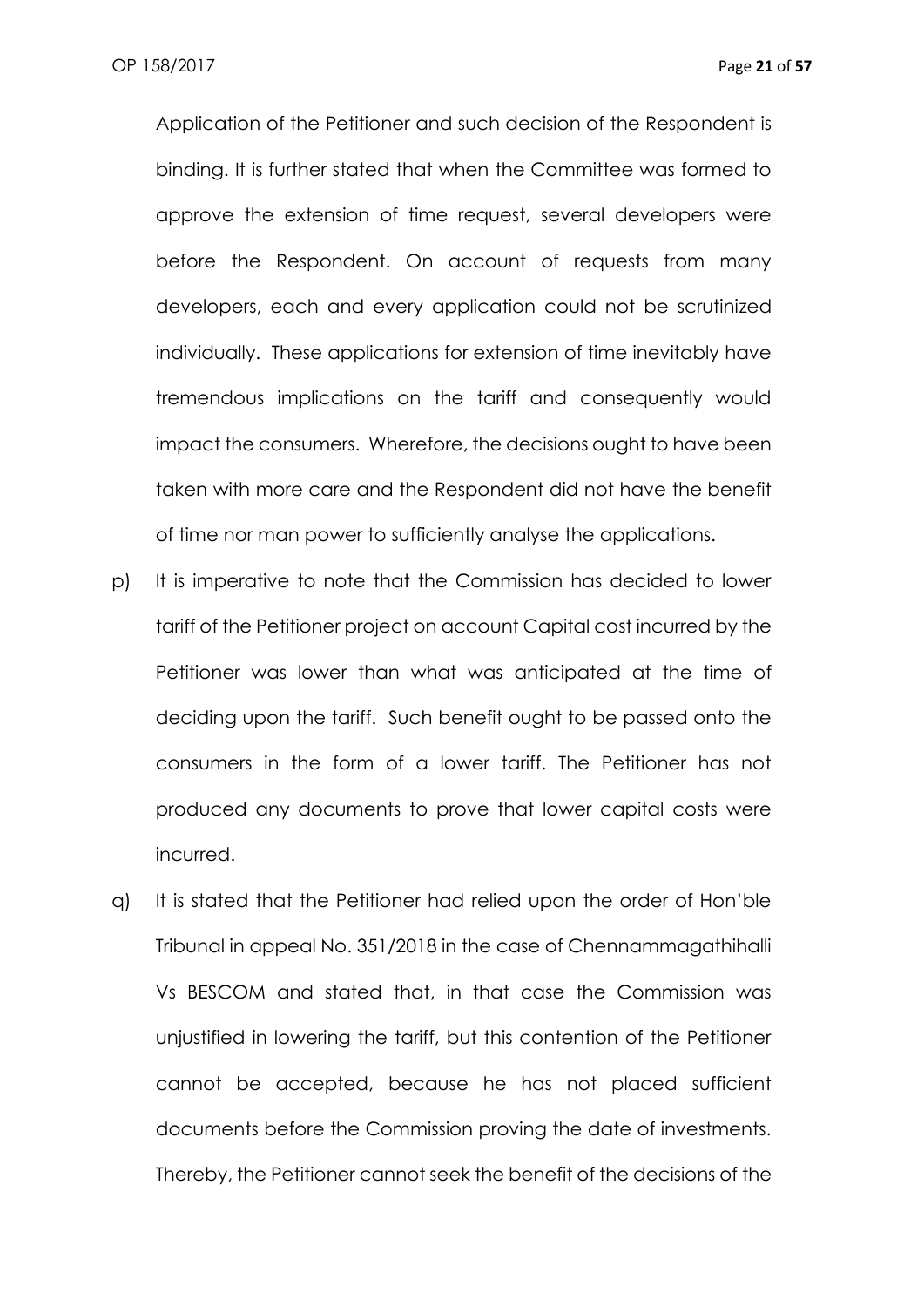Application of the Petitioner and such decision of the Respondent is binding. It is further stated that when the Committee was formed to approve the extension of time request, several developers were before the Respondent. On account of requests from many developers, each and every application could not be scrutinized individually. These applications for extension of time inevitably have tremendous implications on the tariff and consequently would impact the consumers. Wherefore, the decisions ought to have been taken with more care and the Respondent did not have the benefit of time nor man power to sufficiently analyse the applications.

p) It is imperative to note that the Commission has decided to lower tariff of the Petitioner project on account Capital cost incurred by the Petitioner was lower than what was anticipated at the time of deciding upon the tariff. Such benefit ought to be passed onto the consumers in the form of a lower tariff. The Petitioner has not produced any documents to prove that lower capital costs were incurred.

q) It is stated that the Petitioner had relied upon the order of Hon'ble Tribunal in appeal No. 351/2018 in the case of Chennammagathihalli Vs BESCOM and stated that, in that case the Commission was unjustified in lowering the tariff, but this contention of the Petitioner cannot be accepted, because he has not placed sufficient documents before the Commission proving the date of investments. Thereby, the Petitioner cannot seek the benefit of the decisions of the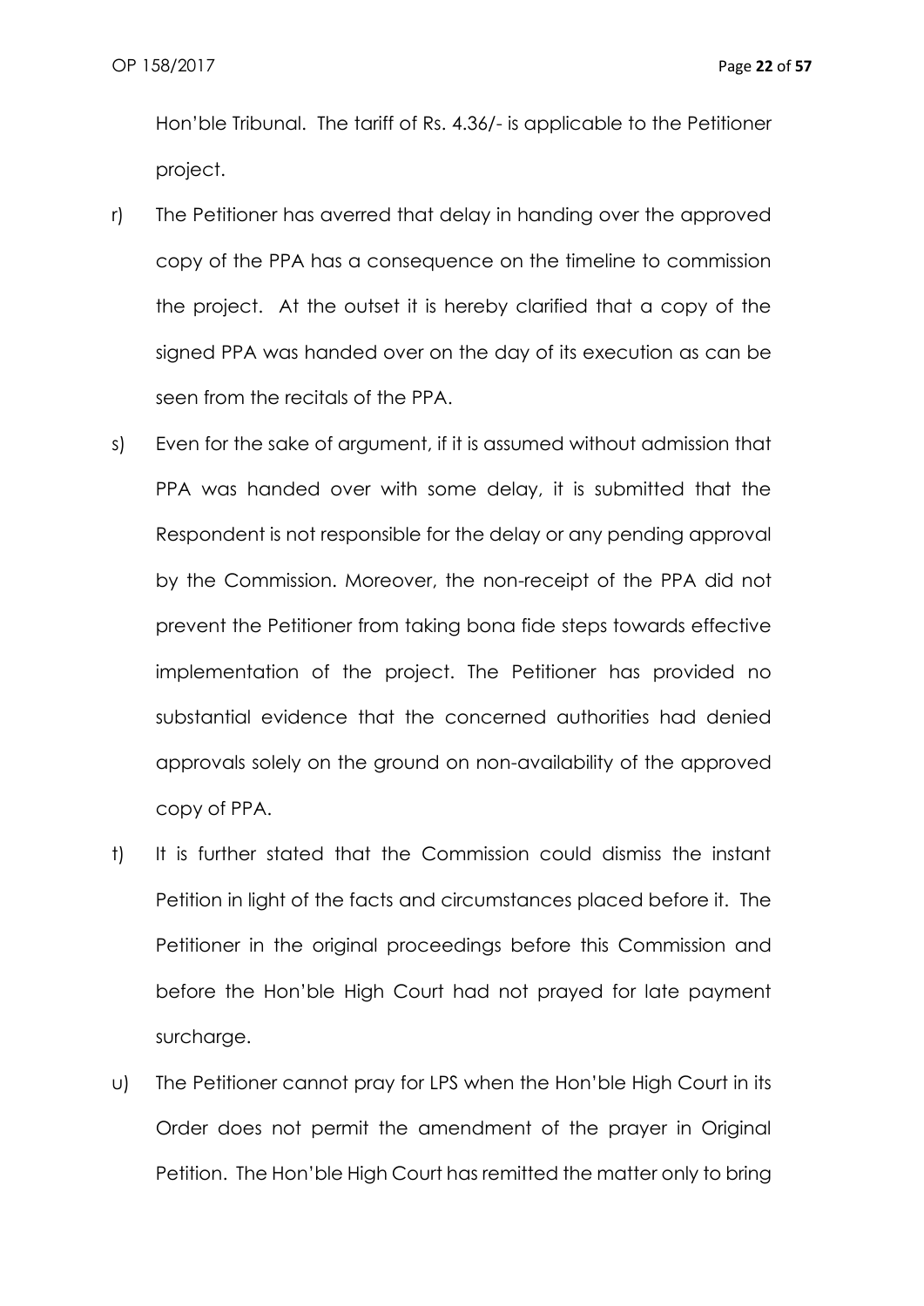Hon'ble Tribunal. The tariff of Rs. 4.36/- is applicable to the Petitioner project.

r) The Petitioner has averred that delay in handing over the approved copy of the PPA has a consequence on the timeline to commission the project. At the outset it is hereby clarified that a copy of the signed PPA was handed over on the day of its execution as can be seen from the recitals of the PPA.

s) Even for the sake of argument, if it is assumed without admission that PPA was handed over with some delay, it is submitted that the Respondent is not responsible for the delay or any pending approval by the Commission. Moreover, the non-receipt of the PPA did not prevent the Petitioner from taking bona fide steps towards effective implementation of the project. The Petitioner has provided no substantial evidence that the concerned authorities had denied approvals solely on the ground on non-availability of the approved copy of PPA.

t) It is further stated that the Commission could dismiss the instant Petition in light of the facts and circumstances placed before it. The Petitioner in the original proceedings before this Commission and before the Hon'ble High Court had not prayed for late payment surcharge.

u) The Petitioner cannot pray for LPS when the Hon'ble High Court in its Order does not permit the amendment of the prayer in Original Petition. The Hon'ble High Court has remitted the matter only to bring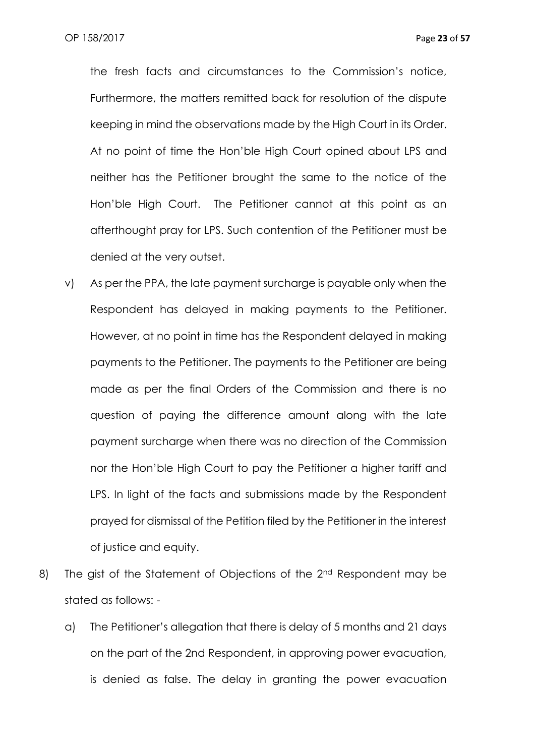the fresh facts and circumstances to the Commission's notice, Furthermore, the matters remitted back for resolution of the dispute keeping in mind the observations made by the High Court in its Order. At no point of time the Hon'ble High Court opined about LPS and neither has the Petitioner brought the same to the notice of the Hon'ble High Court. The Petitioner cannot at this point as an afterthought pray for LPS. Such contention of the Petitioner must be denied at the very outset.

v) As per the PPA, the late payment surcharge is payable only when the Respondent has delayed in making payments to the Petitioner. However, at no point in time has the Respondent delayed in making payments to the Petitioner. The payments to the Petitioner are being made as per the final Orders of the Commission and there is no question of paying the difference amount along with the late payment surcharge when there was no direction of the Commission nor the Hon'ble High Court to pay the Petitioner a higher tariff and LPS. In light of the facts and submissions made by the Respondent prayed for dismissal of the Petition filed by the Petitioner in the interest of justice and equity.

8) The gist of the Statement of Objections of the 2nd Respondent may be stated as follows: -

a) The Petitioner's allegation that there is delay of 5 months and 21 days on the part of the 2nd Respondent, in approving power evacuation, is denied as false. The delay in granting the power evacuation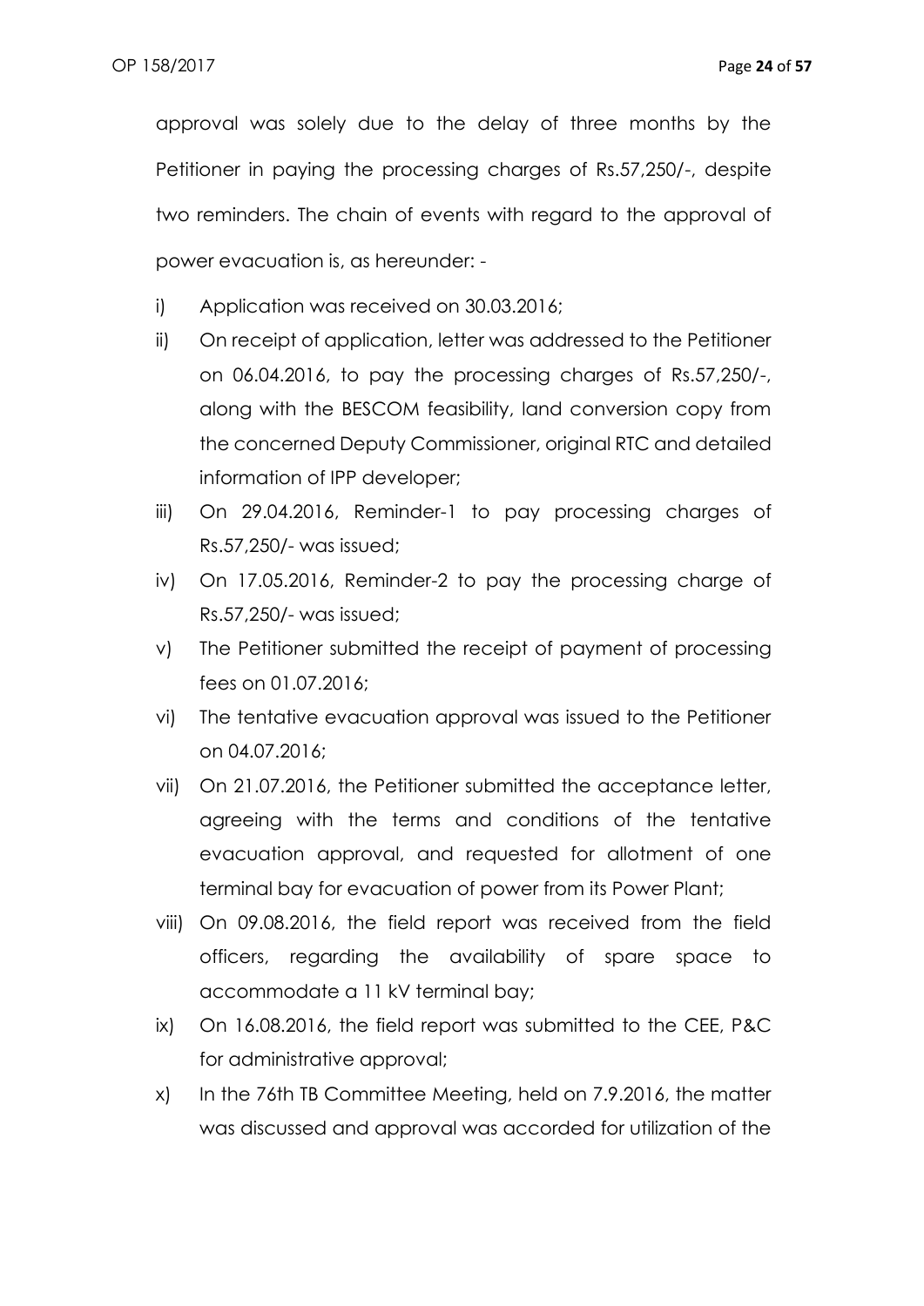approval was solely due to the delay of three months by the Petitioner in paying the processing charges of Rs.57,250/-, despite two reminders. The chain of events with regard to the approval of power evacuation is, as hereunder: -

i) Application was received on 30.03.2016;

ii) On receipt of application, letter was addressed to the Petitioner on 06.04.2016, to pay the processing charges of Rs.57,250/-, along with the BESCOM feasibility, land conversion copy from the concerned Deputy Commissioner, original RTC and detailed information of IPP developer;

iii) On 29.04.2016, Reminder-1 to pay processing charges of Rs.57,250/- was issued;

iv) On 17.05.2016, Reminder-2 to pay the processing charge of Rs.57,250/- was issued;

v) The Petitioner submitted the receipt of payment of processing fees on 01.07.2016;

vi) The tentative evacuation approval was issued to the Petitioner on 04.07.2016;

vii) On 21.07.2016, the Petitioner submitted the acceptance letter, agreeing with the terms and conditions of the tentative evacuation approval, and requested for allotment of one terminal bay for evacuation of power from its Power Plant;

viii) On 09.08.2016, the field report was received from the field officers, regarding the availability of spare space to accommodate a 11 kV terminal bay;

ix) On 16.08.2016, the field report was submitted to the CEE, P&C for administrative approval;

x) In the 76th TB Committee Meeting, held on 7.9.2016, the matter was discussed and approval was accorded for utilization of the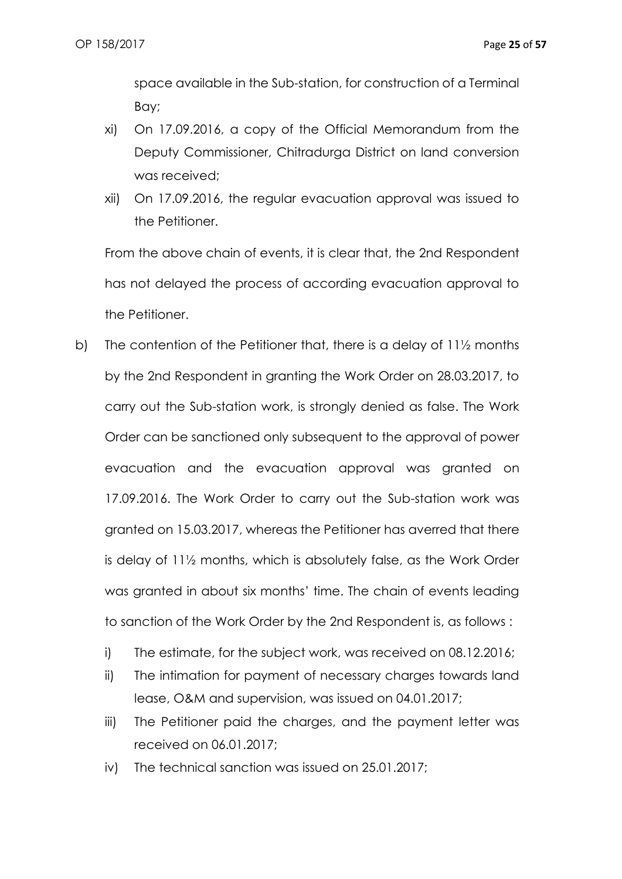space available in the Sub-station, for construction of a Terminal Bay;

xi) On 17.09.2016, a copy of the Official Memorandum from the Deputy Commissioner, Chitradurga District on land conversion was received;

xii) On 17.09.2016, the regular evacuation approval was issued to the Petitioner.

From the above chain of events, it is clear that, the 2nd Respondent has not delayed the process of according evacuation approval to the Petitioner.

b) The contention of the Petitioner that, there is a delay of 11½ months by the 2nd Respondent in granting the Work Order on 28.03.2017, to carry out the Sub-station work, is strongly denied as false. The Work Order can be sanctioned only subsequent to the approval of power evacuation and the evacuation approval was granted on 17.09.2016. The Work Order to carry out the Sub-station work was granted on 15.03.2017, whereas the Petitioner has averred that there is delay of 11½ months, which is absolutely false, as the Work Order was granted in about six months' time. The chain of events leading to sanction of the Work Order by the 2nd Respondent is, as follows :

i) The estimate, for the subject work, was received on 08.12.2016;

ii) The intimation for payment of necessary charges towards land lease, O&M and supervision, was issued on 04.01.2017;

iii) The Petitioner paid the charges, and the payment letter was received on 06.01.2017;

iv) The technical sanction was issued on 25.01.2017;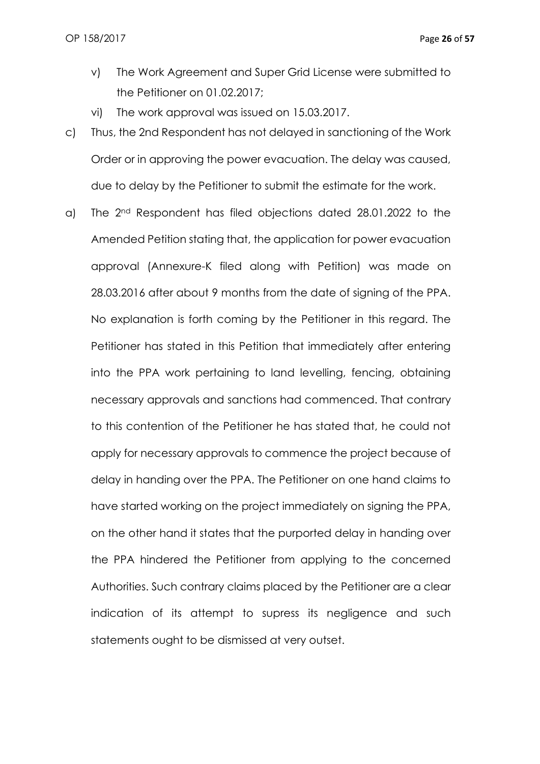v) The Work Agreement and Super Grid License were submitted to the Petitioner on 01.02.2017;

vi) The work approval was issued on 15.03.2017.

c) Thus, the 2nd Respondent has not delayed in sanctioning of the Work Order or in approving the power evacuation. The delay was caused, due to delay by the Petitioner to submit the estimate for the work.

a) The 2nd Respondent has filed objections dated 28.01.2022 to the Amended Petition stating that, the application for power evacuation approval (Annexure-K filed along with Petition) was made on 28.03.2016 after about 9 months from the date of signing of the PPA. No explanation is forth coming by the Petitioner in this regard. The Petitioner has stated in this Petition that immediately after entering into the PPA work pertaining to land levelling, fencing, obtaining necessary approvals and sanctions had commenced. That contrary to this contention of the Petitioner he has stated that, he could not apply for necessary approvals to commence the project because of delay in handing over the PPA. The Petitioner on one hand claims to have started working on the project immediately on signing the PPA, on the other hand it states that the purported delay in handing over the PPA hindered the Petitioner from applying to the concerned Authorities. Such contrary claims placed by the Petitioner are a clear indication of its attempt to supress its negligence and such statements ought to be dismissed at very outset.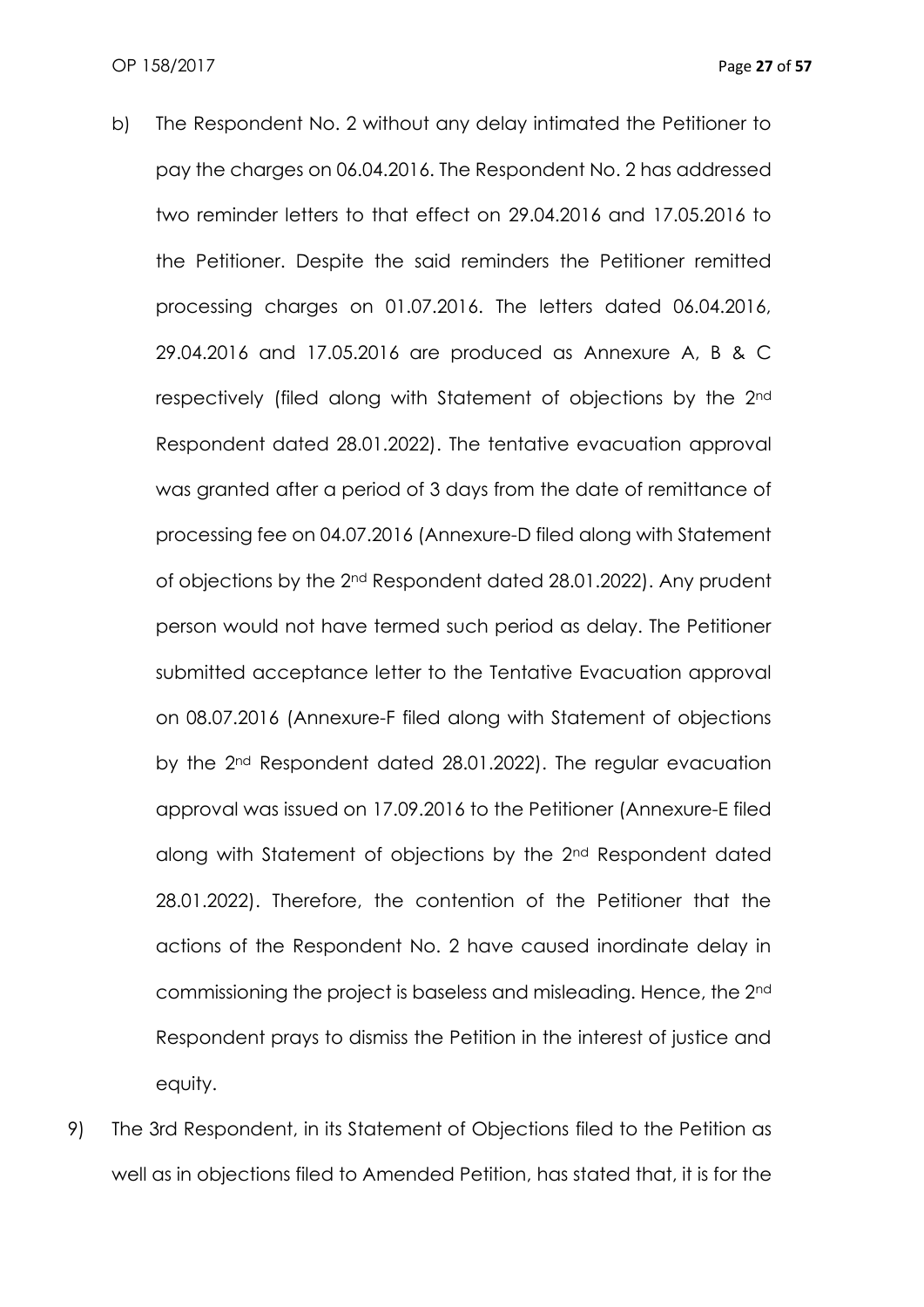b) The Respondent No. 2 without any delay intimated the Petitioner to pay the charges on 06.04.2016. The Respondent No. 2 has addressed two reminder letters to that effect on 29.04.2016 and 17.05.2016 to the Petitioner. Despite the said reminders the Petitioner remitted processing charges on 01.07.2016. The letters dated 06.04.2016, 29.04.2016 and 17.05.2016 are produced as Annexure A, B & C respectively (filed along with Statement of objections by the 2nd Respondent dated 28.01.2022). The tentative evacuation approval was granted after a period of 3 days from the date of remittance of processing fee on 04.07.2016 (Annexure-D filed along with Statement of objections by the 2nd Respondent dated 28.01.2022). Any prudent person would not have termed such period as delay. The Petitioner submitted acceptance letter to the Tentative Evacuation approval on 08.07.2016 (Annexure-F filed along with Statement of objections by the 2nd Respondent dated 28.01.2022). The regular evacuation approval was issued on 17.09.2016 to the Petitioner (Annexure-E filed along with Statement of objections by the 2nd Respondent dated 28.01.2022). Therefore, the contention of the Petitioner that the actions of the Respondent No. 2 have caused inordinate delay in commissioning the project is baseless and misleading. Hence, the 2nd Respondent prays to dismiss the Petition in the interest of justice and equity.

9) The 3rd Respondent, in its Statement of Objections filed to the Petition as well as in objections filed to Amended Petition, has stated that, it is for the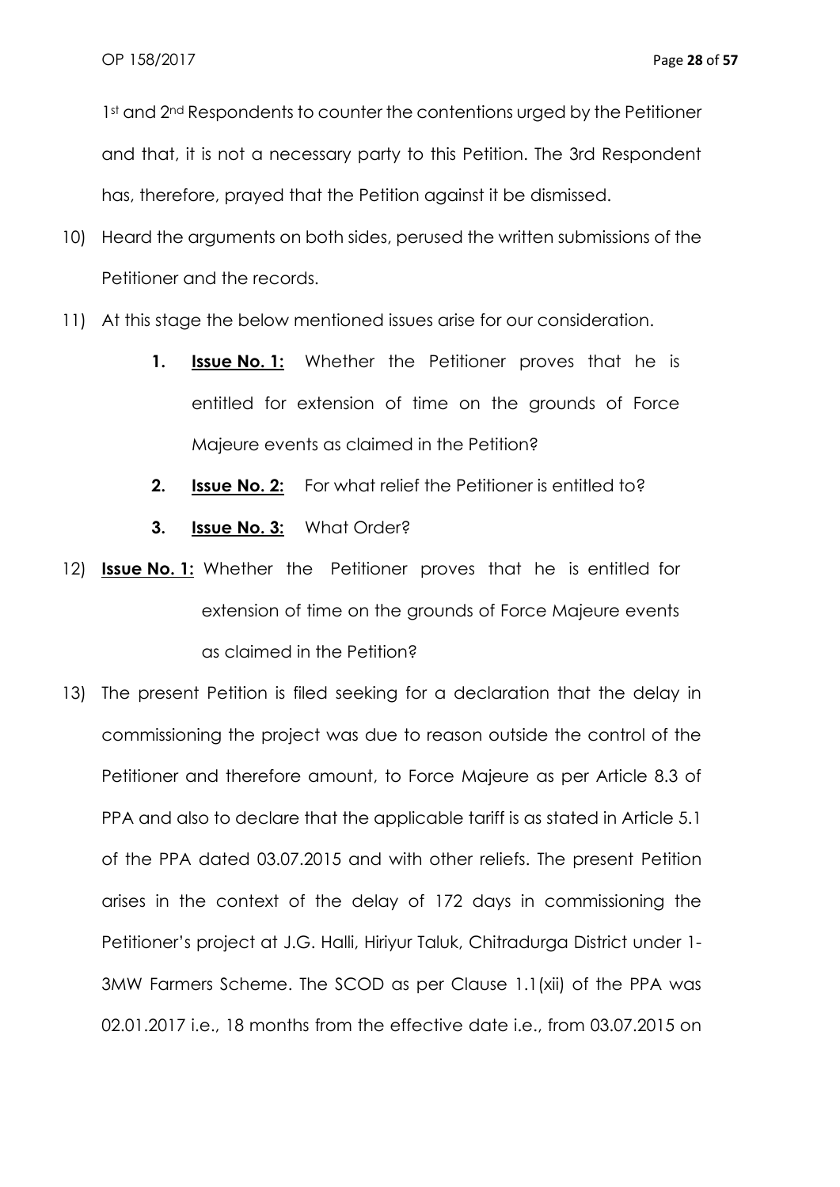1st and 2nd Respondents to counter the contentions urged by the Petitioner and that, it is not a necessary party to this Petition. The 3rd Respondent has, therefore, prayed that the Petition against it be dismissed.

10) Heard the arguments on both sides, perused the written submissions of the Petitioner and the records.

11) At this stage the below mentioned issues arise for our consideration.

    1. **Issue No. 1:** Whether the Petitioner proves that he is entitled for extension of time on the grounds of Force Majeure events as claimed in the Petition?

    2. **Issue No. 2:** For what relief the Petitioner is entitled to?

    3. **Issue No. 3:** What Order?

12) **Issue No. 1:** Whether the Petitioner proves that he is entitled for extension of time on the grounds of Force Majeure events as claimed in the Petition?

13) The present Petition is filed seeking for a declaration that the delay in commissioning the project was due to reason outside the control of the Petitioner and therefore amount, to Force Majeure as per Article 8.3 of PPA and also to declare that the applicable tariff is as stated in Article 5.1 of the PPA dated 03.07.2015 and with other reliefs. The present Petition arises in the context of the delay of 172 days in commissioning the Petitioner's project at J.G. Halli, Hiriyur Taluk, Chitradurga District under 1-3MW Farmers Scheme. The SCOD as per Clause 1.1(xii) of the PPA was 02.01.2017 i.e., 18 months from the effective date i.e., from 03.07.2015 on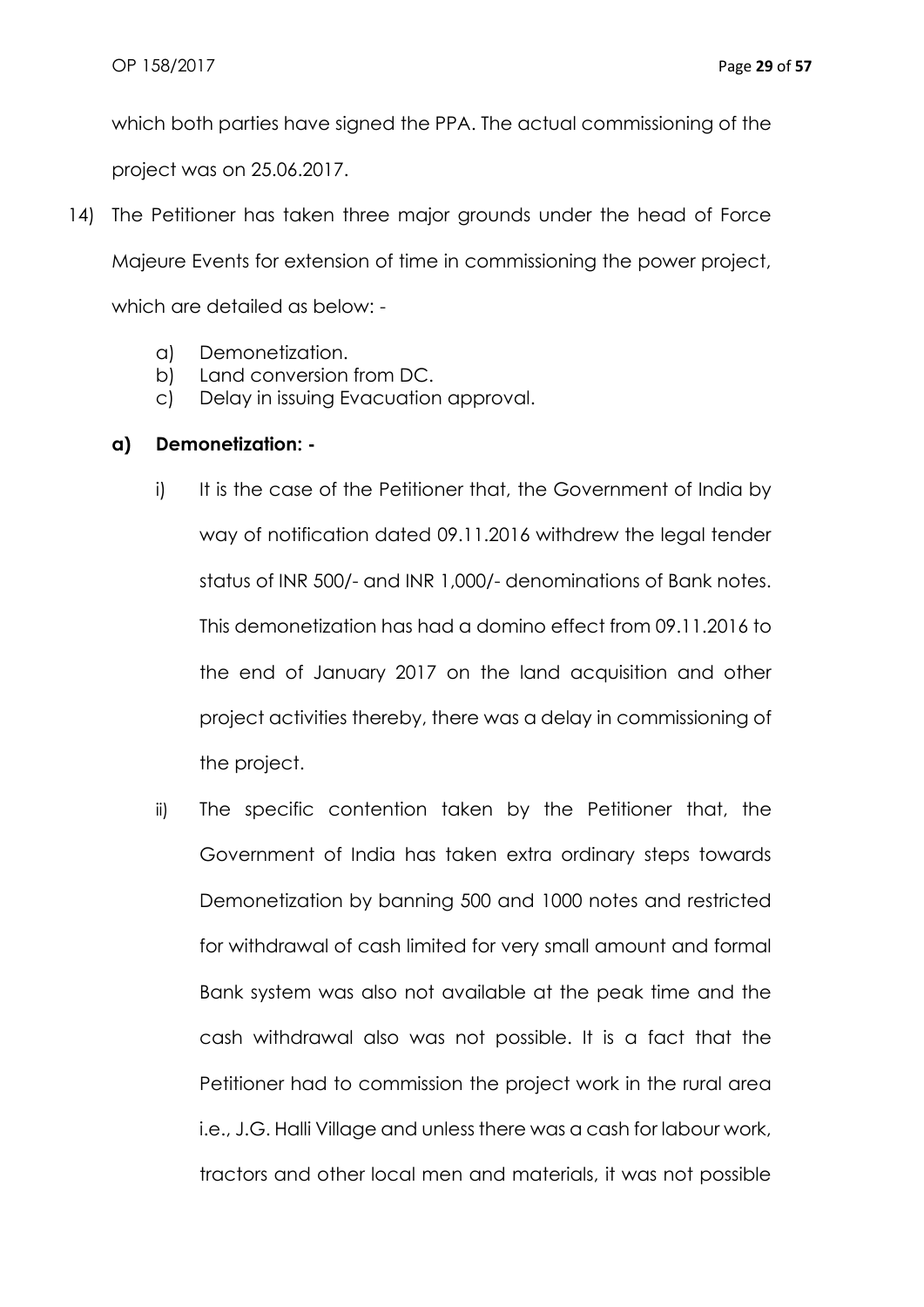which both parties have signed the PPA. The actual commissioning of the project was on 25.06.2017.

14) The Petitioner has taken three major grounds under the head of Force Majeure Events for extension of time in commissioning the power project, which are detailed as below: -

    a) Demonetization.
    b) Land conversion from DC.
    c) Delay in issuing Evacuation approval.

**a) Demonetization: -**

i) It is the case of the Petitioner that, the Government of India by way of notification dated 09.11.2016 withdrew the legal tender status of INR 500/- and INR 1,000/- denominations of Bank notes. This demonetization has had a domino effect from 09.11.2016 to the end of January 2017 on the land acquisition and other project activities thereby, there was a delay in commissioning of the project.

ii) The specific contention taken by the Petitioner that, the Government of India has taken extra ordinary steps towards Demonetization by banning 500 and 1000 notes and restricted for withdrawal of cash limited for very small amount and formal Bank system was also not available at the peak time and the cash withdrawal also was not possible. It is a fact that the Petitioner had to commission the project work in the rural area i.e., J.G. Halli Village and unless there was a cash for labour work, tractors and other local men and materials, it was not possible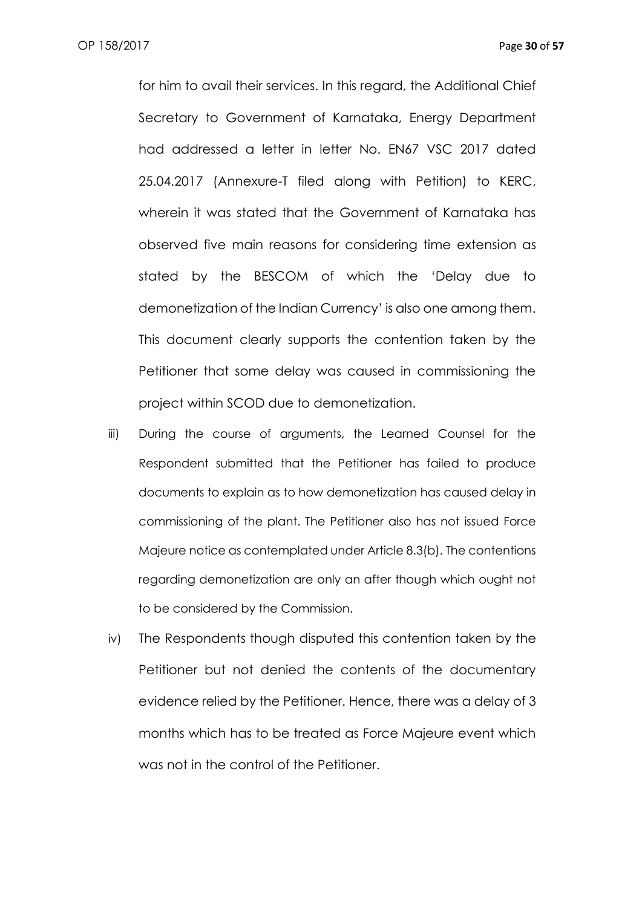for him to avail their services. In this regard, the Additional Chief Secretary to Government of Karnataka, Energy Department had addressed a letter in letter No. EN67 VSC 2017 dated 25.04.2017 (Annexure-T filed along with Petition) to KERC, wherein it was stated that the Government of Karnataka has observed five main reasons for considering time extension as stated by the BESCOM of which the 'Delay due to demonetization of the Indian Currency' is also one among them. This document clearly supports the contention taken by the Petitioner that some delay was caused in commissioning the project within SCOD due to demonetization.

iii) During the course of arguments, the Learned Counsel for the Respondent submitted that the Petitioner has failed to produce documents to explain as to how demonetization has caused delay in commissioning of the plant. The Petitioner also has not issued Force Majeure notice as contemplated under Article 8.3(b). The contentions regarding demonetization are only an after though which ought not to be considered by the Commission.

iv) The Respondents though disputed this contention taken by the Petitioner but not denied the contents of the documentary evidence relied by the Petitioner. Hence, there was a delay of 3 months which has to be treated as Force Majeure event which was not in the control of the Petitioner.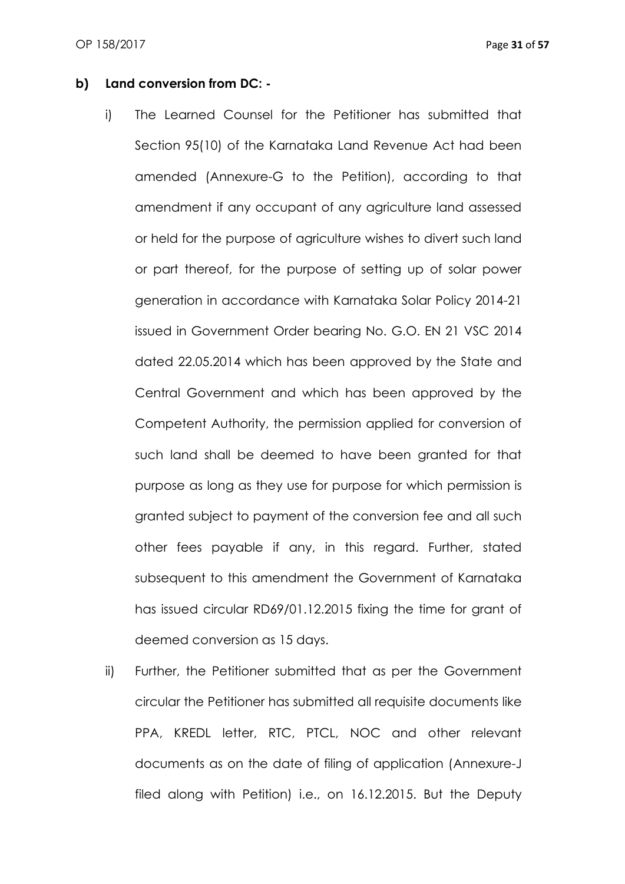**b) Land conversion from DC: -**

i) The Learned Counsel for the Petitioner has submitted that Section 95(10) of the Karnataka Land Revenue Act had been amended (Annexure-G to the Petition), according to that amendment if any occupant of any agriculture land assessed or held for the purpose of agriculture wishes to divert such land or part thereof, for the purpose of setting up of solar power generation in accordance with Karnataka Solar Policy 2014-21 issued in Government Order bearing No. G.O. EN 21 VSC 2014 dated 22.05.2014 which has been approved by the State and Central Government and which has been approved by the Competent Authority, the permission applied for conversion of such land shall be deemed to have been granted for that purpose as long as they use for purpose for which permission is granted subject to payment of the conversion fee and all such other fees payable if any, in this regard. Further, stated subsequent to this amendment the Government of Karnataka has issued circular RD69/01.12.2015 fixing the time for grant of deemed conversion as 15 days.

ii) Further, the Petitioner submitted that as per the Government circular the Petitioner has submitted all requisite documents like PPA, KREDL letter, RTC, PTCL, NOC and other relevant documents as on the date of filing of application (Annexure-J filed along with Petition) i.e., on 16.12.2015. But the Deputy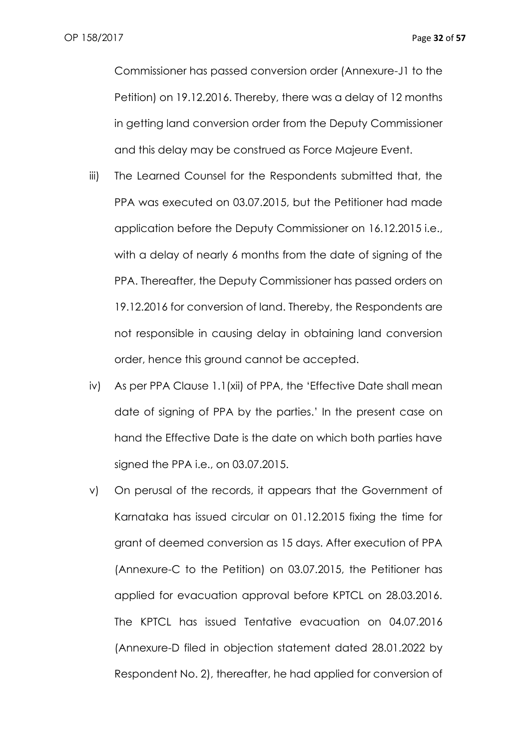Commissioner has passed conversion order (Annexure-J1 to the Petition) on 19.12.2016. Thereby, there was a delay of 12 months in getting land conversion order from the Deputy Commissioner and this delay may be construed as Force Majeure Event.

iii) The Learned Counsel for the Respondents submitted that, the PPA was executed on 03.07.2015, but the Petitioner had made application before the Deputy Commissioner on 16.12.2015 i.e., with a delay of nearly 6 months from the date of signing of the PPA. Thereafter, the Deputy Commissioner has passed orders on 19.12.2016 for conversion of land. Thereby, the Respondents are not responsible in causing delay in obtaining land conversion order, hence this ground cannot be accepted.

iv) As per PPA Clause 1.1(xii) of PPA, the 'Effective Date shall mean date of signing of PPA by the parties.' In the present case on hand the Effective Date is the date on which both parties have signed the PPA i.e., on 03.07.2015.

v) On perusal of the records, it appears that the Government of Karnataka has issued circular on 01.12.2015 fixing the time for grant of deemed conversion as 15 days. After execution of PPA (Annexure-C to the Petition) on 03.07.2015, the Petitioner has applied for evacuation approval before KPTCL on 28.03.2016. The KPTCL has issued Tentative evacuation on 04.07.2016 (Annexure-D filed in objection statement dated 28.01.2022 by Respondent No. 2), thereafter, he had applied for conversion of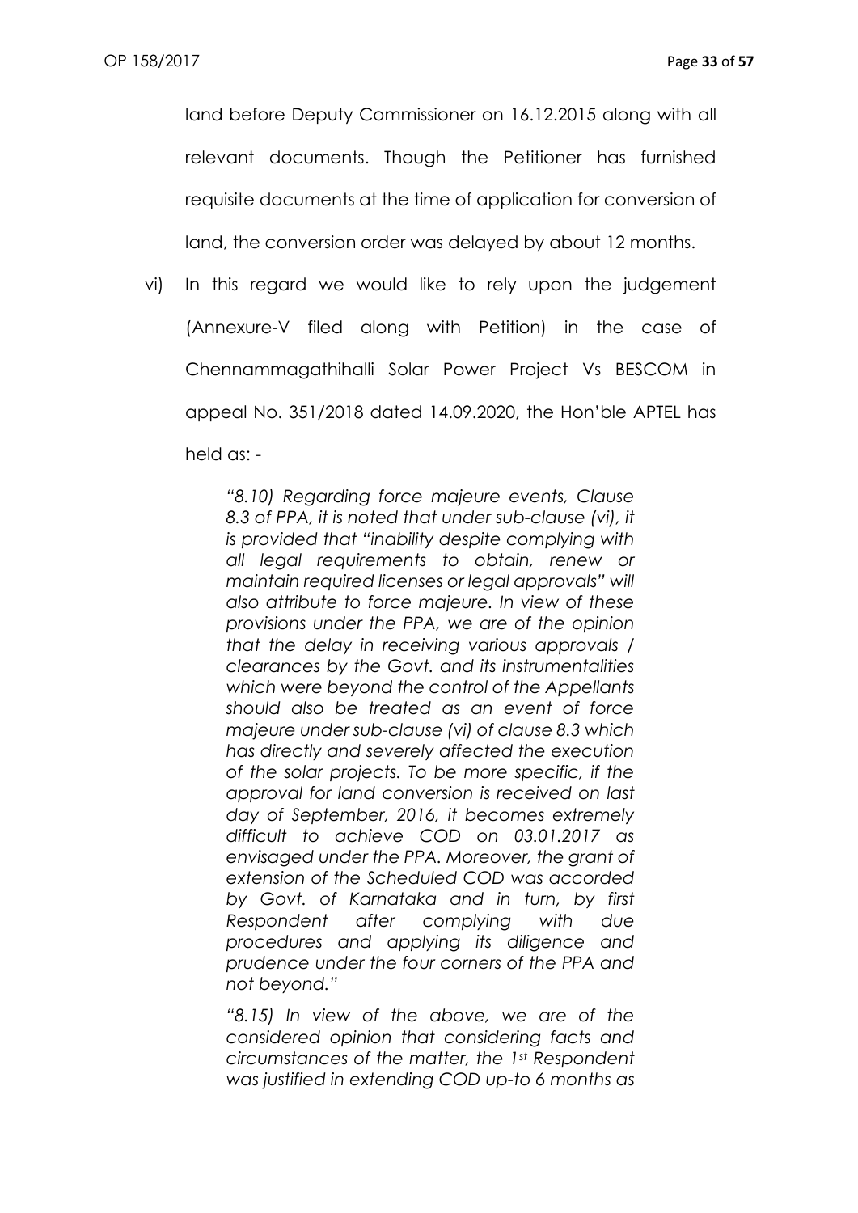land before Deputy Commissioner on 16.12.2015 along with all relevant documents. Though the Petitioner has furnished requisite documents at the time of application for conversion of land, the conversion order was delayed by about 12 months.

vi) In this regard we would like to rely upon the judgement (Annexure-V filed along with Petition) in the case of Chennammagathihalli Solar Power Project Vs BESCOM in appeal No. 351/2018 dated 14.09.2020, the Hon'ble APTEL has held as: -

> *"8.10) Regarding force majeure events, Clause 8.3 of PPA, it is noted that under sub-clause (vi), it is provided that "inability despite complying with all legal requirements to obtain, renew or maintain required licenses or legal approvals" will also attribute to force majeure. In view of these provisions under the PPA, we are of the opinion that the delay in receiving various approvals / clearances by the Govt. and its instrumentalities which were beyond the control of the Appellants should also be treated as an event of force majeure under sub-clause (vi) of clause 8.3 which has directly and severely affected the execution of the solar projects. To be more specific, if the approval for land conversion is received on last day of September, 2016, it becomes extremely difficult to achieve COD on 03.01.2017 as envisaged under the PPA. Moreover, the grant of extension of the Scheduled COD was accorded by Govt. of Karnataka and in turn, by first Respondent after complying with due procedures and applying its diligence and prudence under the four corners of the PPA and not beyond."*
>
> *"8.15) In view of the above, we are of the considered opinion that considering facts and circumstances of the matter, the 1st Respondent was justified in extending COD up-to 6 months as*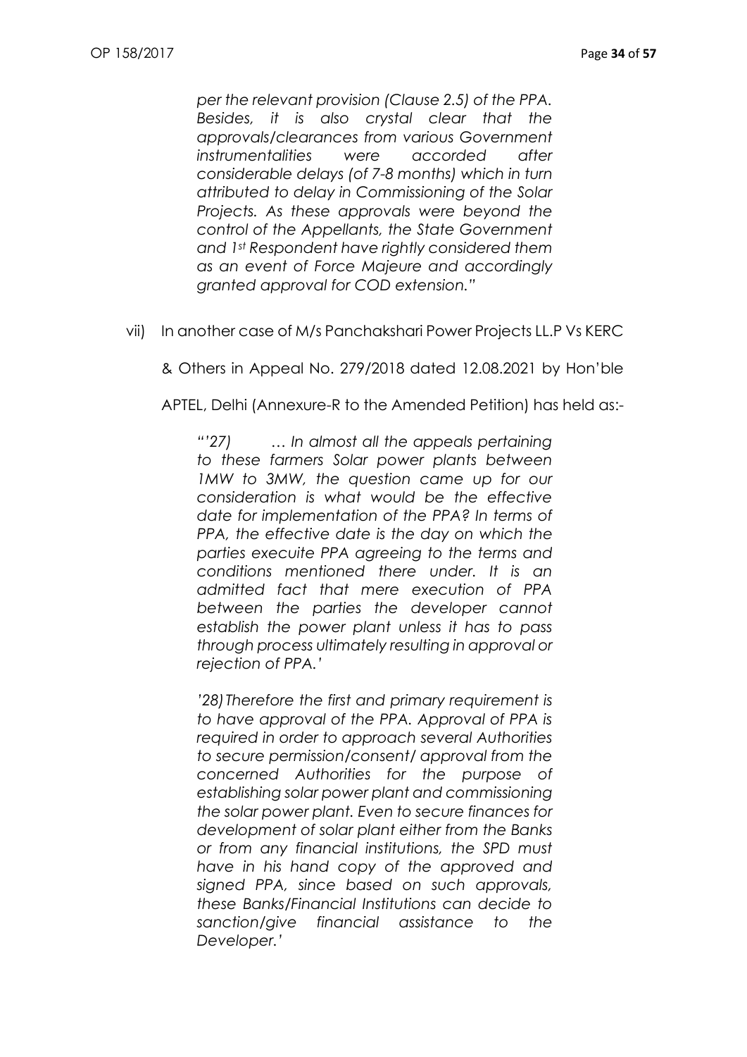*per the relevant provision (Clause 2.5) of the PPA. Besides, it is also crystal clear that the approvals/clearances from various Government instrumentalities were accorded after considerable delays (of 7-8 months) which in turn attributed to delay in Commissioning of the Solar Projects. As these approvals were beyond the control of the Appellants, the State Government and 1st Respondent have rightly considered them as an event of Force Majeure and accordingly granted approval for COD extension."*

vii) In another case of M/s Panchakshari Power Projects LL.P Vs KERC & Others in Appeal No. 279/2018 dated 12.08.2021 by Hon'ble APTEL, Delhi (Annexure-R to the Amended Petition) has held as:-

*"'27) … In almost all the appeals pertaining to these farmers Solar power plants between 1MW to 3MW, the question came up for our consideration is what would be the effective date for implementation of the PPA? In terms of PPA, the effective date is the day on which the parties execuite PPA agreeing to the terms and conditions mentioned there under. It is an admitted fact that mere execution of PPA between the parties the developer cannot establish the power plant unless it has to pass through process ultimately resulting in approval or rejection of PPA.'*

*'28) Therefore the first and primary requirement is to have approval of the PPA. Approval of PPA is required in order to approach several Authorities to secure permission/consent/ approval from the concerned Authorities for the purpose of establishing solar power plant and commissioning the solar power plant. Even to secure finances for development of solar plant either from the Banks or from any financial institutions, the SPD must have in his hand copy of the approved and signed PPA, since based on such approvals, these Banks/Financial Institutions can decide to sanction/give financial assistance to the Developer.'*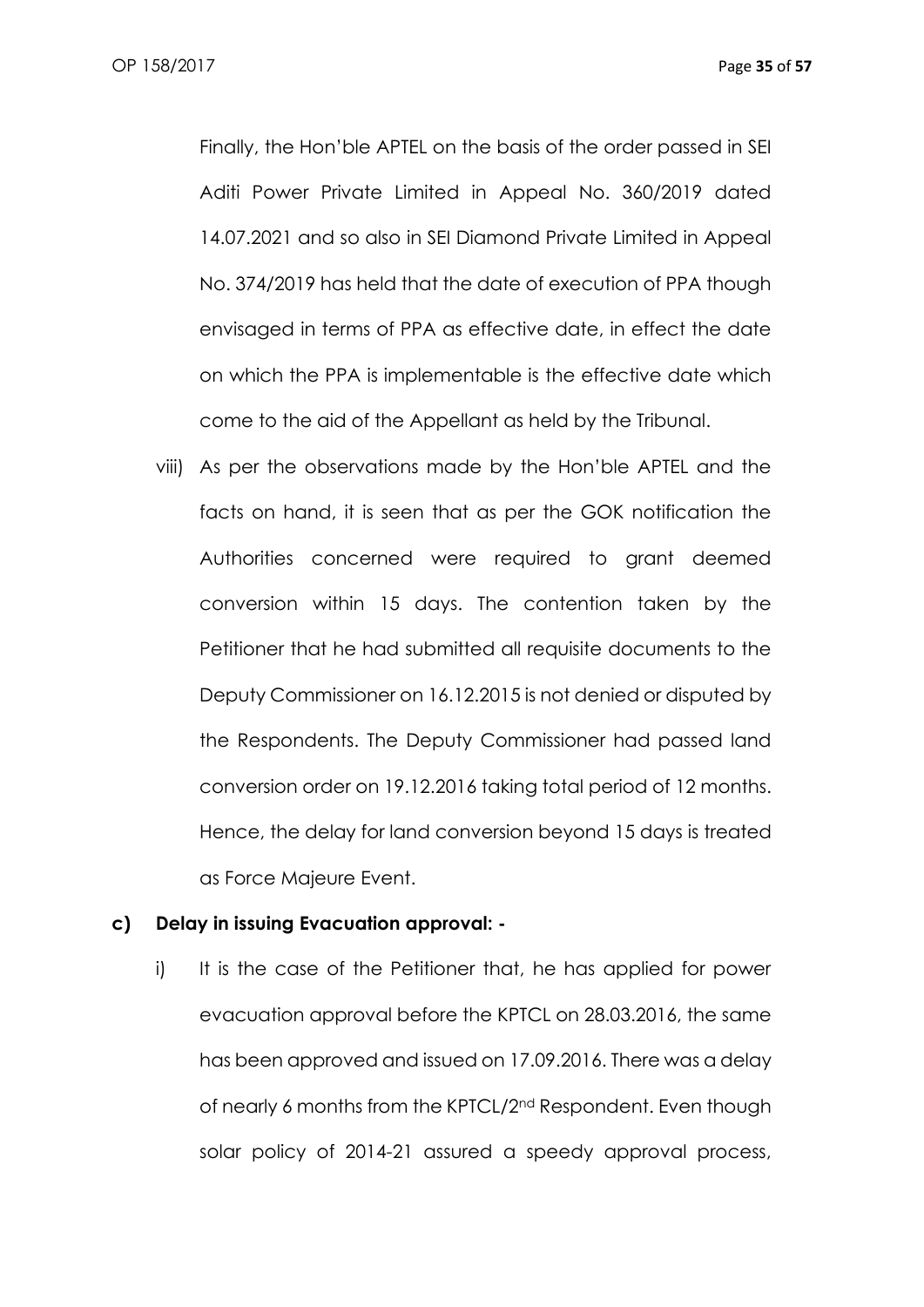Finally, the Hon'ble APTEL on the basis of the order passed in SEI Aditi Power Private Limited in Appeal No. 360/2019 dated 14.07.2021 and so also in SEI Diamond Private Limited in Appeal No. 374/2019 has held that the date of execution of PPA though envisaged in terms of PPA as effective date, in effect the date on which the PPA is implementable is the effective date which come to the aid of the Appellant as held by the Tribunal.

viii) As per the observations made by the Hon'ble APTEL and the facts on hand, it is seen that as per the GOK notification the Authorities concerned were required to grant deemed conversion within 15 days. The contention taken by the Petitioner that he had submitted all requisite documents to the Deputy Commissioner on 16.12.2015 is not denied or disputed by the Respondents. The Deputy Commissioner had passed land conversion order on 19.12.2016 taking total period of 12 months. Hence, the delay for land conversion beyond 15 days is treated as Force Majeure Event.

**c) Delay in issuing Evacuation approval: -**

i) It is the case of the Petitioner that, he has applied for power evacuation approval before the KPTCL on 28.03.2016, the same has been approved and issued on 17.09.2016. There was a delay of nearly 6 months from the KPTCL/2nd Respondent. Even though solar policy of 2014-21 assured a speedy approval process,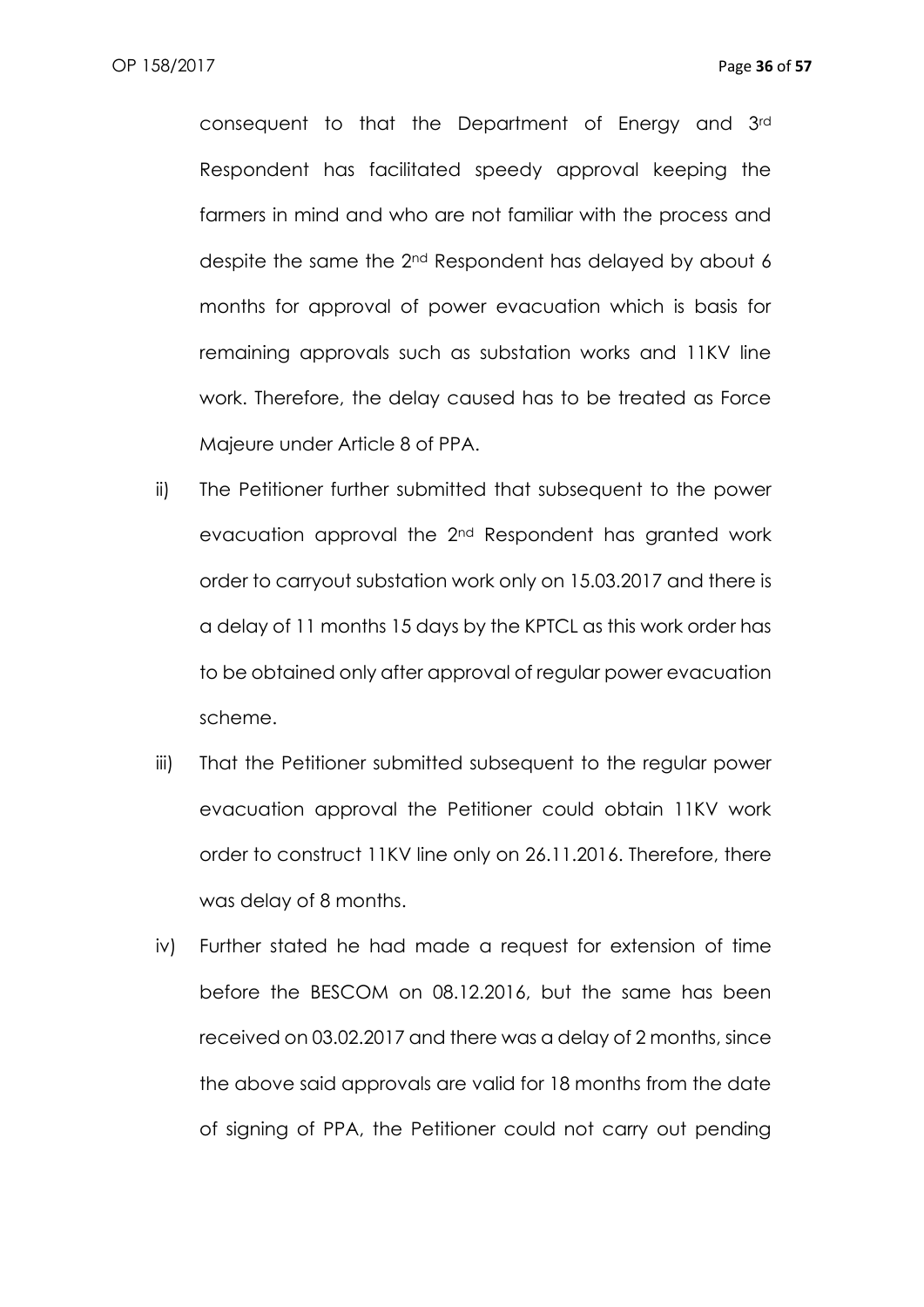consequent to that the Department of Energy and 3rd Respondent has facilitated speedy approval keeping the farmers in mind and who are not familiar with the process and despite the same the 2nd Respondent has delayed by about 6 months for approval of power evacuation which is basis for remaining approvals such as substation works and 11KV line work. Therefore, the delay caused has to be treated as Force Majeure under Article 8 of PPA.

ii) The Petitioner further submitted that subsequent to the power evacuation approval the 2nd Respondent has granted work order to carryout substation work only on 15.03.2017 and there is a delay of 11 months 15 days by the KPTCL as this work order has to be obtained only after approval of regular power evacuation scheme.

iii) That the Petitioner submitted subsequent to the regular power evacuation approval the Petitioner could obtain 11KV work order to construct 11KV line only on 26.11.2016. Therefore, there was delay of 8 months.

iv) Further stated he had made a request for extension of time before the BESCOM on 08.12.2016, but the same has been received on 03.02.2017 and there was a delay of 2 months, since the above said approvals are valid for 18 months from the date of signing of PPA, the Petitioner could not carry out pending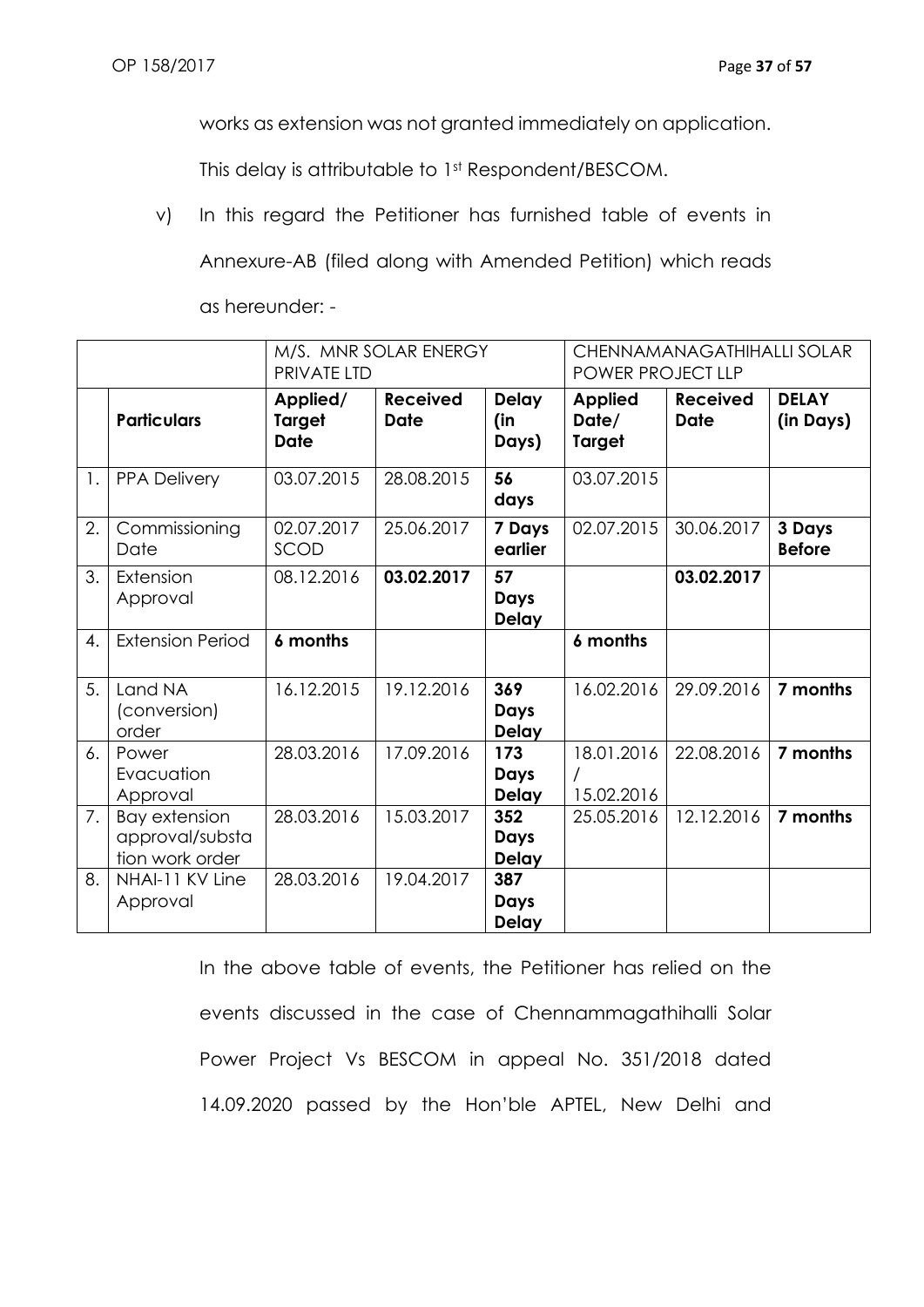works as extension was not granted immediately on application. This delay is attributable to 1st Respondent/BESCOM.

v) In this regard the Petitioner has furnished table of events in Annexure-AB (filed along with Amended Petition) which reads as hereunder: -

| | | M/S. MNR SOLAR ENERGY PRIVATE LTD | | | CHENNAMANAGATHIHALLI SOLAR POWER PROJECT LLP | | |
|---|---|---|---|---|---|---|---|
| | **Particulars** | **Applied/ Target Date** | **Received Date** | **Delay (in Days)** | **Applied Date/ Target** | **Received Date** | **DELAY (in Days)** |
| 1. | PPA Delivery | 03.07.2015 | 28.08.2015 | **56 days** | 03.07.2015 | | |
| 2. | Commissioning Date | 02.07.2017 SCOD | 25.06.2017 | **7 Days earlier** | 02.07.2015 | 30.06.2017 | **3 Days Before** |
| 3. | Extension Approval | 08.12.2016 | **03.02.2017** | **57 Days Delay** | | **03.02.2017** | |
| 4. | Extension Period | **6 months** | | | **6 months** | | |
| 5. | Land NA (conversion) order | 16.12.2015 | 19.12.2016 | **369 Days Delay** | 16.02.2016 | 29.09.2016 | **7 months** |
| 6. | Power Evacuation Approval | 28.03.2016 | 17.09.2016 | **173 Days Delay** | 18.01.2016 / 15.02.2016 | 22.08.2016 | **7 months** |
| 7. | Bay extension approval/substation work order | 28.03.2016 | 15.03.2017 | **352 Days Delay** | 25.05.2016 | 12.12.2016 | **7 months** |
| 8. | NHAI-11 KV Line Approval | 28.03.2016 | 19.04.2017 | **387 Days Delay** | | | |

In the above table of events, the Petitioner has relied on the events discussed in the case of Chennammagathihalli Solar Power Project Vs BESCOM in appeal No. 351/2018 dated 14.09.2020 passed by the Hon'ble APTEL, New Delhi and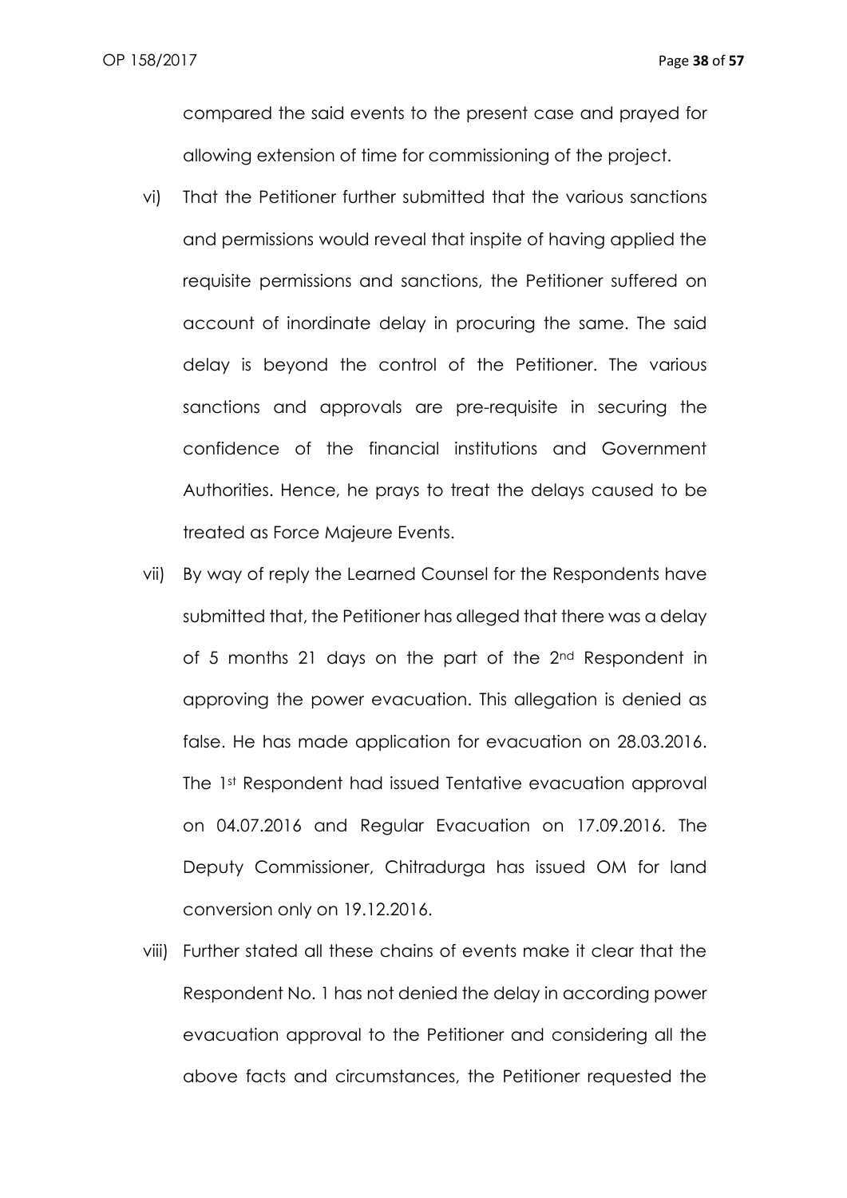compared the said events to the present case and prayed for allowing extension of time for commissioning of the project.

vi) That the Petitioner further submitted that the various sanctions and permissions would reveal that inspite of having applied the requisite permissions and sanctions, the Petitioner suffered on account of inordinate delay in procuring the same. The said delay is beyond the control of the Petitioner. The various sanctions and approvals are pre-requisite in securing the confidence of the financial institutions and Government Authorities. Hence, he prays to treat the delays caused to be treated as Force Majeure Events.

vii) By way of reply the Learned Counsel for the Respondents have submitted that, the Petitioner has alleged that there was a delay of 5 months 21 days on the part of the 2nd Respondent in approving the power evacuation. This allegation is denied as false. He has made application for evacuation on 28.03.2016. The 1st Respondent had issued Tentative evacuation approval on 04.07.2016 and Regular Evacuation on 17.09.2016. The Deputy Commissioner, Chitradurga has issued OM for land conversion only on 19.12.2016.

viii) Further stated all these chains of events make it clear that the Respondent No. 1 has not denied the delay in according power evacuation approval to the Petitioner and considering all the above facts and circumstances, the Petitioner requested the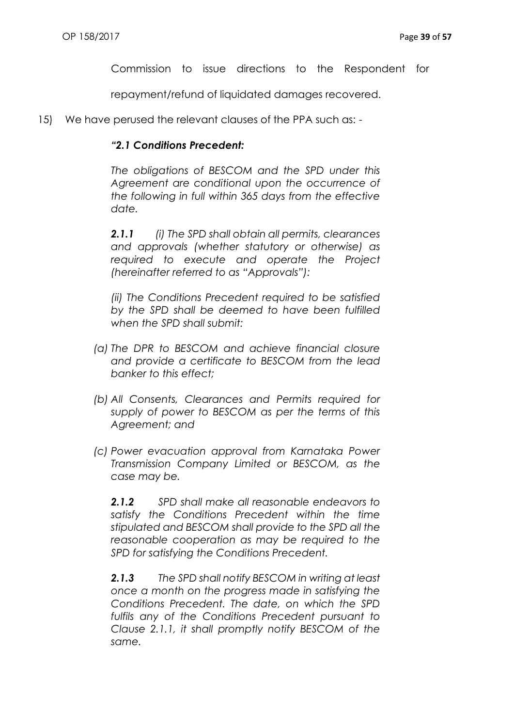Commission to issue directions to the Respondent for repayment/refund of liquidated damages recovered.

15) We have perused the relevant clauses of the PPA such as: -

> ***"2.1 Conditions Precedent:***
>
> *The obligations of BESCOM and the SPD under this Agreement are conditional upon the occurrence of the following in full within 365 days from the effective date.*
>
> ***2.1.1*** *(i) The SPD shall obtain all permits, clearances and approvals (whether statutory or otherwise) as required to execute and operate the Project (hereinafter referred to as "Approvals"):*
>
> *(ii) The Conditions Precedent required to be satisfied by the SPD shall be deemed to have been fulfilled when the SPD shall submit:*
>
> *(a) The DPR to BESCOM and achieve financial closure and provide a certificate to BESCOM from the lead banker to this effect;*
>
> *(b) All Consents, Clearances and Permits required for supply of power to BESCOM as per the terms of this Agreement; and*
>
> *(c) Power evacuation approval from Karnataka Power Transmission Company Limited or BESCOM, as the case may be.*
>
> ***2.1.2*** *SPD shall make all reasonable endeavors to satisfy the Conditions Precedent within the time stipulated and BESCOM shall provide to the SPD all the reasonable cooperation as may be required to the SPD for satisfying the Conditions Precedent.*
>
> ***2.1.3*** *The SPD shall notify BESCOM in writing at least once a month on the progress made in satisfying the Conditions Precedent. The date, on which the SPD fulfils any of the Conditions Precedent pursuant to Clause 2.1.1, it shall promptly notify BESCOM of the same.*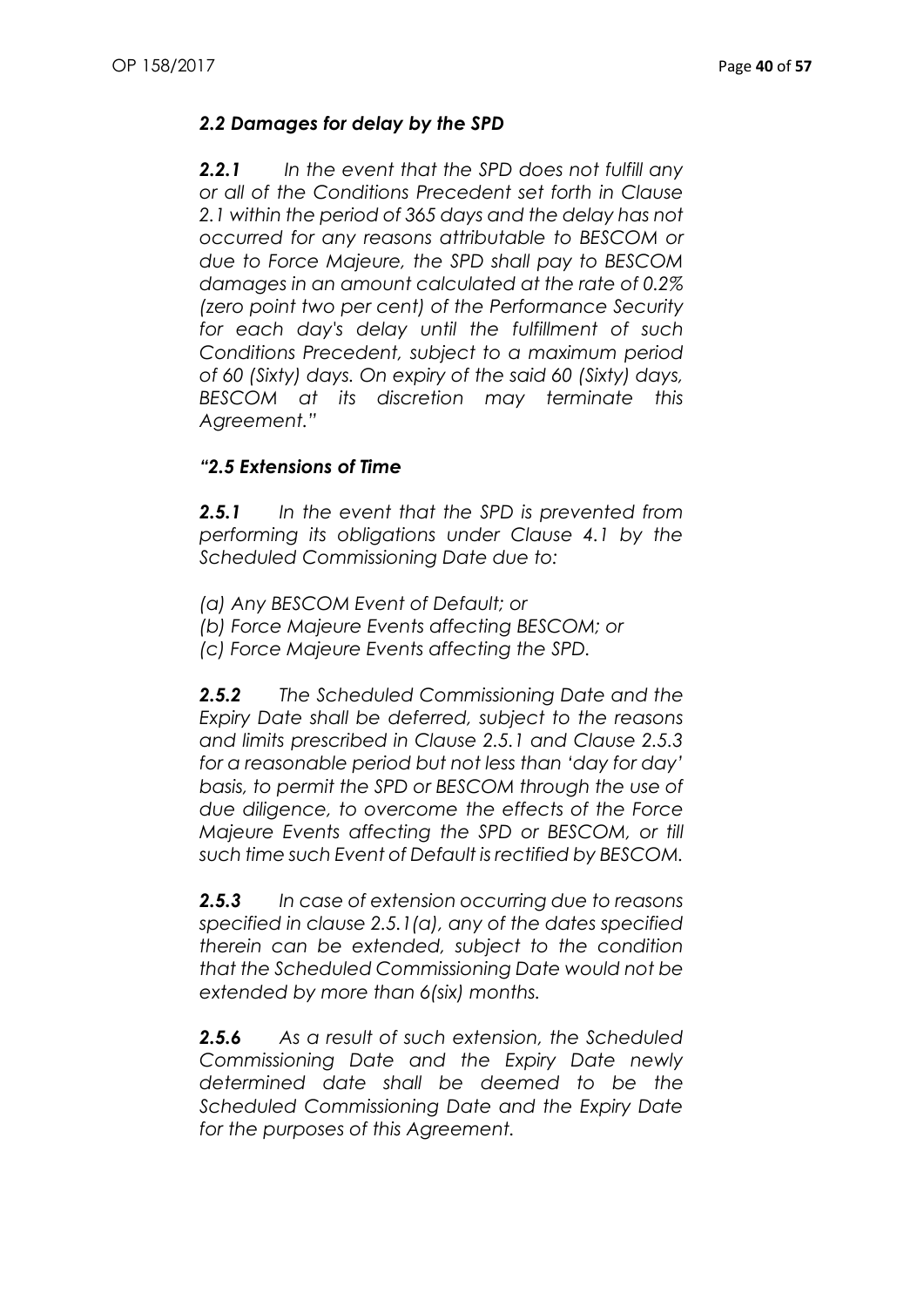### *2.2 Damages for delay by the SPD*

***2.2.1*** *In the event that the SPD does not fulfill any or all of the Conditions Precedent set forth in Clause 2.1 within the period of 365 days and the delay has not occurred for any reasons attributable to BESCOM or due to Force Majeure, the SPD shall pay to BESCOM damages in an amount calculated at the rate of 0.2% (zero point two per cent) of the Performance Security for each day's delay until the fulfillment of such Conditions Precedent, subject to a maximum period of 60 (Sixty) days. On expiry of the said 60 (Sixty) days, BESCOM at its discretion may terminate this Agreement."*

### *"2.5 Extensions of Time*

***2.5.1*** *In the event that the SPD is prevented from performing its obligations under Clause 4.1 by the Scheduled Commissioning Date due to:*

*(a) Any BESCOM Event of Default; or*
*(b) Force Majeure Events affecting BESCOM; or*
*(c) Force Majeure Events affecting the SPD.*

***2.5.2*** *The Scheduled Commissioning Date and the Expiry Date shall be deferred, subject to the reasons and limits prescribed in Clause 2.5.1 and Clause 2.5.3 for a reasonable period but not less than 'day for day' basis, to permit the SPD or BESCOM through the use of due diligence, to overcome the effects of the Force Majeure Events affecting the SPD or BESCOM, or till such time such Event of Default is rectified by BESCOM.*

***2.5.3*** *In case of extension occurring due to reasons specified in clause 2.5.1(a), any of the dates specified therein can be extended, subject to the condition that the Scheduled Commissioning Date would not be extended by more than 6(six) months.*

***2.5.6*** *As a result of such extension, the Scheduled Commissioning Date and the Expiry Date newly determined date shall be deemed to be the Scheduled Commissioning Date and the Expiry Date for the purposes of this Agreement.*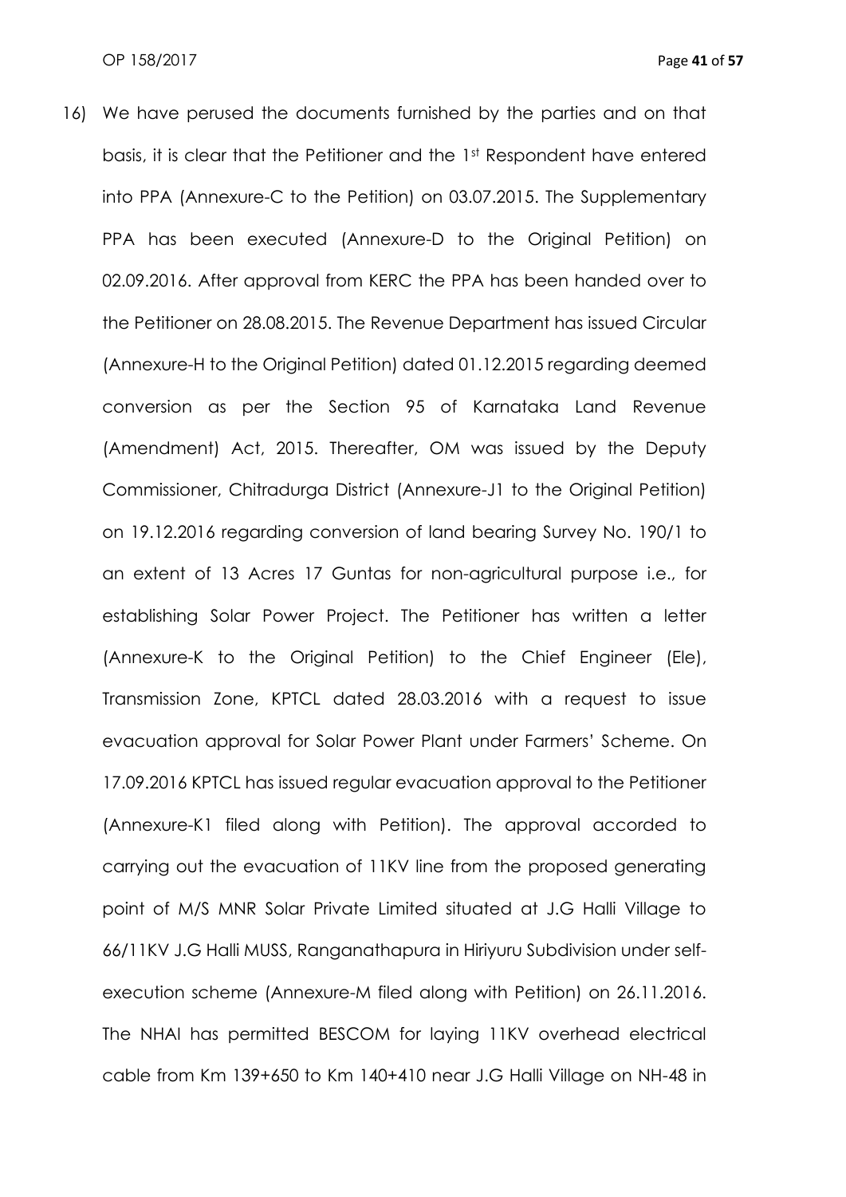16) We have perused the documents furnished by the parties and on that basis, it is clear that the Petitioner and the 1st Respondent have entered into PPA (Annexure-C to the Petition) on 03.07.2015. The Supplementary PPA has been executed (Annexure-D to the Original Petition) on 02.09.2016. After approval from KERC the PPA has been handed over to the Petitioner on 28.08.2015. The Revenue Department has issued Circular (Annexure-H to the Original Petition) dated 01.12.2015 regarding deemed conversion as per the Section 95 of Karnataka Land Revenue (Amendment) Act, 2015. Thereafter, OM was issued by the Deputy Commissioner, Chitradurga District (Annexure-J1 to the Original Petition) on 19.12.2016 regarding conversion of land bearing Survey No. 190/1 to an extent of 13 Acres 17 Guntas for non-agricultural purpose i.e., for establishing Solar Power Project. The Petitioner has written a letter (Annexure-K to the Original Petition) to the Chief Engineer (Ele), Transmission Zone, KPTCL dated 28.03.2016 with a request to issue evacuation approval for Solar Power Plant under Farmers' Scheme. On 17.09.2016 KPTCL has issued regular evacuation approval to the Petitioner (Annexure-K1 filed along with Petition). The approval accorded to carrying out the evacuation of 11KV line from the proposed generating point of M/S MNR Solar Private Limited situated at J.G Halli Village to 66/11KV J.G Halli MUSS, Ranganathapura in Hiriyuru Subdivision under self-execution scheme (Annexure-M filed along with Petition) on 26.11.2016. The NHAI has permitted BESCOM for laying 11KV overhead electrical cable from Km 139+650 to Km 140+410 near J.G Halli Village on NH-48 in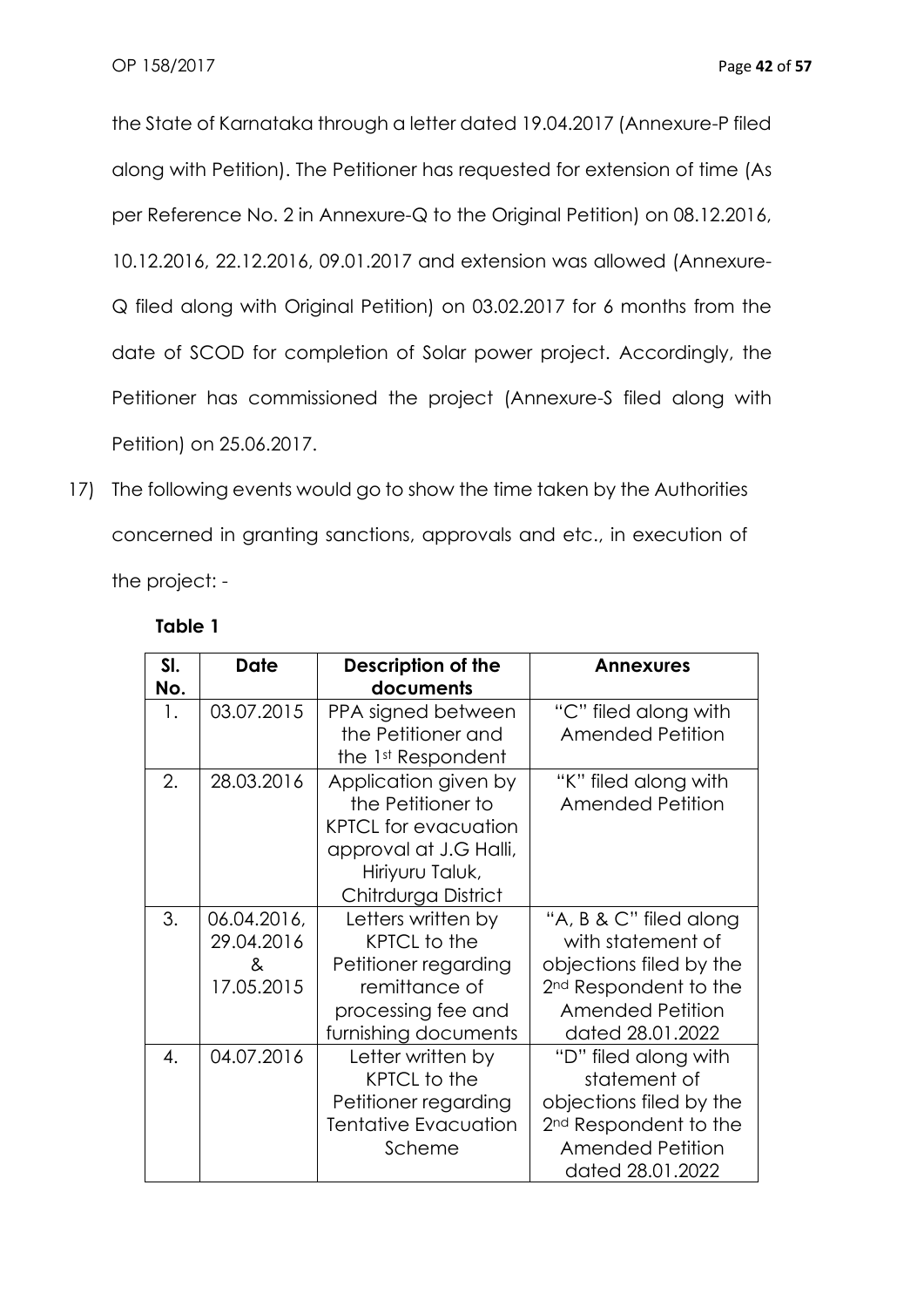the State of Karnataka through a letter dated 19.04.2017 (Annexure-P filed along with Petition). The Petitioner has requested for extension of time (As per Reference No. 2 in Annexure-Q to the Original Petition) on 08.12.2016, 10.12.2016, 22.12.2016, 09.01.2017 and extension was allowed (Annexure-Q filed along with Original Petition) on 03.02.2017 for 6 months from the date of SCOD for completion of Solar power project. Accordingly, the Petitioner has commissioned the project (Annexure-S filed along with Petition) on 25.06.2017.

17) The following events would go to show the time taken by the Authorities concerned in granting sanctions, approvals and etc., in execution of the project: -

**Table 1**

| Sl. No. | Date | Description of the documents | Annexures |
|---|---|---|---|
| 1. | 03.07.2015 | PPA signed between the Petitioner and the 1st Respondent | "C" filed along with Amended Petition |
| 2. | 28.03.2016 | Application given by the Petitioner to KPTCL for evacuation approval at J.G Halli, Hiriyuru Taluk, Chitrdurga District | "K" filed along with Amended Petition |
| 3. | 06.04.2016, 29.04.2016 & 17.05.2015 | Letters written by KPTCL to the Petitioner regarding remittance of processing fee and furnishing documents | "A, B & C" filed along with statement of objections filed by the 2nd Respondent to the Amended Petition dated 28.01.2022 |
| 4. | 04.07.2016 | Letter written by KPTCL to the Petitioner regarding Tentative Evacuation Scheme | "D" filed along with statement of objections filed by the 2nd Respondent to the Amended Petition dated 28.01.2022 |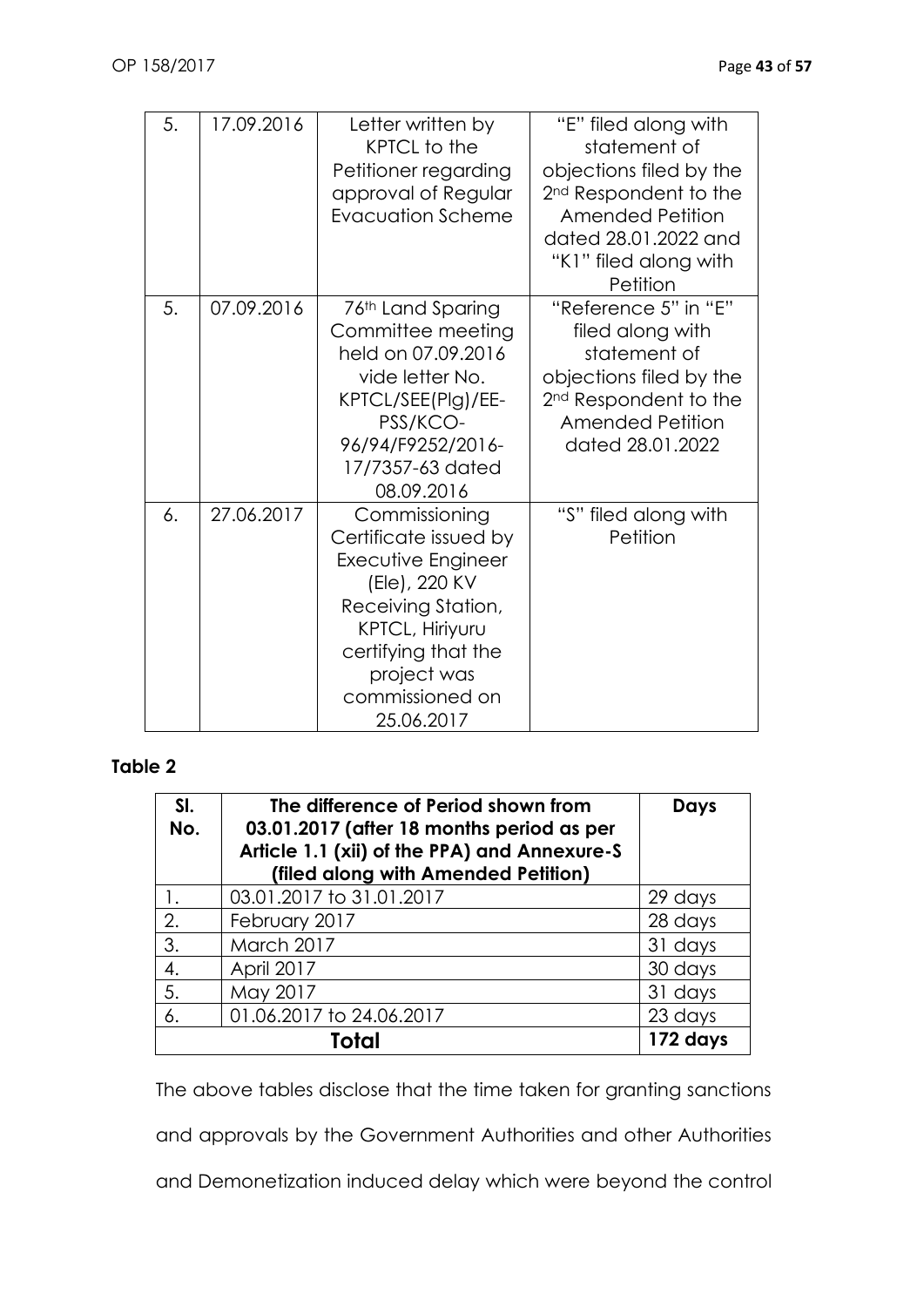| 5. | 17.09.2016 | Letter written by KPTCL to the Petitioner regarding approval of Regular Evacuation Scheme | "E" filed along with statement of objections filed by the 2nd Respondent to the Amended Petition dated 28.01.2022 and "K1" filed along with Petition |
|---|---|---|---|
| 5. | 07.09.2016 | 76th Land Sparing Committee meeting held on 07.09.2016 vide letter No. KPTCL/SEE(Plg)/EE-PSS/KCO-96/94/F9252/2016-17/7357-63 dated 08.09.2016 | "Reference 5" in "E" filed along with statement of objections filed by the 2nd Respondent to the Amended Petition dated 28.01.2022 |
| 6. | 27.06.2017 | Commissioning Certificate issued by Executive Engineer (Ele), 220 KV Receiving Station, KPTCL, Hiriyuru certifying that the project was commissioned on 25.06.2017 | "S" filed along with Petition |

**Table 2**

| Sl. No. | The difference of Period shown from 03.01.2017 (after 18 months period as per Article 1.1 (xii) of the PPA) and Annexure-S (filed along with Amended Petition) | Days |
|---|---|---|
| 1. | 03.01.2017 to 31.01.2017 | 29 days |
| 2. | February 2017 | 28 days |
| 3. | March 2017 | 31 days |
| 4. | April 2017 | 30 days |
| 5. | May 2017 | 31 days |
| 6. | 01.06.2017 to 24.06.2017 | 23 days |
| **Total** | | **172 days** |

The above tables disclose that the time taken for granting sanctions and approvals by the Government Authorities and other Authorities and Demonetization induced delay which were beyond the control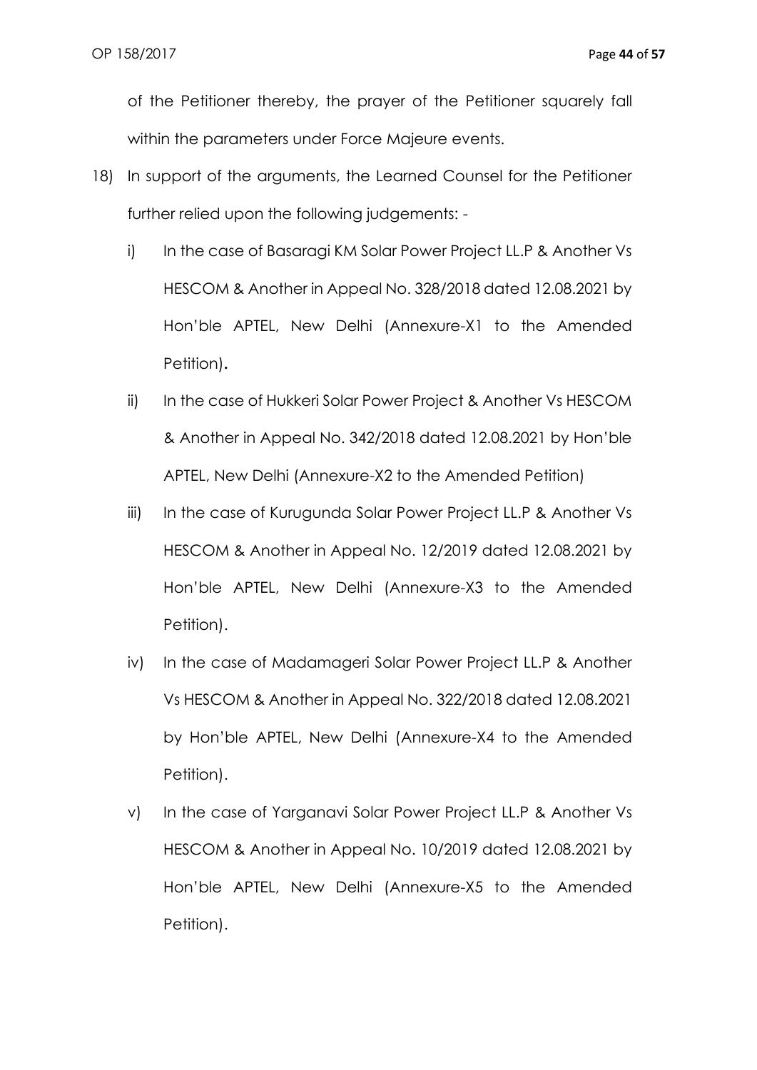of the Petitioner thereby, the prayer of the Petitioner squarely fall within the parameters under Force Majeure events.

18) In support of the arguments, the Learned Counsel for the Petitioner further relied upon the following judgements: -

    i) In the case of Basaragi KM Solar Power Project LL.P & Another Vs HESCOM & Another in Appeal No. 328/2018 dated 12.08.2021 by Hon'ble APTEL, New Delhi (Annexure-X1 to the Amended Petition).

    ii) In the case of Hukkeri Solar Power Project & Another Vs HESCOM & Another in Appeal No. 342/2018 dated 12.08.2021 by Hon'ble APTEL, New Delhi (Annexure-X2 to the Amended Petition)

    iii) In the case of Kurugunda Solar Power Project LL.P & Another Vs HESCOM & Another in Appeal No. 12/2019 dated 12.08.2021 by Hon'ble APTEL, New Delhi (Annexure-X3 to the Amended Petition).

    iv) In the case of Madamageri Solar Power Project LL.P & Another Vs HESCOM & Another in Appeal No. 322/2018 dated 12.08.2021 by Hon'ble APTEL, New Delhi (Annexure-X4 to the Amended Petition).

    v) In the case of Yarganavi Solar Power Project LL.P & Another Vs HESCOM & Another in Appeal No. 10/2019 dated 12.08.2021 by Hon'ble APTEL, New Delhi (Annexure-X5 to the Amended Petition).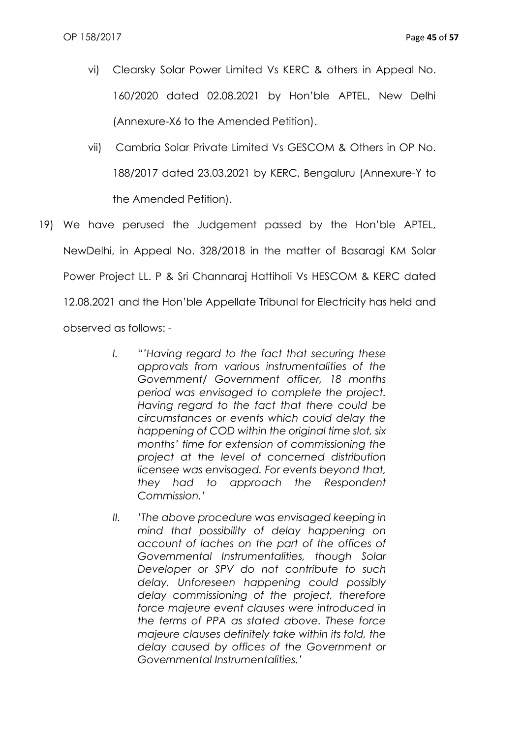vi) Clearsky Solar Power Limited Vs KERC & others in Appeal No. 160/2020 dated 02.08.2021 by Hon'ble APTEL, New Delhi (Annexure-X6 to the Amended Petition).

vii) Cambria Solar Private Limited Vs GESCOM & Others in OP No. 188/2017 dated 23.03.2021 by KERC, Bengaluru (Annexure-Y to the Amended Petition).

19) We have perused the Judgement passed by the Hon'ble APTEL, NewDelhi, in Appeal No. 328/2018 in the matter of Basaragi KM Solar Power Project LL. P & Sri Channaraj Hattiholi Vs HESCOM & KERC dated 12.08.2021 and the Hon'ble Appellate Tribunal for Electricity has held and observed as follows: -

> I. *"'Having regard to the fact that securing these approvals from various instrumentalities of the Government/ Government officer, 18 months period was envisaged to complete the project. Having regard to the fact that there could be circumstances or events which could delay the happening of COD within the original time slot, six months' time for extension of commissioning the project at the level of concerned distribution licensee was envisaged. For events beyond that, they had to approach the Respondent Commission.'*
>
> II. *'The above procedure was envisaged keeping in mind that possibility of delay happening on account of laches on the part of the offices of Governmental Instrumentalities, though Solar Developer or SPV do not contribute to such delay. Unforeseen happening could possibly delay commissioning of the project, therefore force majeure event clauses were introduced in the terms of PPA as stated above. These force majeure clauses definitely take within its fold, the delay caused by offices of the Government or Governmental Instrumentalities.'*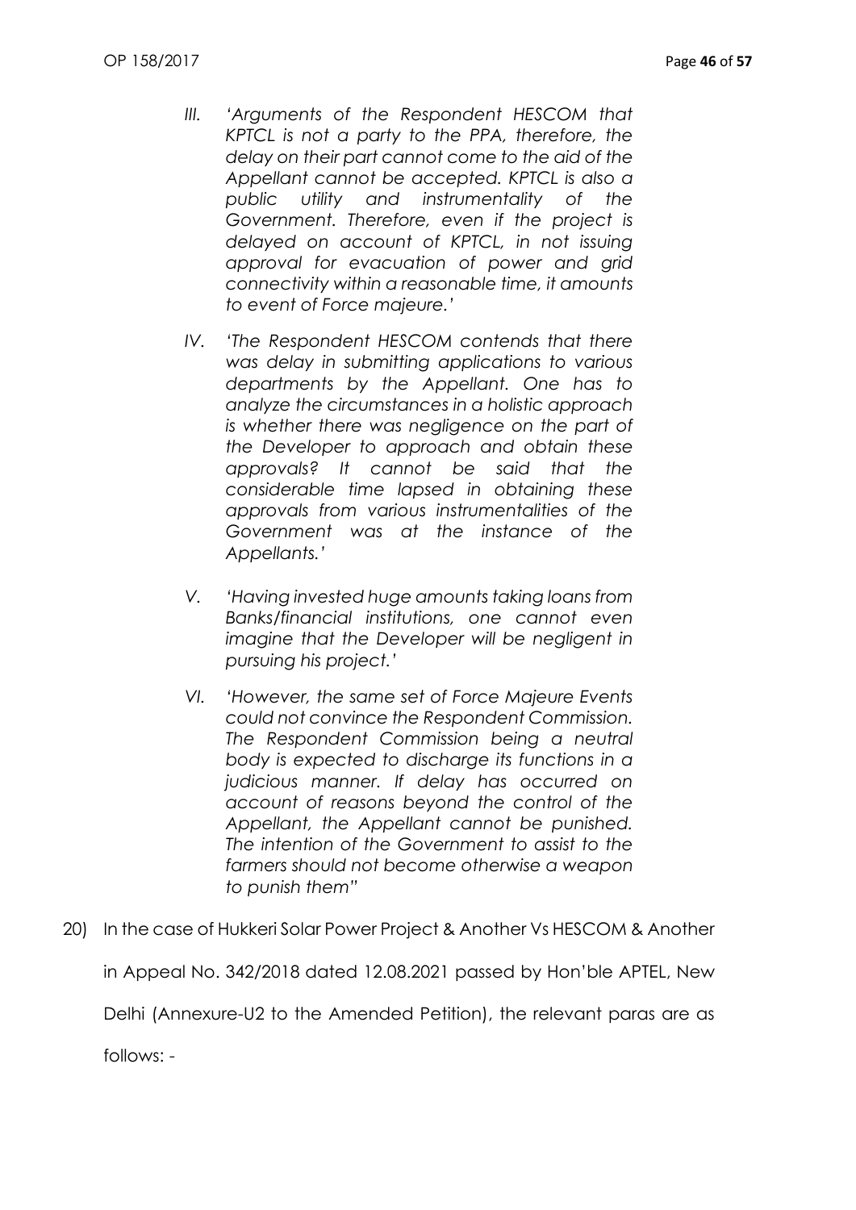III. *'Arguments of the Respondent HESCOM that KPTCL is not a party to the PPA, therefore, the delay on their part cannot come to the aid of the Appellant cannot be accepted. KPTCL is also a public utility and instrumentality of the Government. Therefore, even if the project is delayed on account of KPTCL, in not issuing approval for evacuation of power and grid connectivity within a reasonable time, it amounts to event of Force majeure.'*

IV. *'The Respondent HESCOM contends that there was delay in submitting applications to various departments by the Appellant. One has to analyze the circumstances in a holistic approach is whether there was negligence on the part of the Developer to approach and obtain these approvals? It cannot be said that the considerable time lapsed in obtaining these approvals from various instrumentalities of the Government was at the instance of the Appellants.'*

V. *'Having invested huge amounts taking loans from Banks/financial institutions, one cannot even imagine that the Developer will be negligent in pursuing his project.'*

VI. *'However, the same set of Force Majeure Events could not convince the Respondent Commission. The Respondent Commission being a neutral body is expected to discharge its functions in a judicious manner. If delay has occurred on account of reasons beyond the control of the Appellant, the Appellant cannot be punished. The intention of the Government to assist to the farmers should not become otherwise a weapon to punish them"*

20) In the case of Hukkeri Solar Power Project & Another Vs HESCOM & Another in Appeal No. 342/2018 dated 12.08.2021 passed by Hon'ble APTEL, New Delhi (Annexure-U2 to the Amended Petition), the relevant paras are as follows: -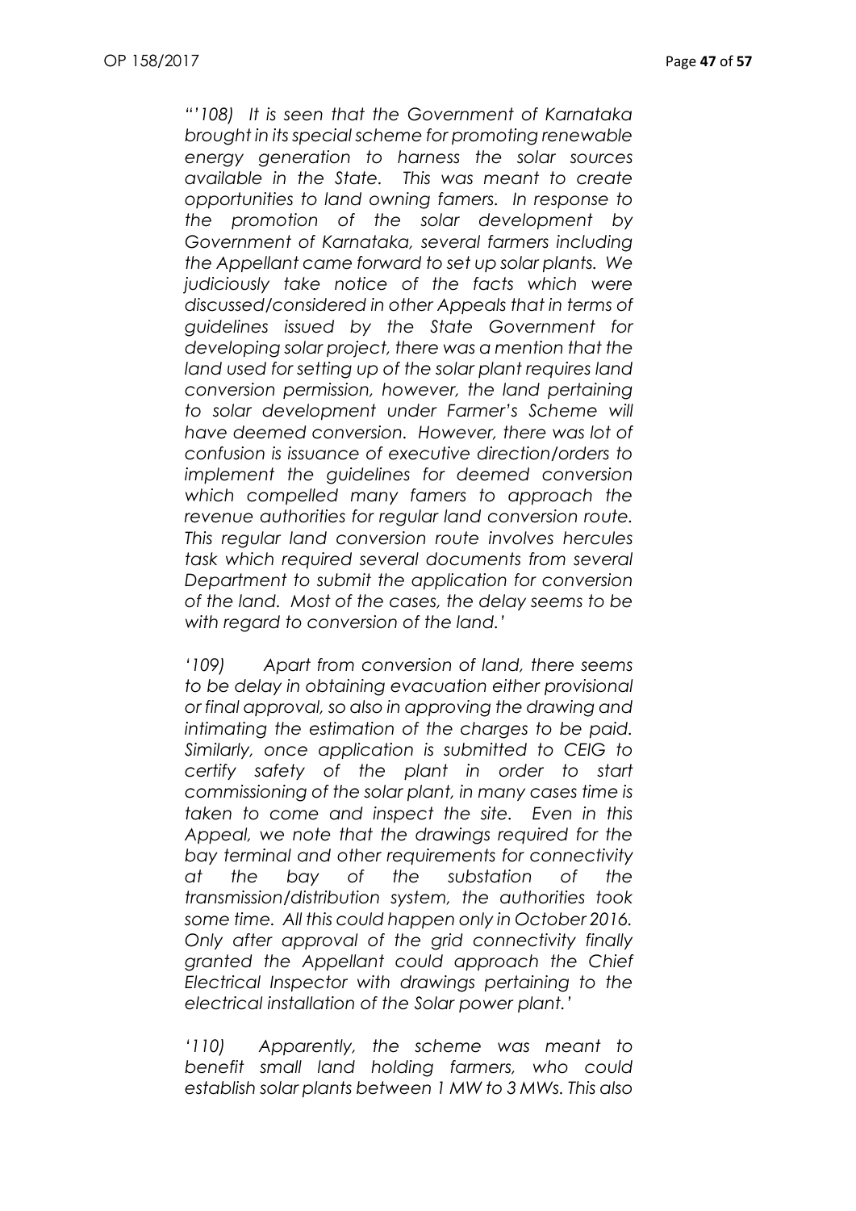*"'108) It is seen that the Government of Karnataka brought in its special scheme for promoting renewable energy generation to harness the solar sources available in the State. This was meant to create opportunities to land owning famers. In response to the promotion of the solar development by Government of Karnataka, several farmers including the Appellant came forward to set up solar plants. We judiciously take notice of the facts which were discussed/considered in other Appeals that in terms of guidelines issued by the State Government for developing solar project, there was a mention that the land used for setting up of the solar plant requires land conversion permission, however, the land pertaining to solar development under Farmer's Scheme will have deemed conversion. However, there was lot of confusion is issuance of executive direction/orders to implement the guidelines for deemed conversion which compelled many famers to approach the revenue authorities for regular land conversion route. This regular land conversion route involves hercules task which required several documents from several Department to submit the application for conversion of the land. Most of the cases, the delay seems to be with regard to conversion of the land.'*

*'109) Apart from conversion of land, there seems to be delay in obtaining evacuation either provisional or final approval, so also in approving the drawing and intimating the estimation of the charges to be paid. Similarly, once application is submitted to CEIG to certify safety of the plant in order to start commissioning of the solar plant, in many cases time is taken to come and inspect the site. Even in this Appeal, we note that the drawings required for the bay terminal and other requirements for connectivity at the bay of the substation of the transmission/distribution system, the authorities took some time. All this could happen only in October 2016. Only after approval of the grid connectivity finally granted the Appellant could approach the Chief Electrical Inspector with drawings pertaining to the electrical installation of the Solar power plant.'*

*'110) Apparently, the scheme was meant to benefit small land holding farmers, who could establish solar plants between 1 MW to 3 MWs. This also*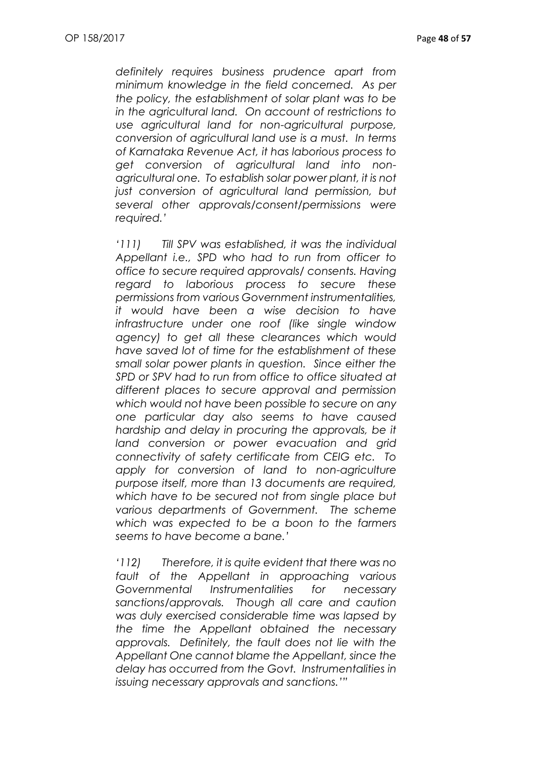*definitely requires business prudence apart from minimum knowledge in the field concerned. As per the policy, the establishment of solar plant was to be in the agricultural land. On account of restrictions to use agricultural land for non-agricultural purpose, conversion of agricultural land use is a must. In terms of Karnataka Revenue Act, it has laborious process to get conversion of agricultural land into non-agricultural one. To establish solar power plant, it is not just conversion of agricultural land permission, but several other approvals/consent/permissions were required.'*

*'111) Till SPV was established, it was the individual Appellant i.e., SPD who had to run from officer to office to secure required approvals/ consents. Having regard to laborious process to secure these permissions from various Government instrumentalities, it would have been a wise decision to have infrastructure under one roof (like single window agency) to get all these clearances which would have saved lot of time for the establishment of these small solar power plants in question. Since either the SPD or SPV had to run from office to office situated at different places to secure approval and permission which would not have been possible to secure on any one particular day also seems to have caused hardship and delay in procuring the approvals, be it land conversion or power evacuation and grid connectivity of safety certificate from CEIG etc. To apply for conversion of land to non-agriculture purpose itself, more than 13 documents are required, which have to be secured not from single place but various departments of Government. The scheme which was expected to be a boon to the farmers seems to have become a bane.'*

*'112) Therefore, it is quite evident that there was no fault of the Appellant in approaching various Governmental Instrumentalities for necessary sanctions/approvals. Though all care and caution was duly exercised considerable time was lapsed by the time the Appellant obtained the necessary approvals. Definitely, the fault does not lie with the Appellant One cannot blame the Appellant, since the delay has occurred from the Govt. Instrumentalities in issuing necessary approvals and sanctions.'"*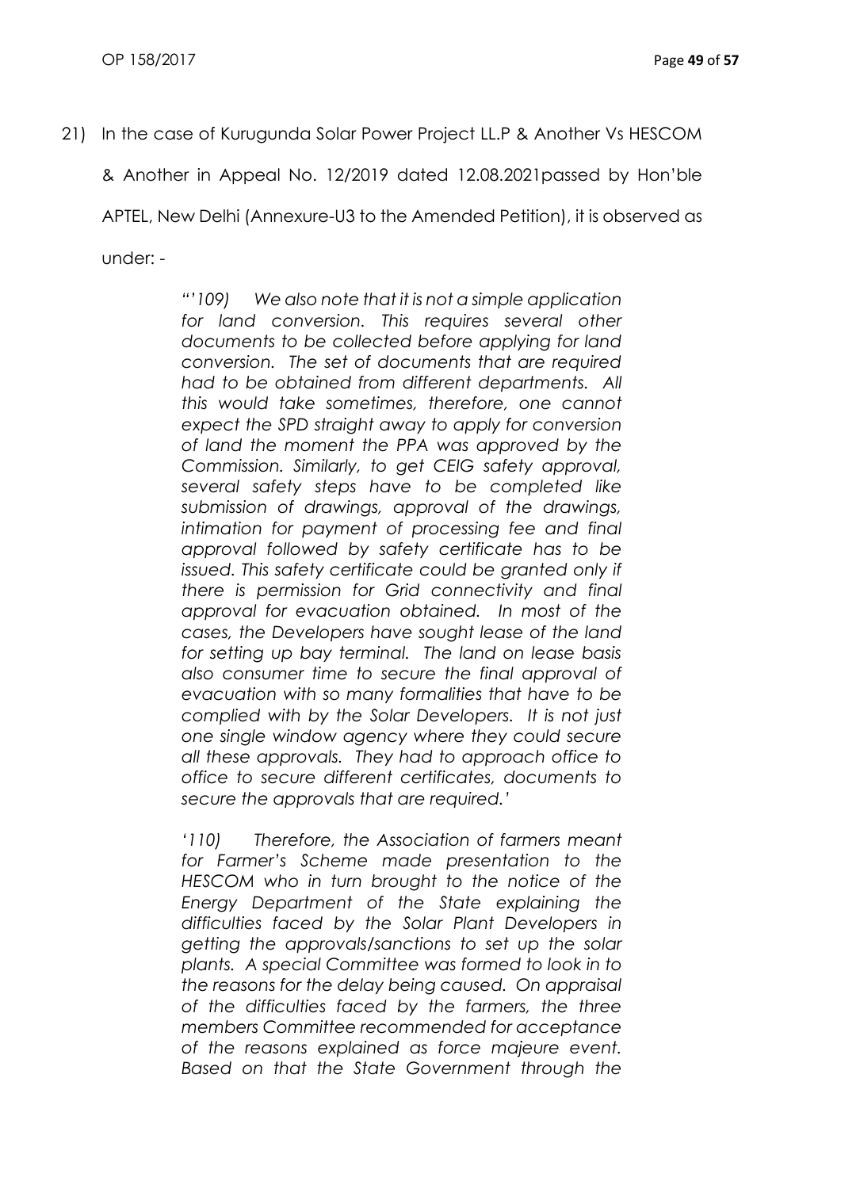21) In the case of Kurugunda Solar Power Project LL.P & Another Vs HESCOM & Another in Appeal No. 12/2019 dated 12.08.2021passed by Hon'ble APTEL, New Delhi (Annexure-U3 to the Amended Petition), it is observed as under: -

> *"'109) We also note that it is not a simple application for land conversion. This requires several other documents to be collected before applying for land conversion. The set of documents that are required had to be obtained from different departments. All this would take sometimes, therefore, one cannot expect the SPD straight away to apply for conversion of land the moment the PPA was approved by the Commission. Similarly, to get CEIG safety approval, several safety steps have to be completed like submission of drawings, approval of the drawings, intimation for payment of processing fee and final approval followed by safety certificate has to be issued. This safety certificate could be granted only if there is permission for Grid connectivity and final approval for evacuation obtained. In most of the cases, the Developers have sought lease of the land for setting up bay terminal. The land on lease basis also consumer time to secure the final approval of evacuation with so many formalities that have to be complied with by the Solar Developers. It is not just one single window agency where they could secure all these approvals. They had to approach office to office to secure different certificates, documents to secure the approvals that are required.'*
>
> *'110) Therefore, the Association of farmers meant for Farmer's Scheme made presentation to the HESCOM who in turn brought to the notice of the Energy Department of the State explaining the difficulties faced by the Solar Plant Developers in getting the approvals/sanctions to set up the solar plants. A special Committee was formed to look in to the reasons for the delay being caused. On appraisal of the difficulties faced by the farmers, the three members Committee recommended for acceptance of the reasons explained as force majeure event. Based on that the State Government through the*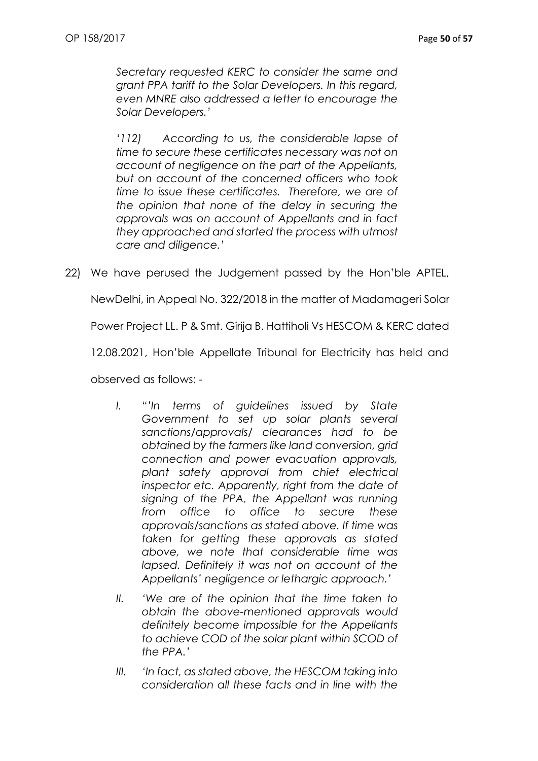*Secretary requested KERC to consider the same and grant PPA tariff to the Solar Developers. In this regard, even MNRE also addressed a letter to encourage the Solar Developers.'*

*'112) According to us, the considerable lapse of time to secure these certificates necessary was not on account of negligence on the part of the Appellants, but on account of the concerned officers who took time to issue these certificates. Therefore, we are of the opinion that none of the delay in securing the approvals was on account of Appellants and in fact they approached and started the process with utmost care and diligence.'*

22) We have perused the Judgement passed by the Hon'ble APTEL, NewDelhi, in Appeal No. 322/2018 in the matter of Madamageri Solar Power Project LL. P & Smt. Girija B. Hattiholi Vs HESCOM & KERC dated 12.08.2021, Hon'ble Appellate Tribunal for Electricity has held and observed as follows: -

I. *"'In terms of guidelines issued by State Government to set up solar plants several sanctions/approvals/ clearances had to be obtained by the farmers like land conversion, grid connection and power evacuation approvals, plant safety approval from chief electrical inspector etc. Apparently, right from the date of signing of the PPA, the Appellant was running from office to office to secure these approvals/sanctions as stated above. If time was taken for getting these approvals as stated above, we note that considerable time was lapsed. Definitely it was not on account of the Appellants' negligence or lethargic approach.'*

II. *'We are of the opinion that the time taken to obtain the above-mentioned approvals would definitely become impossible for the Appellants to achieve COD of the solar plant within SCOD of the PPA.'*

III. *'In fact, as stated above, the HESCOM taking into consideration all these facts and in line with the*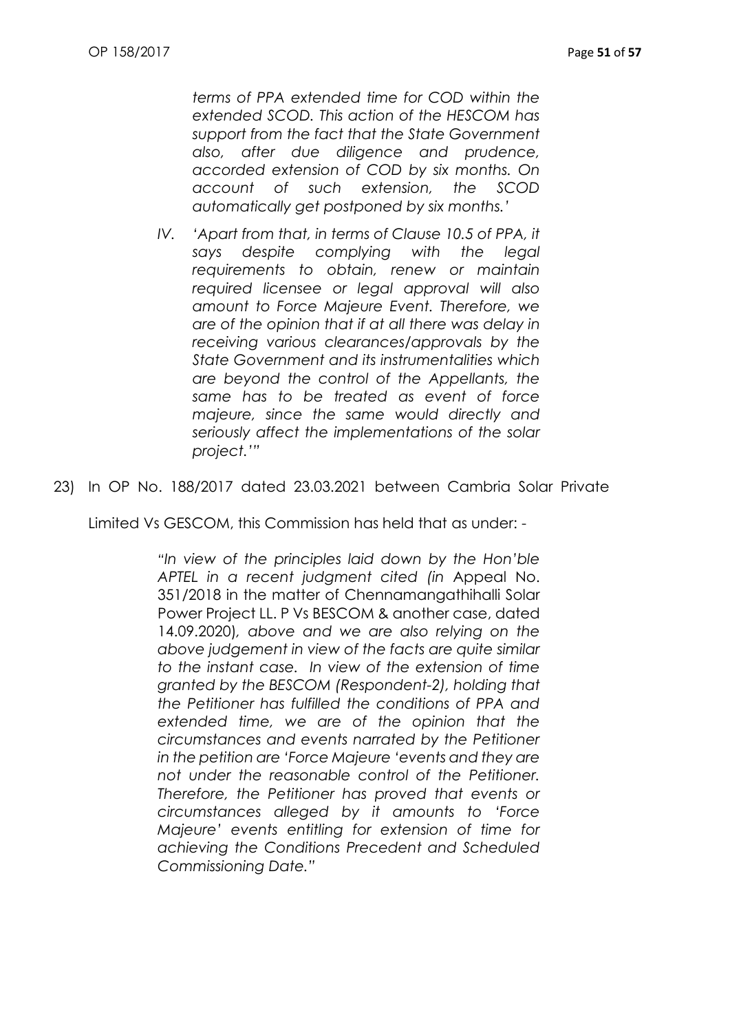*terms of PPA extended time for COD within the extended SCOD. This action of the HESCOM has support from the fact that the State Government also, after due diligence and prudence, accorded extension of COD by six months. On account of such extension, the SCOD automatically get postponed by six months.'*

> IV. *'Apart from that, in terms of Clause 10.5 of PPA, it says despite complying with the legal requirements to obtain, renew or maintain required licensee or legal approval will also amount to Force Majeure Event. Therefore, we are of the opinion that if at all there was delay in receiving various clearances/approvals by the State Government and its instrumentalities which are beyond the control of the Appellants, the same has to be treated as event of force majeure, since the same would directly and seriously affect the implementations of the solar project.'"*

23) In OP No. 188/2017 dated 23.03.2021 between Cambria Solar Private Limited Vs GESCOM, this Commission has held that as under: -

> *"In view of the principles laid down by the Hon'ble APTEL in a recent judgment cited (in* Appeal No. 351/2018 in the matter of Chennamangathihalli Solar Power Project LL. P Vs BESCOM & another case, dated 14.09.2020)*, above and we are also relying on the above judgement in view of the facts are quite similar to the instant case. In view of the extension of time granted by the BESCOM (Respondent-2), holding that the Petitioner has fulfilled the conditions of PPA and extended time, we are of the opinion that the circumstances and events narrated by the Petitioner in the petition are 'Force Majeure 'events and they are not under the reasonable control of the Petitioner. Therefore, the Petitioner has proved that events or circumstances alleged by it amounts to 'Force Majeure' events entitling for extension of time for achieving the Conditions Precedent and Scheduled Commissioning Date."*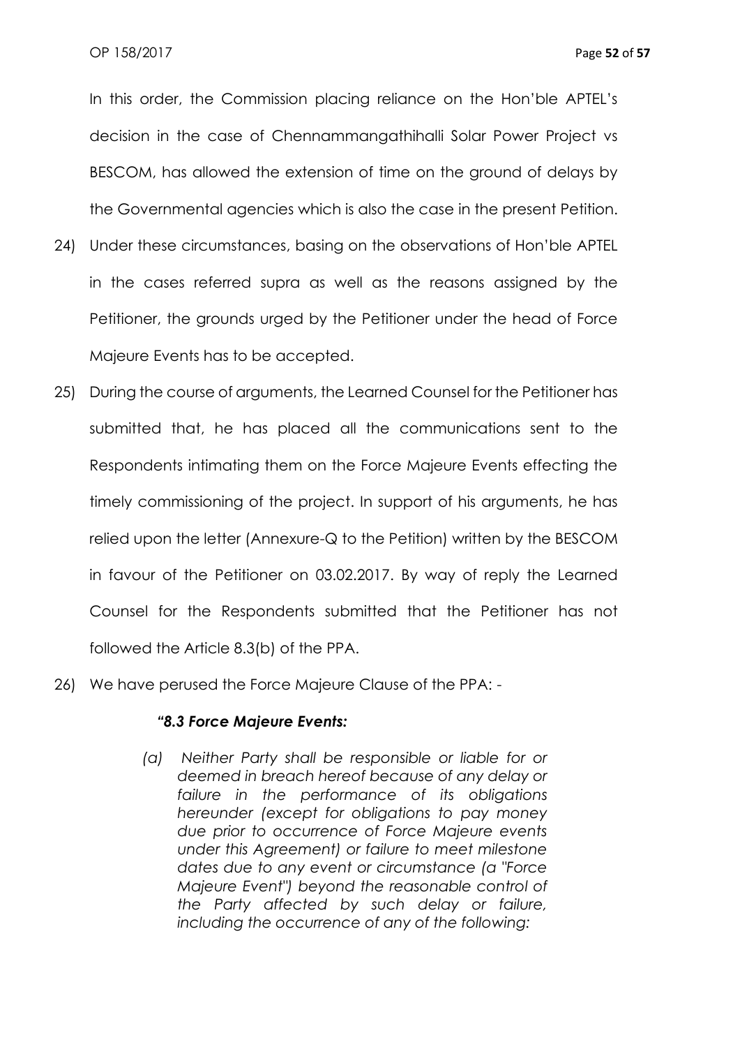In this order, the Commission placing reliance on the Hon'ble APTEL's decision in the case of Chennammangathihalli Solar Power Project vs BESCOM, has allowed the extension of time on the ground of delays by the Governmental agencies which is also the case in the present Petition.

24) Under these circumstances, basing on the observations of Hon'ble APTEL in the cases referred supra as well as the reasons assigned by the Petitioner, the grounds urged by the Petitioner under the head of Force Majeure Events has to be accepted.

25) During the course of arguments, the Learned Counsel for the Petitioner has submitted that, he has placed all the communications sent to the Respondents intimating them on the Force Majeure Events effecting the timely commissioning of the project. In support of his arguments, he has relied upon the letter (Annexure-Q to the Petition) written by the BESCOM in favour of the Petitioner on 03.02.2017. By way of reply the Learned Counsel for the Respondents submitted that the Petitioner has not followed the Article 8.3(b) of the PPA.

26) We have perused the Force Majeure Clause of the PPA: -

> ***"8.3 Force Majeure Events:***
>
> *(a) Neither Party shall be responsible or liable for or deemed in breach hereof because of any delay or failure in the performance of its obligations hereunder (except for obligations to pay money due prior to occurrence of Force Majeure events under this Agreement) or failure to meet milestone dates due to any event or circumstance (a "Force Majeure Event") beyond the reasonable control of the Party affected by such delay or failure, including the occurrence of any of the following:*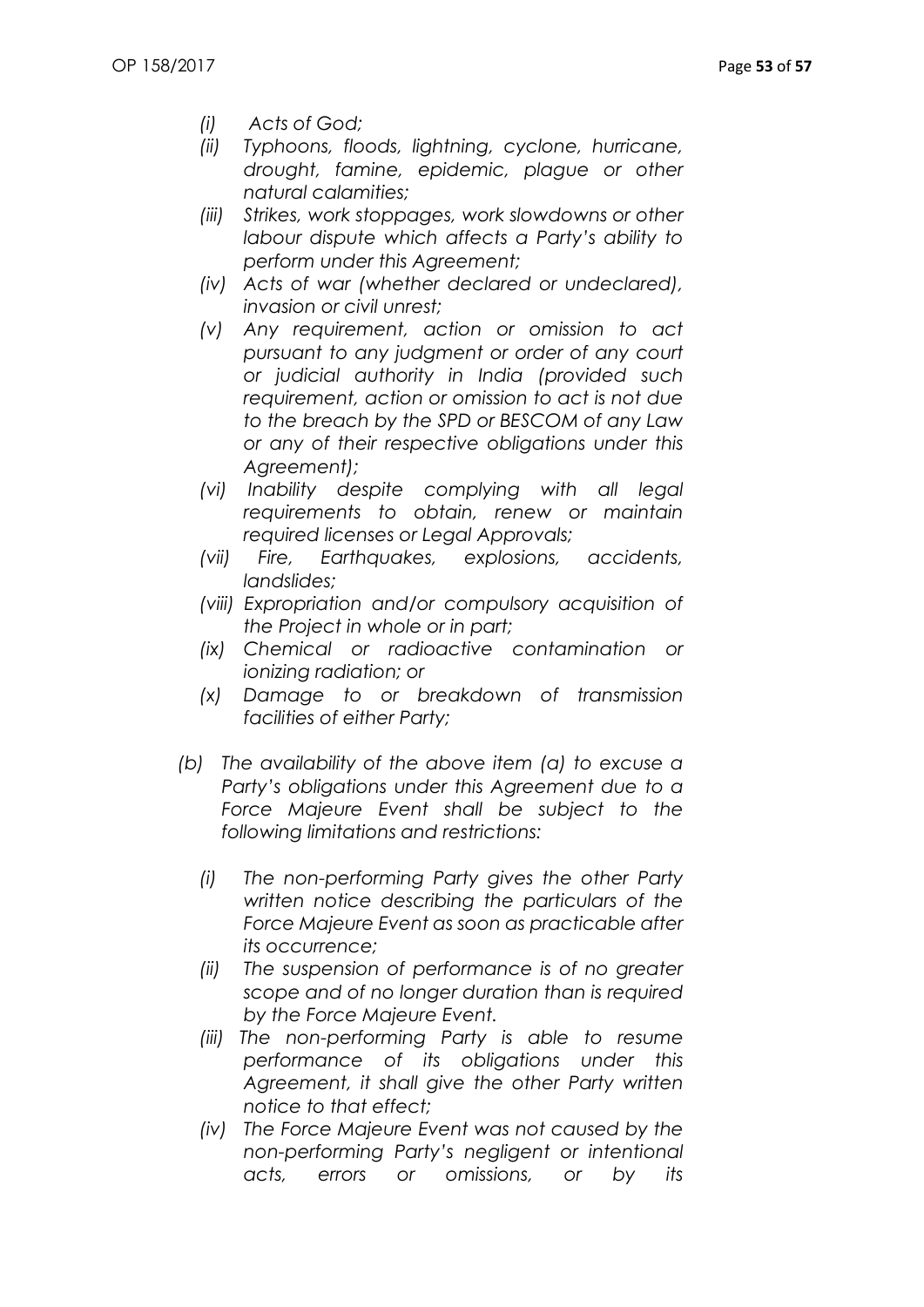- *(i) Acts of God;*
- *(ii) Typhoons, floods, lightning, cyclone, hurricane, drought, famine, epidemic, plague or other natural calamities;*
- *(iii) Strikes, work stoppages, work slowdowns or other labour dispute which affects a Party's ability to perform under this Agreement;*
- *(iv) Acts of war (whether declared or undeclared), invasion or civil unrest;*
- *(v) Any requirement, action or omission to act pursuant to any judgment or order of any court or judicial authority in India (provided such requirement, action or omission to act is not due to the breach by the SPD or BESCOM of any Law or any of their respective obligations under this Agreement);*
- *(vi) Inability despite complying with all legal requirements to obtain, renew or maintain required licenses or Legal Approvals;*
- *(vii) Fire, Earthquakes, explosions, accidents, landslides;*
- *(viii) Expropriation and/or compulsory acquisition of the Project in whole or in part;*
- *(ix) Chemical or radioactive contamination or ionizing radiation; or*
- *(x) Damage to or breakdown of transmission facilities of either Party;*

*(b) The availability of the above item (a) to excuse a Party's obligations under this Agreement due to a Force Majeure Event shall be subject to the following limitations and restrictions:*

- *(i) The non-performing Party gives the other Party written notice describing the particulars of the Force Majeure Event as soon as practicable after its occurrence;*
- *(ii) The suspension of performance is of no greater scope and of no longer duration than is required by the Force Majeure Event.*
- *(iii) The non-performing Party is able to resume performance of its obligations under this Agreement, it shall give the other Party written notice to that effect;*
- *(iv) The Force Majeure Event was not caused by the non-performing Party's negligent or intentional acts, errors or omissions, or by its*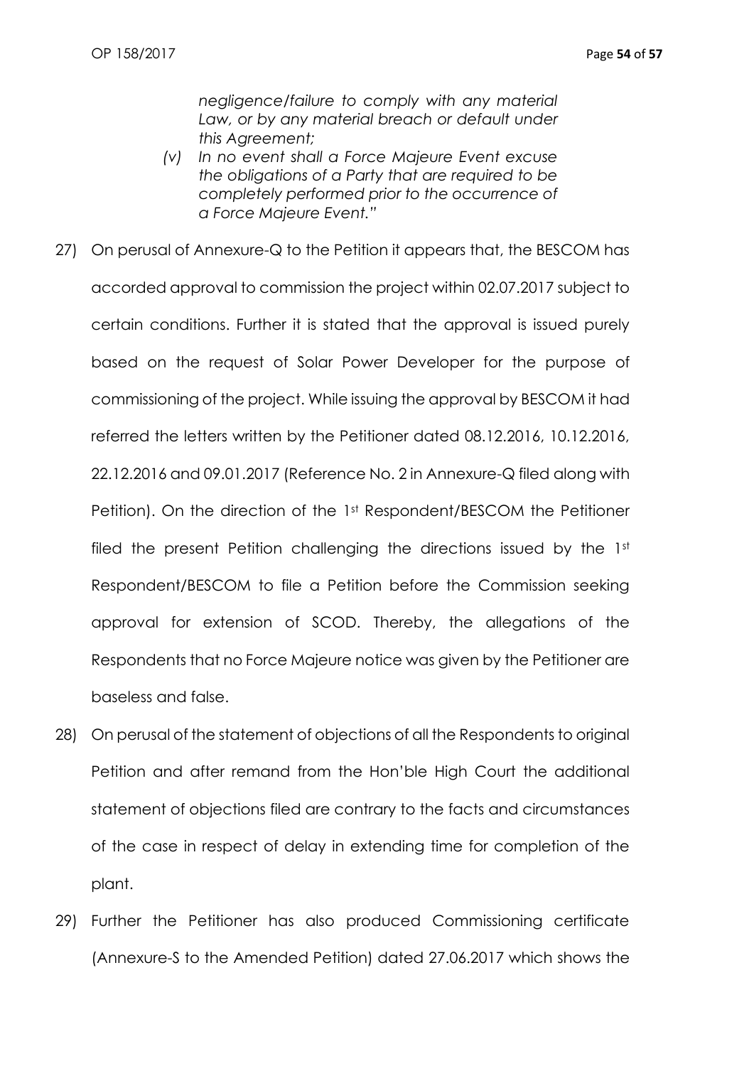*negligence/failure to comply with any material Law, or by any material breach or default under this Agreement;*

*(v) In no event shall a Force Majeure Event excuse the obligations of a Party that are required to be completely performed prior to the occurrence of a Force Majeure Event."*

27) On perusal of Annexure-Q to the Petition it appears that, the BESCOM has accorded approval to commission the project within 02.07.2017 subject to certain conditions. Further it is stated that the approval is issued purely based on the request of Solar Power Developer for the purpose of commissioning of the project. While issuing the approval by BESCOM it had referred the letters written by the Petitioner dated 08.12.2016, 10.12.2016, 22.12.2016 and 09.01.2017 (Reference No. 2 in Annexure-Q filed along with Petition). On the direction of the 1st Respondent/BESCOM the Petitioner filed the present Petition challenging the directions issued by the 1st Respondent/BESCOM to file a Petition before the Commission seeking approval for extension of SCOD. Thereby, the allegations of the Respondents that no Force Majeure notice was given by the Petitioner are baseless and false.

28) On perusal of the statement of objections of all the Respondents to original Petition and after remand from the Hon'ble High Court the additional statement of objections filed are contrary to the facts and circumstances of the case in respect of delay in extending time for completion of the plant.

29) Further the Petitioner has also produced Commissioning certificate (Annexure-S to the Amended Petition) dated 27.06.2017 which shows the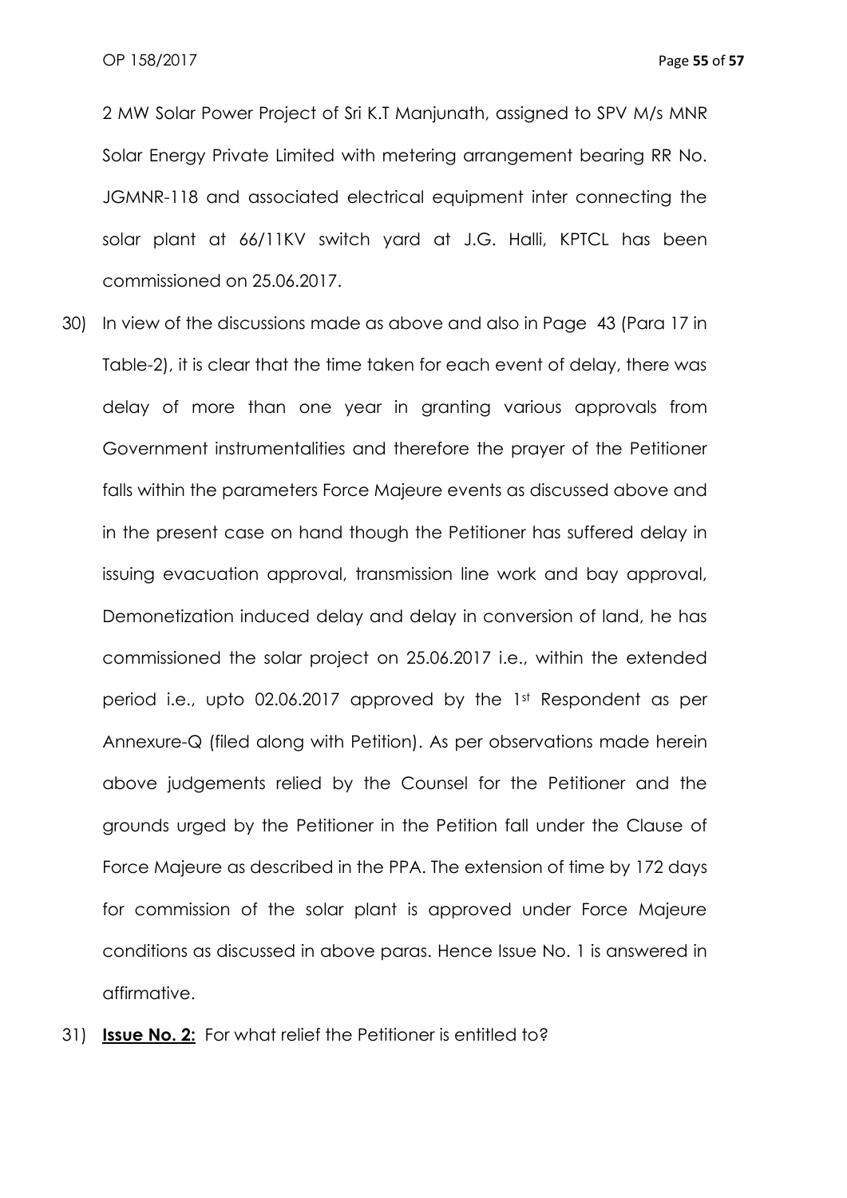2 MW Solar Power Project of Sri K.T Manjunath, assigned to SPV M/s MNR Solar Energy Private Limited with metering arrangement bearing RR No. JGMNR-118 and associated electrical equipment inter connecting the solar plant at 66/11KV switch yard at J.G. Halli, KPTCL has been commissioned on 25.06.2017.

30) In view of the discussions made as above and also in Page 43 (Para 17 in Table-2), it is clear that the time taken for each event of delay, there was delay of more than one year in granting various approvals from Government instrumentalities and therefore the prayer of the Petitioner falls within the parameters Force Majeure events as discussed above and in the present case on hand though the Petitioner has suffered delay in issuing evacuation approval, transmission line work and bay approval, Demonetization induced delay and delay in conversion of land, he has commissioned the solar project on 25.06.2017 i.e., within the extended period i.e., upto 02.06.2017 approved by the 1st Respondent as per Annexure-Q (filed along with Petition). As per observations made herein above judgements relied by the Counsel for the Petitioner and the grounds urged by the Petitioner in the Petition fall under the Clause of Force Majeure as described in the PPA. The extension of time by 172 days for commission of the solar plant is approved under Force Majeure conditions as discussed in above paras. Hence Issue No. 1 is answered in affirmative.

31) **Issue No. 2:** For what relief the Petitioner is entitled to?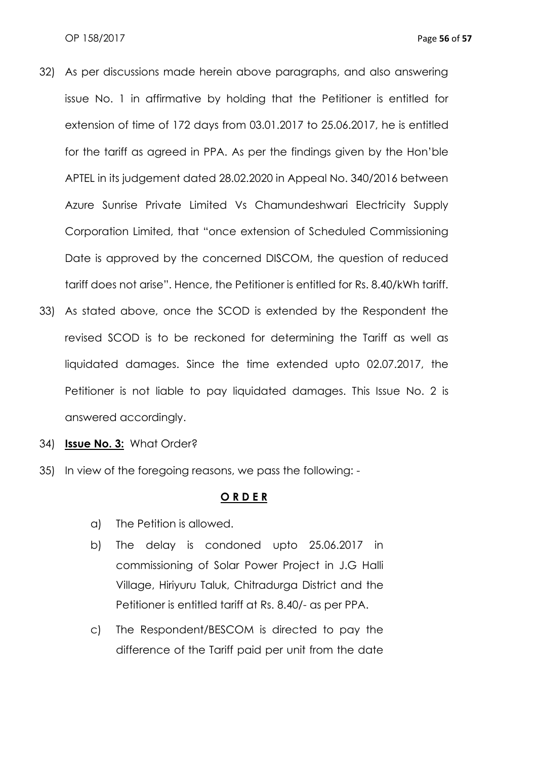32) As per discussions made herein above paragraphs, and also answering issue No. 1 in affirmative by holding that the Petitioner is entitled for extension of time of 172 days from 03.01.2017 to 25.06.2017, he is entitled for the tariff as agreed in PPA. As per the findings given by the Hon'ble APTEL in its judgement dated 28.02.2020 in Appeal No. 340/2016 between Azure Sunrise Private Limited Vs Chamundeshwari Electricity Supply Corporation Limited, that "once extension of Scheduled Commissioning Date is approved by the concerned DISCOM, the question of reduced tariff does not arise". Hence, the Petitioner is entitled for Rs. 8.40/kWh tariff.

33) As stated above, once the SCOD is extended by the Respondent the revised SCOD is to be reckoned for determining the Tariff as well as liquidated damages. Since the time extended upto 02.07.2017, the Petitioner is not liable to pay liquidated damages. This Issue No. 2 is answered accordingly.

34) **<u>Issue No. 3:</u>** What Order?

35) In view of the foregoing reasons, we pass the following: -

**<u>O R D E R</u>**

a) The Petition is allowed.

b) The delay is condoned upto 25.06.2017 in commissioning of Solar Power Project in J.G Halli Village, Hiriyuru Taluk, Chitradurga District and the Petitioner is entitled tariff at Rs. 8.40/- as per PPA.

c) The Respondent/BESCOM is directed to pay the difference of the Tariff paid per unit from the date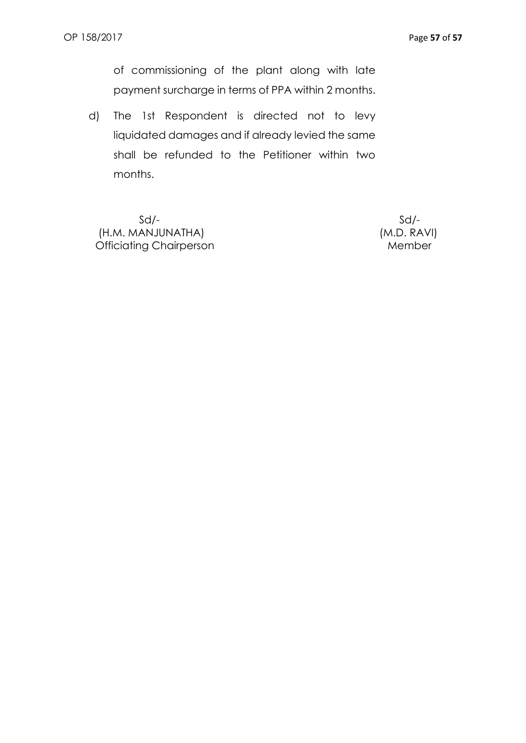of commissioning of the plant along with late payment surcharge in terms of PPA within 2 months.

d) The 1st Respondent is directed not to levy liquidated damages and if already levied the same shall be refunded to the Petitioner within two months.

| | |
|---|---|
| Sd/- | Sd/- |
| (H.M. MANJUNATHA) | (M.D. RAVI) |
| Officiating Chairperson | Member |